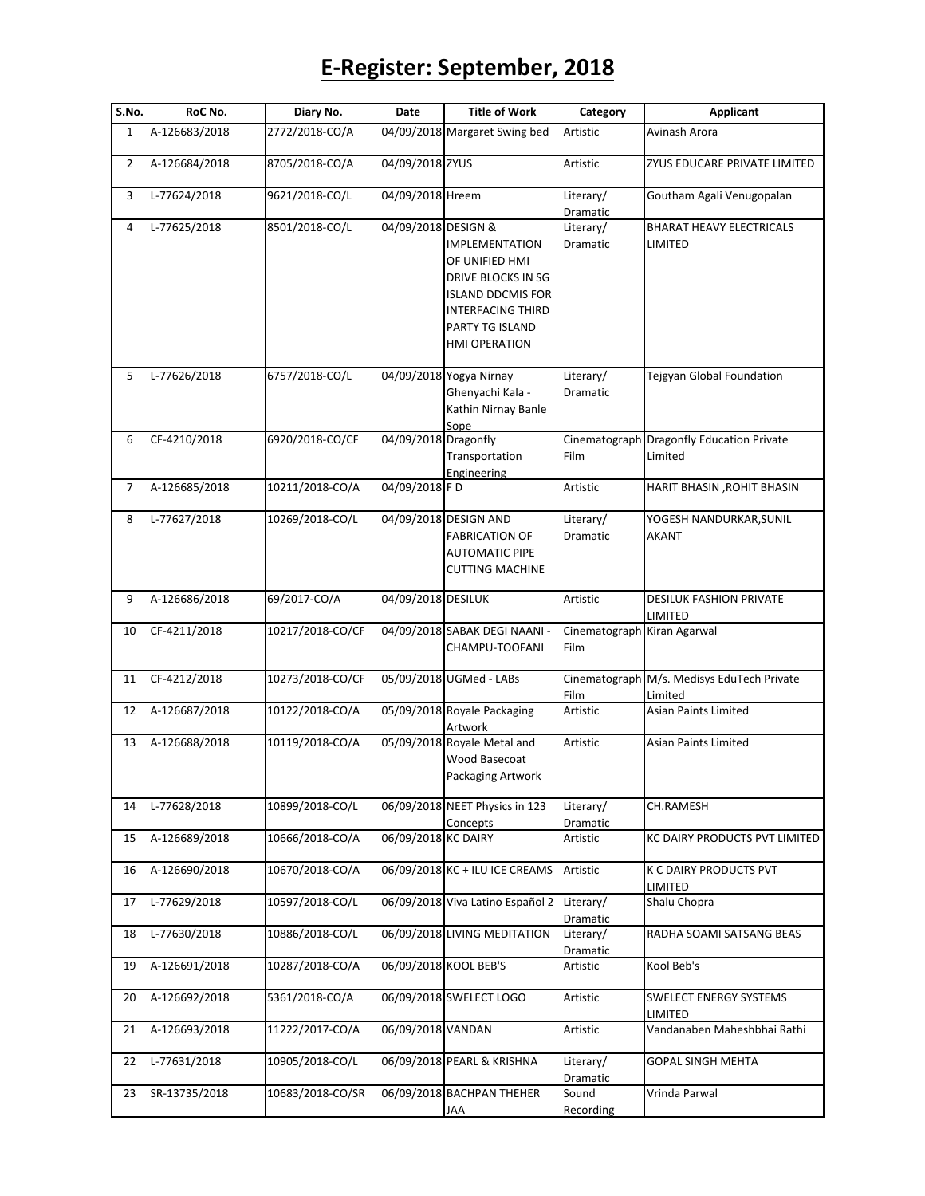# E-Register: September, 2018

| S.No. | RoC No. | Diary No. | Date | Title of Work | Category | Applicant |
|---|---|---|---|---|---|---|
| 1 | A-126683/2018 | 2772/2018-CO/A | 04/09/2018 | Margaret Swing bed | Artistic | Avinash Arora |
| 2 | A-126684/2018 | 8705/2018-CO/A | 04/09/2018 | ZYUS | Artistic | ZYUS EDUCARE PRIVATE LIMITED |
| 3 | L-77624/2018 | 9621/2018-CO/L | 04/09/2018 | Hreem | Literary/ Dramatic | Goutham Agali Venugopalan |
| 4 | L-77625/2018 | 8501/2018-CO/L | 04/09/2018 | DESIGN & IMPLEMENTATION OF UNIFIED HMI DRIVE BLOCKS IN SG ISLAND DDCMIS FOR INTERFACING THIRD PARTY TG ISLAND HMI OPERATION | Literary/ Dramatic | BHARAT HEAVY ELECTRICALS LIMITED |
| 5 | L-77626/2018 | 6757/2018-CO/L | 04/09/2018 | Yogya Nirnay Ghenyachi Kala - Kathin Nirnay Banle Sope | Literary/ Dramatic | Tejgyan Global Foundation |
| 6 | CF-4210/2018 | 6920/2018-CO/CF | 04/09/2018 | Dragonfly Transportation Engineering | Cinematograph Film | Dragonfly Education Private Limited |
| 7 | A-126685/2018 | 10211/2018-CO/A | 04/09/2018 | F D | Artistic | HARIT BHASIN ,ROHIT BHASIN |
| 8 | L-77627/2018 | 10269/2018-CO/L | 04/09/2018 | DESIGN AND FABRICATION OF AUTOMATIC PIPE CUTTING MACHINE | Literary/ Dramatic | YOGESH NANDURKAR,SUNIL AKANT |
| 9 | A-126686/2018 | 69/2017-CO/A | 04/09/2018 | DESILUK | Artistic | DESILUK FASHION PRIVATE LIMITED |
| 10 | CF-4211/2018 | 10217/2018-CO/CF | 04/09/2018 | SABAK DEGI NAANI - CHAMPU-TOOFANI | Cinematograph Film | Kiran Agarwal |
| 11 | CF-4212/2018 | 10273/2018-CO/CF | 05/09/2018 | UGMed - LABs | Cinematograph Film | M/s. Medisys EduTech Private Limited |
| 12 | A-126687/2018 | 10122/2018-CO/A | 05/09/2018 | Royale Packaging Artwork | Artistic | Asian Paints Limited |
| 13 | A-126688/2018 | 10119/2018-CO/A | 05/09/2018 | Royale Metal and Wood Basecoat Packaging Artwork | Artistic | Asian Paints Limited |
| 14 | L-77628/2018 | 10899/2018-CO/L | 06/09/2018 | NEET Physics in 123 Concepts | Literary/ Dramatic | CH.RAMESH |
| 15 | A-126689/2018 | 10666/2018-CO/A | 06/09/2018 | KC DAIRY | Artistic | KC DAIRY PRODUCTS PVT LIMITED |
| 16 | A-126690/2018 | 10670/2018-CO/A | 06/09/2018 | KC + ILU ICE CREAMS | Artistic | K C DAIRY PRODUCTS PVT LIMITED |
| 17 | L-77629/2018 | 10597/2018-CO/L | 06/09/2018 | Viva Latino Español 2 | Literary/ Dramatic | Shalu Chopra |
| 18 | L-77630/2018 | 10886/2018-CO/L | 06/09/2018 | LIVING MEDITATION | Literary/ Dramatic | RADHA SOAMI SATSANG BEAS |
| 19 | A-126691/2018 | 10287/2018-CO/A | 06/09/2018 | KOOL BEB'S | Artistic | Kool Beb's |
| 20 | A-126692/2018 | 5361/2018-CO/A | 06/09/2018 | SWELECT LOGO | Artistic | SWELECT ENERGY SYSTEMS LIMITED |
| 21 | A-126693/2018 | 11222/2017-CO/A | 06/09/2018 | VANDAN | Artistic | Vandanaben Maheshbhai Rathi |
| 22 | L-77631/2018 | 10905/2018-CO/L | 06/09/2018 | PEARL & KRISHNA | Literary/ Dramatic | GOPAL SINGH MEHTA |
| 23 | SR-13735/2018 | 10683/2018-CO/SR | 06/09/2018 | BACHPAN THEHER JAA | Sound Recording | Vrinda Parwal |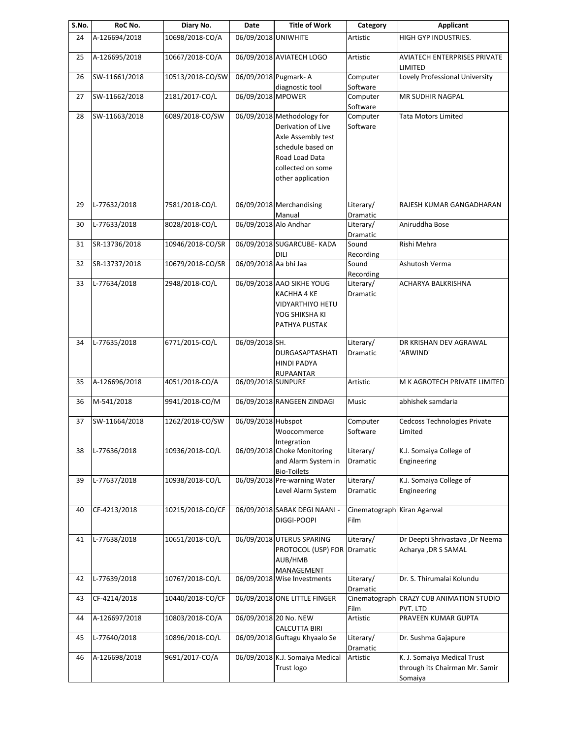| S.No. | RoC No. | Diary No. | Date | Title of Work | Category | Applicant |
|---|---|---|---|---|---|---|
| 24 | A-126694/2018 | 10698/2018-CO/A | 06/09/2018 | UNIWHITE | Artistic | HIGH GYP INDUSTRIES. |
| 25 | A-126695/2018 | 10667/2018-CO/A | 06/09/2018 | AVIATECH LOGO | Artistic | AVIATECH ENTERPRISES PRIVATE LIMITED |
| 26 | SW-11661/2018 | 10513/2018-CO/SW | 06/09/2018 | Pugmark- A diagnostic tool | Computer Software | Lovely Professional University |
| 27 | SW-11662/2018 | 2181/2017-CO/L | 06/09/2018 | MPOWER | Computer Software | MR SUDHIR NAGPAL |
| 28 | SW-11663/2018 | 6089/2018-CO/SW | 06/09/2018 | Methodology for Derivation of Live Axle Assembly test schedule based on Road Load Data collected on some other application | Computer Software | Tata Motors Limited |
| 29 | L-77632/2018 | 7581/2018-CO/L | 06/09/2018 | Merchandising Manual | Literary/ Dramatic | RAJESH KUMAR GANGADHARAN |
| 30 | L-77633/2018 | 8028/2018-CO/L | 06/09/2018 | Alo Andhar | Literary/ Dramatic | Aniruddha Bose |
| 31 | SR-13736/2018 | 10946/2018-CO/SR | 06/09/2018 | SUGARCUBE- KADA DILI | Sound Recording | Rishi Mehra |
| 32 | SR-13737/2018 | 10679/2018-CO/SR | 06/09/2018 | Aa bhi Jaa | Sound Recording | Ashutosh Verma |
| 33 | L-77634/2018 | 2948/2018-CO/L | 06/09/2018 | AAO SIKHE YOUG KACHHA 4 KE VIDYARTHIYO HETU YOG SHIKSHA KI PATHYA PUSTAK | Literary/ Dramatic | ACHARYA BALKRISHNA |
| 34 | L-77635/2018 | 6771/2015-CO/L | 06/09/2018 | SH. DURGASAPTASHATI HINDI PADYA RUPAANTAR | Literary/ Dramatic | DR KRISHAN DEV AGRAWAL 'ARWIND' |
| 35 | A-126696/2018 | 4051/2018-CO/A | 06/09/2018 | SUNPURE | Artistic | M K AGROTECH PRIVATE LIMITED |
| 36 | M-541/2018 | 9941/2018-CO/M | 06/09/2018 | RANGEEN ZINDAGI | Music | abhishek samdaria |
| 37 | SW-11664/2018 | 1262/2018-CO/SW | 06/09/2018 | Hubspot Woocommerce Integration | Computer Software | Cedcoss Technologies Private Limited |
| 38 | L-77636/2018 | 10936/2018-CO/L | 06/09/2018 | Choke Monitoring and Alarm System in Bio-Toilets | Literary/ Dramatic | K.J. Somaiya College of Engineering |
| 39 | L-77637/2018 | 10938/2018-CO/L | 06/09/2018 | Pre-warning Water Level Alarm System | Literary/ Dramatic | K.J. Somaiya College of Engineering |
| 40 | CF-4213/2018 | 10215/2018-CO/CF | 06/09/2018 | SABAK DEGI NAANI - DIGGI-POOPI | Cinematograph Film | Kiran Agarwal |
| 41 | L-77638/2018 | 10651/2018-CO/L | 06/09/2018 | UTERUS SPARING PROTOCOL (USP) FOR AUB/HMB MANAGEMENT | Literary/ Dramatic | Dr Deepti Shrivastava ,Dr Neema Acharya ,DR S SAMAL |
| 42 | L-77639/2018 | 10767/2018-CO/L | 06/09/2018 | Wise Investments | Literary/ Dramatic | Dr. S. Thirumalai Kolundu |
| 43 | CF-4214/2018 | 10440/2018-CO/CF | 06/09/2018 | ONE LITTLE FINGER | Cinematograph Film | CRAZY CUB ANIMATION STUDIO PVT. LTD |
| 44 | A-126697/2018 | 10803/2018-CO/A | 06/09/2018 | 20 No. NEW CALCUTTA BIRI | Artistic | PRAVEEN KUMAR GUPTA |
| 45 | L-77640/2018 | 10896/2018-CO/L | 06/09/2018 | Guftagu Khyaalo Se | Literary/ Dramatic | Dr. Sushma Gajapure |
| 46 | A-126698/2018 | 9691/2017-CO/A | 06/09/2018 | K.J. Somaiya Medical Trust logo | Artistic | K. J. Somaiya Medical Trust through its Chairman Mr. Samir Somaiya |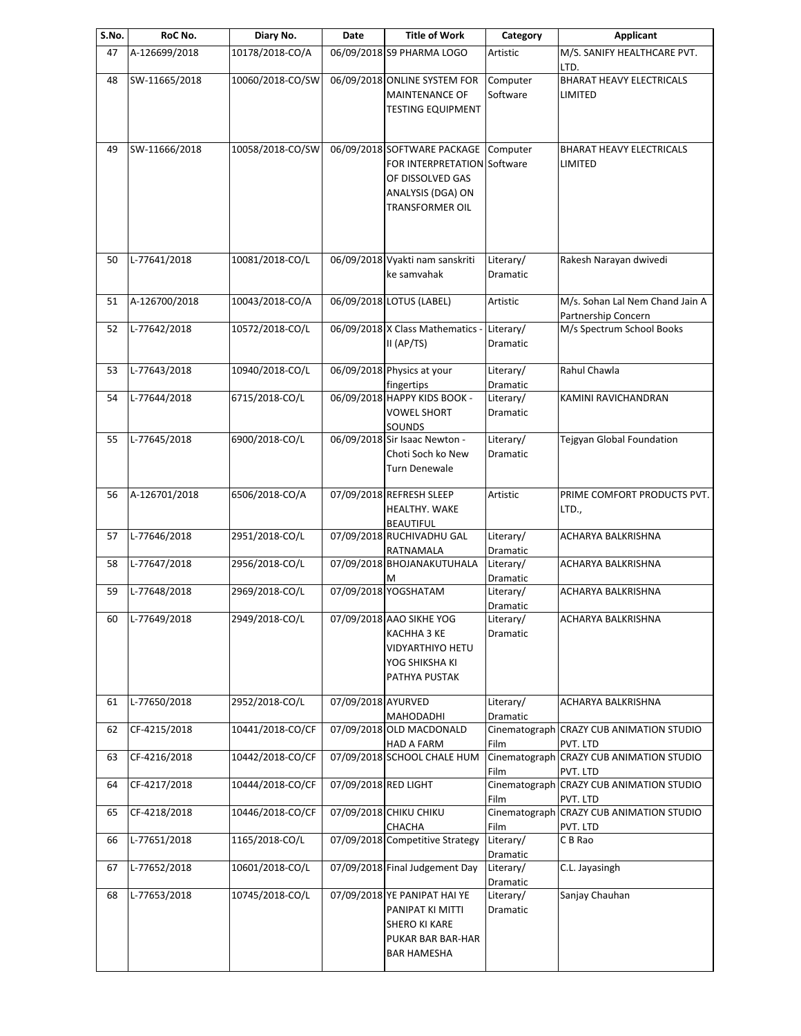| S.No. | RoC No. | Diary No. | Date | Title of Work | Category | Applicant |
|---|---|---|---|---|---|---|
| 47 | A-126699/2018 | 10178/2018-CO/A | 06/09/2018 | S9 PHARMA LOGO | Artistic | M/S. SANIFY HEALTHCARE PVT. LTD. |
| 48 | SW-11665/2018 | 10060/2018-CO/SW | 06/09/2018 | ONLINE SYSTEM FOR MAINTENANCE OF TESTING EQUIPMENT | Computer Software | BHARAT HEAVY ELECTRICALS LIMITED |
| 49 | SW-11666/2018 | 10058/2018-CO/SW | 06/09/2018 | SOFTWARE PACKAGE FOR INTERPRETATION OF DISSOLVED GAS ANALYSIS (DGA) ON TRANSFORMER OIL | Computer Software | BHARAT HEAVY ELECTRICALS LIMITED |
| 50 | L-77641/2018 | 10081/2018-CO/L | 06/09/2018 | Vyakti nam sanskriti ke samvahak | Literary/ Dramatic | Rakesh Narayan dwivedi |
| 51 | A-126700/2018 | 10043/2018-CO/A | 06/09/2018 | LOTUS (LABEL) | Artistic | M/s. Sohan Lal Nem Chand Jain A Partnership Concern |
| 52 | L-77642/2018 | 10572/2018-CO/L | 06/09/2018 | X Class Mathematics - II (AP/TS) | Literary/ Dramatic | M/s Spectrum School Books |
| 53 | L-77643/2018 | 10940/2018-CO/L | 06/09/2018 | Physics at your fingertips | Literary/ Dramatic | Rahul Chawla |
| 54 | L-77644/2018 | 6715/2018-CO/L | 06/09/2018 | HAPPY KIDS BOOK - VOWEL SHORT SOUNDS | Literary/ Dramatic | KAMINI RAVICHANDRAN |
| 55 | L-77645/2018 | 6900/2018-CO/L | 06/09/2018 | Sir Isaac Newton - Choti Soch ko New Turn Denewale | Literary/ Dramatic | Tejgyan Global Foundation |
| 56 | A-126701/2018 | 6506/2018-CO/A | 07/09/2018 | REFRESH SLEEP HEALTHY. WAKE BEAUTIFUL | Artistic | PRIME COMFORT PRODUCTS PVT. LTD., |
| 57 | L-77646/2018 | 2951/2018-CO/L | 07/09/2018 | RUCHIVADHU GAL RATNAMALA | Literary/ Dramatic | ACHARYA BALKRISHNA |
| 58 | L-77647/2018 | 2956/2018-CO/L | 07/09/2018 | BHOJANAKUTUHALA M | Literary/ Dramatic | ACHARYA BALKRISHNA |
| 59 | L-77648/2018 | 2969/2018-CO/L | 07/09/2018 | YOGSHATAM | Literary/ Dramatic | ACHARYA BALKRISHNA |
| 60 | L-77649/2018 | 2949/2018-CO/L | 07/09/2018 | AAO SIKHE YOG KACHHA 3 KE VIDYARTHIYO HETU YOG SHIKSHA KI PATHYA PUSTAK | Literary/ Dramatic | ACHARYA BALKRISHNA |
| 61 | L-77650/2018 | 2952/2018-CO/L | 07/09/2018 | AYURVED MAHODADHI | Literary/ Dramatic | ACHARYA BALKRISHNA |
| 62 | CF-4215/2018 | 10441/2018-CO/CF | 07/09/2018 | OLD MACDONALD HAD A FARM | Cinematograph Film | CRAZY CUB ANIMATION STUDIO PVT. LTD |
| 63 | CF-4216/2018 | 10442/2018-CO/CF | 07/09/2018 | SCHOOL CHALE HUM | Cinematograph Film | CRAZY CUB ANIMATION STUDIO PVT. LTD |
| 64 | CF-4217/2018 | 10444/2018-CO/CF | 07/09/2018 | RED LIGHT | Cinematograph Film | CRAZY CUB ANIMATION STUDIO PVT. LTD |
| 65 | CF-4218/2018 | 10446/2018-CO/CF | 07/09/2018 | CHIKU CHIKU CHACHA | Cinematograph Film | CRAZY CUB ANIMATION STUDIO PVT. LTD |
| 66 | L-77651/2018 | 1165/2018-CO/L | 07/09/2018 | Competitive Strategy | Literary/ Dramatic | C B Rao |
| 67 | L-77652/2018 | 10601/2018-CO/L | 07/09/2018 | Final Judgement Day | Literary/ Dramatic | C.L. Jayasingh |
| 68 | L-77653/2018 | 10745/2018-CO/L | 07/09/2018 | YE PANIPAT HAI YE PANIPAT KI MITTI SHERO KI KARE PUKAR BAR BAR-HAR BAR HAMESHA | Literary/ Dramatic | Sanjay Chauhan |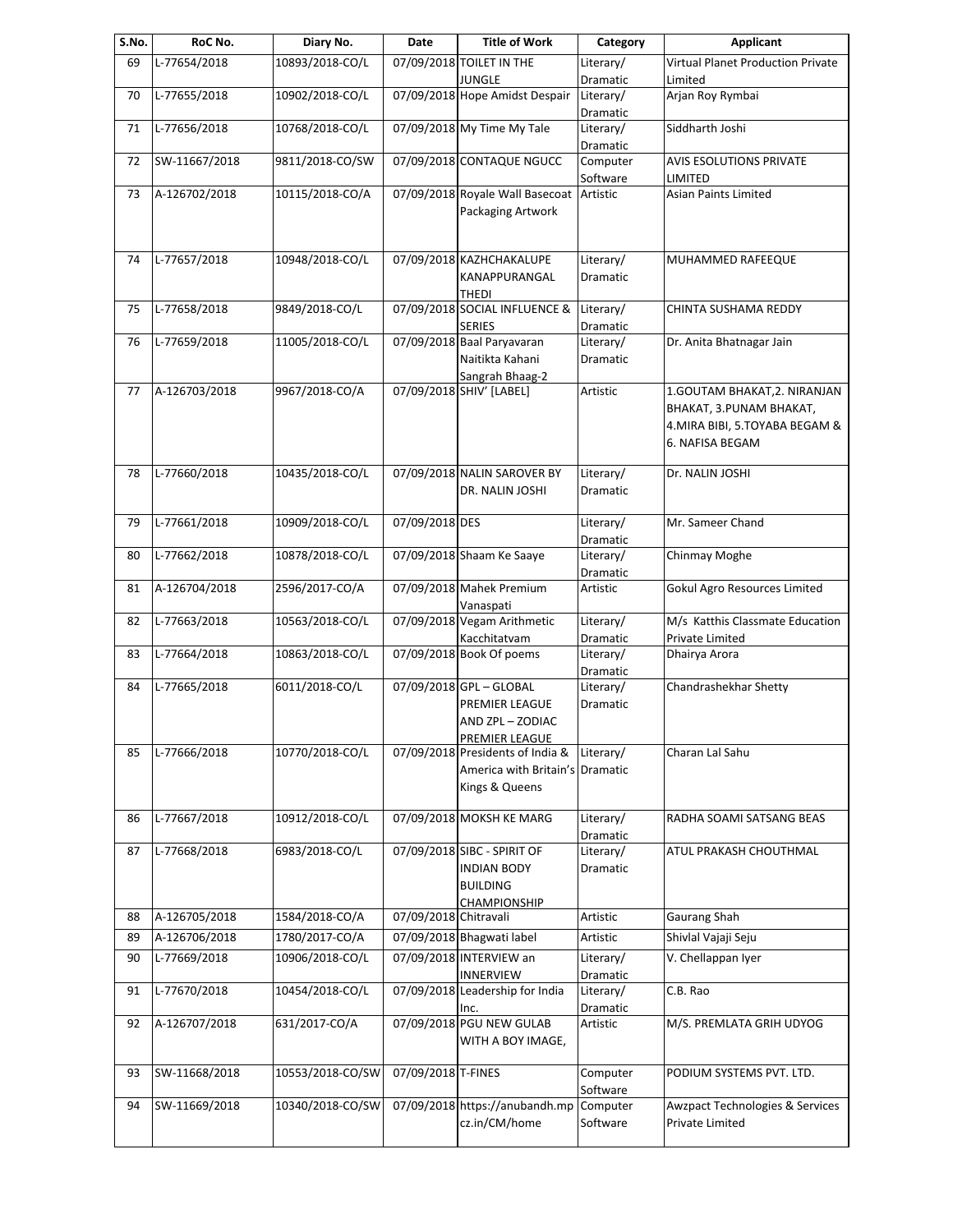| S.No. | RoC No. | Diary No. | Date | Title of Work | Category | Applicant |
|---|---|---|---|---|---|---|
| 69 | L-77654/2018 | 10893/2018-CO/L | 07/09/2018 | TOILET IN THE JUNGLE | Literary/ Dramatic | Virtual Planet Production Private Limited |
| 70 | L-77655/2018 | 10902/2018-CO/L | 07/09/2018 | Hope Amidst Despair | Literary/ Dramatic | Arjan Roy Rymbai |
| 71 | L-77656/2018 | 10768/2018-CO/L | 07/09/2018 | My Time My Tale | Literary/ Dramatic | Siddharth Joshi |
| 72 | SW-11667/2018 | 9811/2018-CO/SW | 07/09/2018 | CONTAQUE NGUCC | Computer Software | AVIS ESOLUTIONS PRIVATE LIMITED |
| 73 | A-126702/2018 | 10115/2018-CO/A | 07/09/2018 | Royale Wall Basecoat Packaging Artwork | Artistic | Asian Paints Limited |
| 74 | L-77657/2018 | 10948/2018-CO/L | 07/09/2018 | KAZHCHAKALUPE KANAPPURANGAL THEDI | Literary/ Dramatic | MUHAMMED RAFEEQUE |
| 75 | L-77658/2018 | 9849/2018-CO/L | 07/09/2018 | SOCIAL INFLUENCE & SERIES | Literary/ Dramatic | CHINTA SUSHAMA REDDY |
| 76 | L-77659/2018 | 11005/2018-CO/L | 07/09/2018 | Baal Paryavaran Naitikta Kahani Sangrah Bhaag-2 | Literary/ Dramatic | Dr. Anita Bhatnagar Jain |
| 77 | A-126703/2018 | 9967/2018-CO/A | 07/09/2018 | SHIV' [LABEL] | Artistic | 1.GOUTAM BHAKAT,2. NIRANJAN BHAKAT, 3.PUNAM BHAKAT, 4.MIRA BIBI, 5.TOYABA BEGAM & 6. NAFISA BEGAM |
| 78 | L-77660/2018 | 10435/2018-CO/L | 07/09/2018 | NALIN SAROVER BY DR. NALIN JOSHI | Literary/ Dramatic | Dr. NALIN JOSHI |
| 79 | L-77661/2018 | 10909/2018-CO/L | 07/09/2018 | DES | Literary/ Dramatic | Mr. Sameer Chand |
| 80 | L-77662/2018 | 10878/2018-CO/L | 07/09/2018 | Shaam Ke Saaye | Literary/ Dramatic | Chinmay Moghe |
| 81 | A-126704/2018 | 2596/2017-CO/A | 07/09/2018 | Mahek Premium Vanaspati | Artistic | Gokul Agro Resources Limited |
| 82 | L-77663/2018 | 10563/2018-CO/L | 07/09/2018 | Vegam Arithmetic Kacchitatvam | Literary/ Dramatic | M/s Katthis Classmate Education Private Limited |
| 83 | L-77664/2018 | 10863/2018-CO/L | 07/09/2018 | Book Of poems | Literary/ Dramatic | Dhairya Arora |
| 84 | L-77665/2018 | 6011/2018-CO/L | 07/09/2018 | GPL – GLOBAL PREMIER LEAGUE AND ZPL – ZODIAC PREMIER LEAGUE | Literary/ Dramatic | Chandrashekhar Shetty |
| 85 | L-77666/2018 | 10770/2018-CO/L | 07/09/2018 | Presidents of India & America with Britain's Kings & Queens | Literary/ Dramatic | Charan Lal Sahu |
| 86 | L-77667/2018 | 10912/2018-CO/L | 07/09/2018 | MOKSH KE MARG | Literary/ Dramatic | RADHA SOAMI SATSANG BEAS |
| 87 | L-77668/2018 | 6983/2018-CO/L | 07/09/2018 | SIBC - SPIRIT OF INDIAN BODY BUILDING CHAMPIONSHIP | Literary/ Dramatic | ATUL PRAKASH CHOUTHMAL |
| 88 | A-126705/2018 | 1584/2018-CO/A | 07/09/2018 | Chitravali | Artistic | Gaurang Shah |
| 89 | A-126706/2018 | 1780/2017-CO/A | 07/09/2018 | Bhagwati label | Artistic | Shivlal Vajaji Seju |
| 90 | L-77669/2018 | 10906/2018-CO/L | 07/09/2018 | INTERVIEW an INNERVIEW | Literary/ Dramatic | V. Chellappan Iyer |
| 91 | L-77670/2018 | 10454/2018-CO/L | 07/09/2018 | Leadership for India Inc. | Literary/ Dramatic | C.B. Rao |
| 92 | A-126707/2018 | 631/2017-CO/A | 07/09/2018 | PGU NEW GULAB WITH A BOY IMAGE, | Artistic | M/S. PREMLATA GRIH UDYOG |
| 93 | SW-11668/2018 | 10553/2018-CO/SW | 07/09/2018 | T-FINES | Computer Software | PODIUM SYSTEMS PVT. LTD. |
| 94 | SW-11669/2018 | 10340/2018-CO/SW | 07/09/2018 | https://anubandh.mpcz.in/CM/home | Computer Software | Awzpact Technologies & Services Private Limited |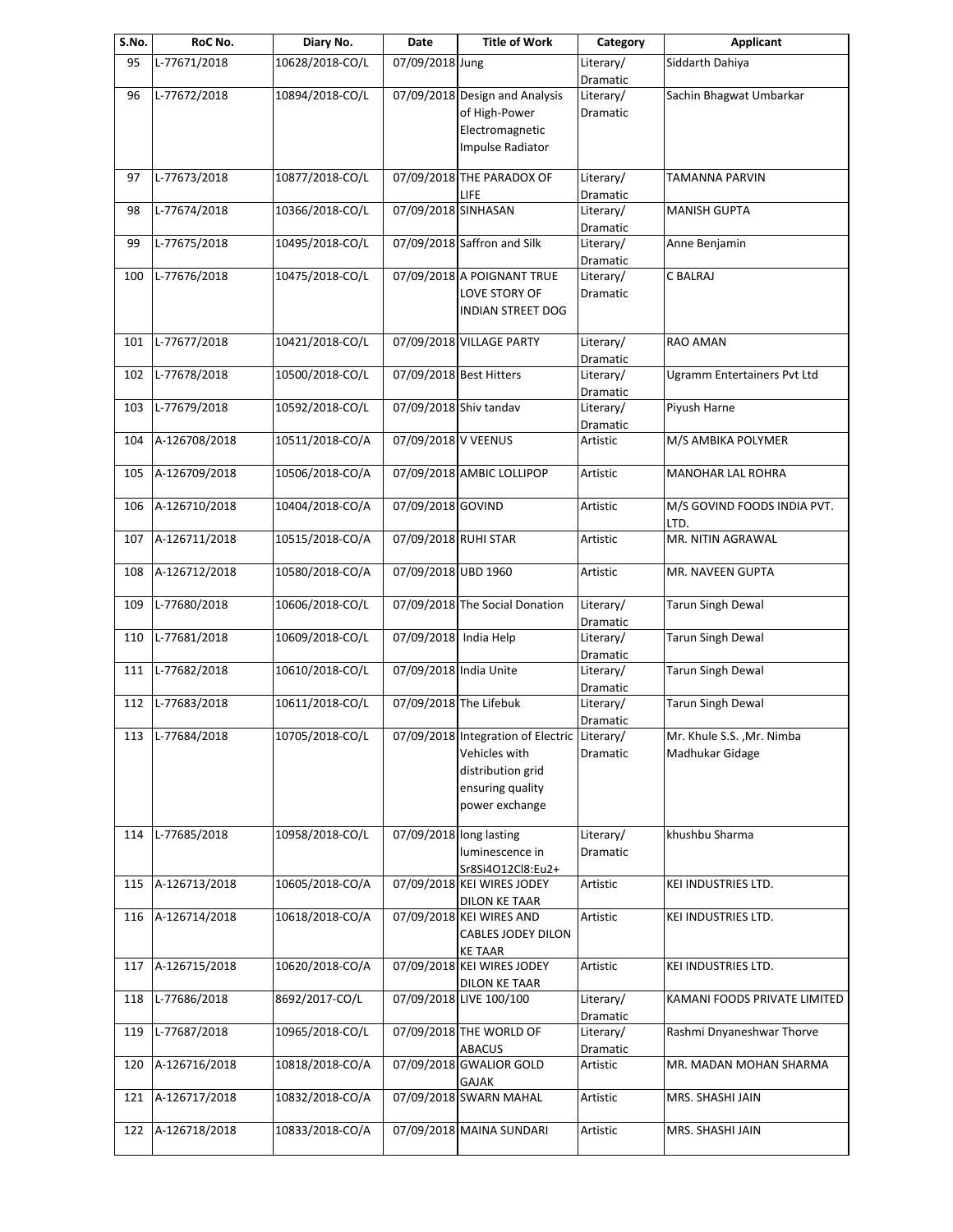| S.No. | RoC No. | Diary No. | Date | Title of Work | Category | Applicant |
|---|---|---|---|---|---|---|
| 95 | L-77671/2018 | 10628/2018-CO/L | 07/09/2018 | Jung | Literary/ Dramatic | Siddarth Dahiya |
| 96 | L-77672/2018 | 10894/2018-CO/L | 07/09/2018 | Design and Analysis of High-Power Electromagnetic Impulse Radiator | Literary/ Dramatic | Sachin Bhagwat Umbarkar |
| 97 | L-77673/2018 | 10877/2018-CO/L | 07/09/2018 | THE PARADOX OF LIFE | Literary/ Dramatic | TAMANNA PARVIN |
| 98 | L-77674/2018 | 10366/2018-CO/L | 07/09/2018 | SINHASAN | Literary/ Dramatic | MANISH GUPTA |
| 99 | L-77675/2018 | 10495/2018-CO/L | 07/09/2018 | Saffron and Silk | Literary/ Dramatic | Anne Benjamin |
| 100 | L-77676/2018 | 10475/2018-CO/L | 07/09/2018 | A POIGNANT TRUE LOVE STORY OF INDIAN STREET DOG | Literary/ Dramatic | C BALRAJ |
| 101 | L-77677/2018 | 10421/2018-CO/L | 07/09/2018 | VILLAGE PARTY | Literary/ Dramatic | RAO AMAN |
| 102 | L-77678/2018 | 10500/2018-CO/L | 07/09/2018 | Best Hitters | Literary/ Dramatic | Ugramm Entertainers Pvt Ltd |
| 103 | L-77679/2018 | 10592/2018-CO/L | 07/09/2018 | Shiv tandav | Literary/ Dramatic | Piyush Harne |
| 104 | A-126708/2018 | 10511/2018-CO/A | 07/09/2018 | V VEENUS | Artistic | M/S AMBIKA POLYMER |
| 105 | A-126709/2018 | 10506/2018-CO/A | 07/09/2018 | AMBIC LOLLIPOP | Artistic | MANOHAR LAL ROHRA |
| 106 | A-126710/2018 | 10404/2018-CO/A | 07/09/2018 | GOVIND | Artistic | M/S GOVIND FOODS INDIA PVT. LTD. |
| 107 | A-126711/2018 | 10515/2018-CO/A | 07/09/2018 | RUHI STAR | Artistic | MR. NITIN AGRAWAL |
| 108 | A-126712/2018 | 10580/2018-CO/A | 07/09/2018 | UBD 1960 | Artistic | MR. NAVEEN GUPTA |
| 109 | L-77680/2018 | 10606/2018-CO/L | 07/09/2018 | The Social Donation | Literary/ Dramatic | Tarun Singh Dewal |
| 110 | L-77681/2018 | 10609/2018-CO/L | 07/09/2018 | India Help | Literary/ Dramatic | Tarun Singh Dewal |
| 111 | L-77682/2018 | 10610/2018-CO/L | 07/09/2018 | India Unite | Literary/ Dramatic | Tarun Singh Dewal |
| 112 | L-77683/2018 | 10611/2018-CO/L | 07/09/2018 | The Lifebuk | Literary/ Dramatic | Tarun Singh Dewal |
| 113 | L-77684/2018 | 10705/2018-CO/L | 07/09/2018 | Integration of Electric Vehicles with distribution grid ensuring quality power exchange | Literary/ Dramatic | Mr. Khule S.S. ,Mr. Nimba Madhukar Gidage |
| 114 | L-77685/2018 | 10958/2018-CO/L | 07/09/2018 | long lasting luminescence in Sr8Si4O12Cl8:Eu2+ | Literary/ Dramatic | khushbu Sharma |
| 115 | A-126713/2018 | 10605/2018-CO/A | 07/09/2018 | KEI WIRES JODEY DILON KE TAAR | Artistic | KEI INDUSTRIES LTD. |
| 116 | A-126714/2018 | 10618/2018-CO/A | 07/09/2018 | KEI WIRES AND CABLES JODEY DILON KE TAAR | Artistic | KEI INDUSTRIES LTD. |
| 117 | A-126715/2018 | 10620/2018-CO/A | 07/09/2018 | KEI WIRES JODEY DILON KE TAAR | Artistic | KEI INDUSTRIES LTD. |
| 118 | L-77686/2018 | 8692/2017-CO/L | 07/09/2018 | LIVE 100/100 | Literary/ Dramatic | KAMANI FOODS PRIVATE LIMITED |
| 119 | L-77687/2018 | 10965/2018-CO/L | 07/09/2018 | THE WORLD OF ABACUS | Literary/ Dramatic | Rashmi Dnyaneshwar Thorve |
| 120 | A-126716/2018 | 10818/2018-CO/A | 07/09/2018 | GWALIOR GOLD GAJAK | Artistic | MR. MADAN MOHAN SHARMA |
| 121 | A-126717/2018 | 10832/2018-CO/A | 07/09/2018 | SWARN MAHAL | Artistic | MRS. SHASHI JAIN |
| 122 | A-126718/2018 | 10833/2018-CO/A | 07/09/2018 | MAINA SUNDARI | Artistic | MRS. SHASHI JAIN |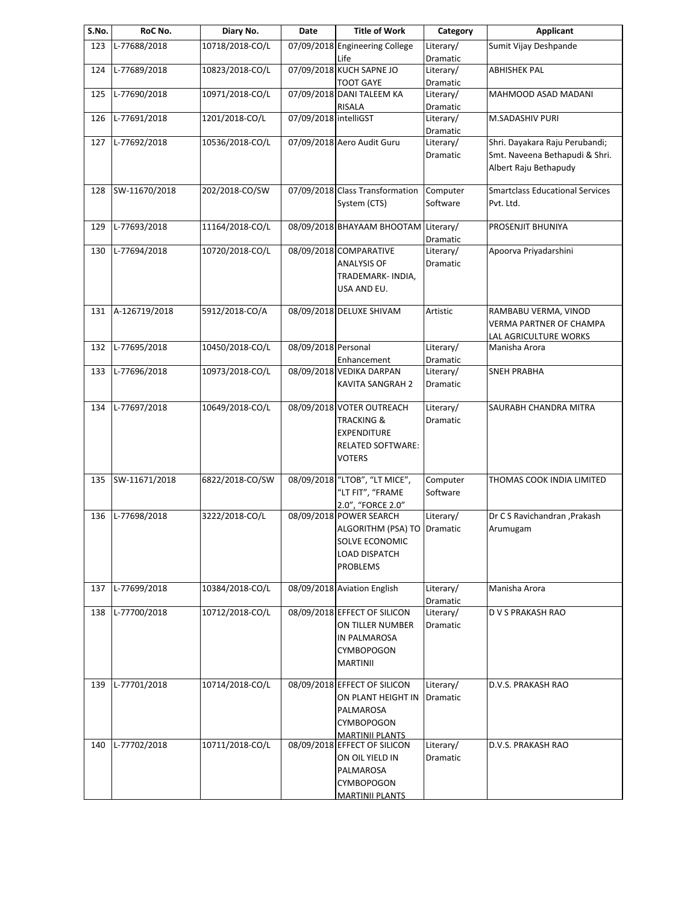| S.No. | RoC No. | Diary No. | Date | Title of Work | Category | Applicant |
|---|---|---|---|---|---|---|
| 123 | L-77688/2018 | 10718/2018-CO/L | 07/09/2018 | Engineering College Life | Literary/ Dramatic | Sumit Vijay Deshpande |
| 124 | L-77689/2018 | 10823/2018-CO/L | 07/09/2018 | KUCH SAPNE JO TOOT GAYE | Literary/ Dramatic | ABHISHEK PAL |
| 125 | L-77690/2018 | 10971/2018-CO/L | 07/09/2018 | DANI TALEEM KA RISALA | Literary/ Dramatic | MAHMOOD ASAD MADANI |
| 126 | L-77691/2018 | 1201/2018-CO/L | 07/09/2018 | intelliGST | Literary/ Dramatic | M.SADASHIV PURI |
| 127 | L-77692/2018 | 10536/2018-CO/L | 07/09/2018 | Aero Audit Guru | Literary/ Dramatic | Shri. Dayakara Raju Perubandi; Smt. Naveena Bethapudi & Shri. Albert Raju Bethapudy |
| 128 | SW-11670/2018 | 202/2018-CO/SW | 07/09/2018 | Class Transformation System (CTS) | Computer Software | Smartclass Educational Services Pvt. Ltd. |
| 129 | L-77693/2018 | 11164/2018-CO/L | 08/09/2018 | BHAYAAM BHOOTAM | Literary/ Dramatic | PROSENJIT BHUNIYA |
| 130 | L-77694/2018 | 10720/2018-CO/L | 08/09/2018 | COMPARATIVE ANALYSIS OF TRADEMARK- INDIA, USA AND EU. | Literary/ Dramatic | Apoorva Priyadarshini |
| 131 | A-126719/2018 | 5912/2018-CO/A | 08/09/2018 | DELUXE SHIVAM | Artistic | RAMBABU VERMA, VINOD VERMA PARTNER OF CHAMPA LAL AGRICULTURE WORKS |
| 132 | L-77695/2018 | 10450/2018-CO/L | 08/09/2018 | Personal Enhancement | Literary/ Dramatic | Manisha Arora |
| 133 | L-77696/2018 | 10973/2018-CO/L | 08/09/2018 | VEDIKA DARPAN KAVITA SANGRAH 2 | Literary/ Dramatic | SNEH PRABHA |
| 134 | L-77697/2018 | 10649/2018-CO/L | 08/09/2018 | VOTER OUTREACH TRACKING & EXPENDITURE RELATED SOFTWARE: VOTERS | Literary/ Dramatic | SAURABH CHANDRA MITRA |
| 135 | SW-11671/2018 | 6822/2018-CO/SW | 08/09/2018 | "LTOB", "LT MICE", "LT FIT", "FRAME 2.0", "FORCE 2.0" | Computer Software | THOMAS COOK INDIA LIMITED |
| 136 | L-77698/2018 | 3222/2018-CO/L | 08/09/2018 | POWER SEARCH ALGORITHM (PSA) TO SOLVE ECONOMIC LOAD DISPATCH PROBLEMS | Literary/ Dramatic | Dr C S Ravichandran ,Prakash Arumugam |
| 137 | L-77699/2018 | 10384/2018-CO/L | 08/09/2018 | Aviation English | Literary/ Dramatic | Manisha Arora |
| 138 | L-77700/2018 | 10712/2018-CO/L | 08/09/2018 | EFFECT OF SILICON ON TILLER NUMBER IN PALMAROSA CYMBOPOGON MARTINII | Literary/ Dramatic | D V S PRAKASH RAO |
| 139 | L-77701/2018 | 10714/2018-CO/L | 08/09/2018 | EFFECT OF SILICON ON PLANT HEIGHT IN PALMAROSA CYMBOPOGON MARTINII PLANTS | Literary/ Dramatic | D.V.S. PRAKASH RAO |
| 140 | L-77702/2018 | 10711/2018-CO/L | 08/09/2018 | EFFECT OF SILICON ON OIL YIELD IN PALMAROSA CYMBOPOGON MARTINII PLANTS | Literary/ Dramatic | D.V.S. PRAKASH RAO |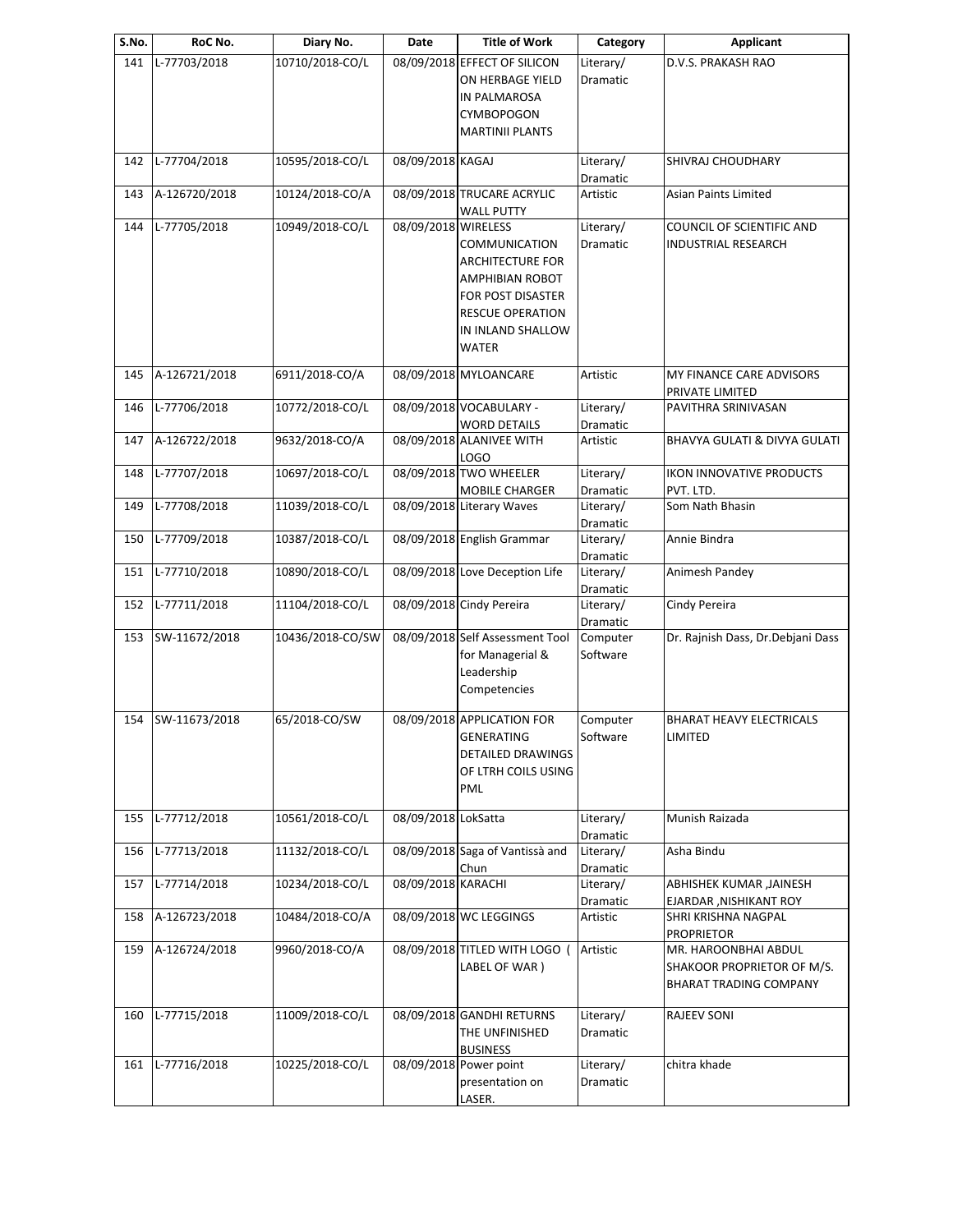| S.No. | RoC No. | Diary No. | Date | Title of Work | Category | Applicant |
| --- | --- | --- | --- | --- | --- | --- |
| 141 | L-77703/2018 | 10710/2018-CO/L | 08/09/2018 | EFFECT OF SILICON ON HERBAGE YIELD IN PALMAROSA CYMBOPOGON MARTINII PLANTS | Literary/ Dramatic | D.V.S. PRAKASH RAO |
| 142 | L-77704/2018 | 10595/2018-CO/L | 08/09/2018 | KAGAJ | Literary/ Dramatic | SHIVRAJ CHOUDHARY |
| 143 | A-126720/2018 | 10124/2018-CO/A | 08/09/2018 | TRUCARE ACRYLIC WALL PUTTY | Artistic | Asian Paints Limited |
| 144 | L-77705/2018 | 10949/2018-CO/L | 08/09/2018 | WIRELESS COMMUNICATION ARCHITECTURE FOR AMPHIBIAN ROBOT FOR POST DISASTER RESCUE OPERATION IN INLAND SHALLOW WATER | Literary/ Dramatic | COUNCIL OF SCIENTIFIC AND INDUSTRIAL RESEARCH |
| 145 | A-126721/2018 | 6911/2018-CO/A | 08/09/2018 | MYLOANCARE | Artistic | MY FINANCE CARE ADVISORS PRIVATE LIMITED |
| 146 | L-77706/2018 | 10772/2018-CO/L | 08/09/2018 | VOCABULARY - WORD DETAILS | Literary/ Dramatic | PAVITHRA SRINIVASAN |
| 147 | A-126722/2018 | 9632/2018-CO/A | 08/09/2018 | ALANIVEE WITH LOGO | Artistic | BHAVYA GULATI & DIVYA GULATI |
| 148 | L-77707/2018 | 10697/2018-CO/L | 08/09/2018 | TWO WHEELER MOBILE CHARGER | Literary/ Dramatic | IKON INNOVATIVE PRODUCTS PVT. LTD. |
| 149 | L-77708/2018 | 11039/2018-CO/L | 08/09/2018 | Literary Waves | Literary/ Dramatic | Som Nath Bhasin |
| 150 | L-77709/2018 | 10387/2018-CO/L | 08/09/2018 | English Grammar | Literary/ Dramatic | Annie Bindra |
| 151 | L-77710/2018 | 10890/2018-CO/L | 08/09/2018 | Love Deception Life | Literary/ Dramatic | Animesh Pandey |
| 152 | L-77711/2018 | 11104/2018-CO/L | 08/09/2018 | Cindy Pereira | Literary/ Dramatic | Cindy Pereira |
| 153 | SW-11672/2018 | 10436/2018-CO/SW | 08/09/2018 | Self Assessment Tool for Managerial & Leadership Competencies | Computer Software | Dr. Rajnish Dass, Dr.Debjani Dass |
| 154 | SW-11673/2018 | 65/2018-CO/SW | 08/09/2018 | APPLICATION FOR GENERATING DETAILED DRAWINGS OF LTRH COILS USING PML | Computer Software | BHARAT HEAVY ELECTRICALS LIMITED |
| 155 | L-77712/2018 | 10561/2018-CO/L | 08/09/2018 | LokSatta | Literary/ Dramatic | Munish Raizada |
| 156 | L-77713/2018 | 11132/2018-CO/L | 08/09/2018 | Saga of Vantissà and Chun | Literary/ Dramatic | Asha Bindu |
| 157 | L-77714/2018 | 10234/2018-CO/L | 08/09/2018 | KARACHI | Literary/ Dramatic | ABHISHEK KUMAR ,JAINESH EJARDAR ,NISHIKANT ROY |
| 158 | A-126723/2018 | 10484/2018-CO/A | 08/09/2018 | WC LEGGINGS | Artistic | SHRI KRISHNA NAGPAL PROPRIETOR |
| 159 | A-126724/2018 | 9960/2018-CO/A | 08/09/2018 | TITLED WITH LOGO ( LABEL OF WAR ) | Artistic | MR. HAROONBHAI ABDUL SHAKOOR PROPRIETOR OF M/S. BHARAT TRADING COMPANY |
| 160 | L-77715/2018 | 11009/2018-CO/L | 08/09/2018 | GANDHI RETURNS THE UNFINISHED BUSINESS | Literary/ Dramatic | RAJEEV SONI |
| 161 | L-77716/2018 | 10225/2018-CO/L | 08/09/2018 | Power point presentation on LASER. | Literary/ Dramatic | chitra khade |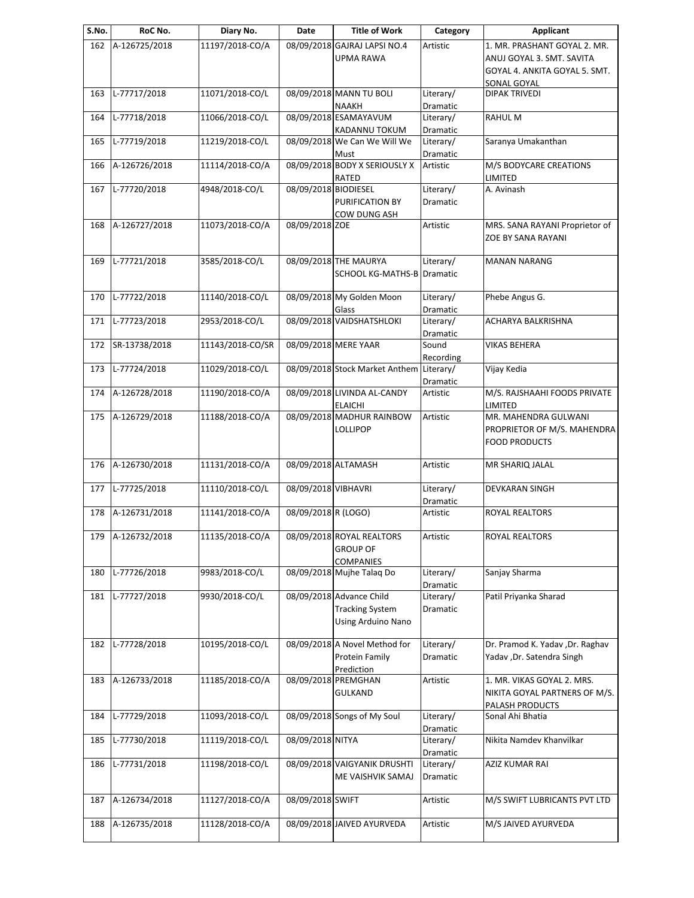| S.No. | RoC No. | Diary No. | Date | Title of Work | Category | Applicant |
|---|---|---|---|---|---|---|
| 162 | A-126725/2018 | 11197/2018-CO/A | 08/09/2018 | GAJRAJ LAPSI NO.4 UPMA RAWA | Artistic | 1. MR. PRASHANT GOYAL 2. MR. ANUJ GOYAL 3. SMT. SAVITA GOYAL 4. ANKITA GOYAL 5. SMT. SONAL GOYAL |
| 163 | L-77717/2018 | 11071/2018-CO/L | 08/09/2018 | MANN TU BOLI NAAKH | Literary/ Dramatic | DIPAK TRIVEDI |
| 164 | L-77718/2018 | 11066/2018-CO/L | 08/09/2018 | ESAMAYAVUM KADANNU TOKUM | Literary/ Dramatic | RAHUL M |
| 165 | L-77719/2018 | 11219/2018-CO/L | 08/09/2018 | We Can We Will We Must | Literary/ Dramatic | Saranya Umakanthan |
| 166 | A-126726/2018 | 11114/2018-CO/A | 08/09/2018 | BODY X SERIOUSLY X RATED | Artistic | M/S BODYCARE CREATIONS LIMITED |
| 167 | L-77720/2018 | 4948/2018-CO/L | 08/09/2018 | BIODIESEL PURIFICATION BY COW DUNG ASH | Literary/ Dramatic | A. Avinash |
| 168 | A-126727/2018 | 11073/2018-CO/A | 08/09/2018 | ZOE | Artistic | MRS. SANA RAYANI Proprietor of ZOE BY SANA RAYANI |
| 169 | L-77721/2018 | 3585/2018-CO/L | 08/09/2018 | THE MAURYA SCHOOL KG-MATHS-B | Literary/ Dramatic | MANAN NARANG |
| 170 | L-77722/2018 | 11140/2018-CO/L | 08/09/2018 | My Golden Moon Glass | Literary/ Dramatic | Phebe Angus G. |
| 171 | L-77723/2018 | 2953/2018-CO/L | 08/09/2018 | VAIDSHATSHLOKI | Literary/ Dramatic | ACHARYA BALKRISHNA |
| 172 | SR-13738/2018 | 11143/2018-CO/SR | 08/09/2018 | MERE YAAR | Sound Recording | VIKAS BEHERA |
| 173 | L-77724/2018 | 11029/2018-CO/L | 08/09/2018 | Stock Market Anthem | Literary/ Dramatic | Vijay Kedia |
| 174 | A-126728/2018 | 11190/2018-CO/A | 08/09/2018 | LIVINDA AL-CANDY ELAICHI | Artistic | M/S. RAJSHAAHI FOODS PRIVATE LIMITED |
| 175 | A-126729/2018 | 11188/2018-CO/A | 08/09/2018 | MADHUR RAINBOW LOLLIPOP | Artistic | MR. MAHENDRA GULWANI PROPRIETOR OF M/S. MAHENDRA FOOD PRODUCTS |
| 176 | A-126730/2018 | 11131/2018-CO/A | 08/09/2018 | ALTAMASH | Artistic | MR SHARIQ JALAL |
| 177 | L-77725/2018 | 11110/2018-CO/L | 08/09/2018 | VIBHAVRI | Literary/ Dramatic | DEVKARAN SINGH |
| 178 | A-126731/2018 | 11141/2018-CO/A | 08/09/2018 | R (LOGO) | Artistic | ROYAL REALTORS |
| 179 | A-126732/2018 | 11135/2018-CO/A | 08/09/2018 | ROYAL REALTORS GROUP OF COMPANIES | Artistic | ROYAL REALTORS |
| 180 | L-77726/2018 | 9983/2018-CO/L | 08/09/2018 | Mujhe Talaq Do | Literary/ Dramatic | Sanjay Sharma |
| 181 | L-77727/2018 | 9930/2018-CO/L | 08/09/2018 | Advance Child Tracking System Using Arduino Nano | Literary/ Dramatic | Patil Priyanka Sharad |
| 182 | L-77728/2018 | 10195/2018-CO/L | 08/09/2018 | A Novel Method for Protein Family Prediction | Literary/ Dramatic | Dr. Pramod K. Yadav ,Dr. Raghav Yadav ,Dr. Satendra Singh |
| 183 | A-126733/2018 | 11185/2018-CO/A | 08/09/2018 | PREMGHAN GULKAND | Artistic | 1. MR. VIKAS GOYAL 2. MRS. NIKITA GOYAL PARTNERS OF M/S. PALASH PRODUCTS |
| 184 | L-77729/2018 | 11093/2018-CO/L | 08/09/2018 | Songs of My Soul | Literary/ Dramatic | Sonal Ahi Bhatia |
| 185 | L-77730/2018 | 11119/2018-CO/L | 08/09/2018 | NITYA | Literary/ Dramatic | Nikita Namdev Khanvilkar |
| 186 | L-77731/2018 | 11198/2018-CO/L | 08/09/2018 | VAIGYANIK DRUSHTI ME VAISHVIK SAMAJ | Literary/ Dramatic | AZIZ KUMAR RAI |
| 187 | A-126734/2018 | 11127/2018-CO/A | 08/09/2018 | SWIFT | Artistic | M/S SWIFT LUBRICANTS PVT LTD |
| 188 | A-126735/2018 | 11128/2018-CO/A | 08/09/2018 | JAIVED AYURVEDA | Artistic | M/S JAIVED AYURVEDA |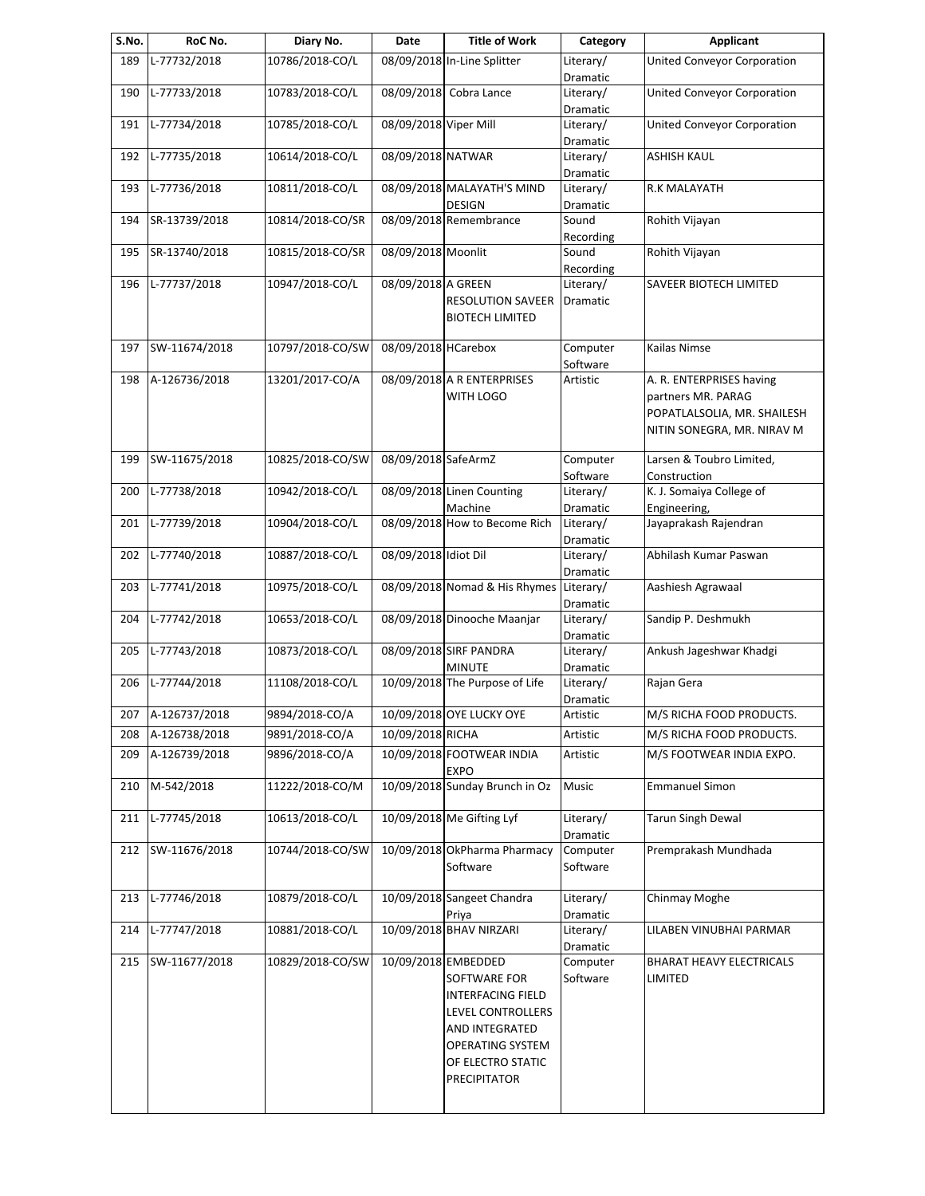| S.No. | RoC No. | Diary No. | Date | Title of Work | Category | Applicant |
|---|---|---|---|---|---|---|
| 189 | L-77732/2018 | 10786/2018-CO/L | 08/09/2018 | In-Line Splitter | Literary/ Dramatic | United Conveyor Corporation |
| 190 | L-77733/2018 | 10783/2018-CO/L | 08/09/2018 | Cobra Lance | Literary/ Dramatic | United Conveyor Corporation |
| 191 | L-77734/2018 | 10785/2018-CO/L | 08/09/2018 | Viper Mill | Literary/ Dramatic | United Conveyor Corporation |
| 192 | L-77735/2018 | 10614/2018-CO/L | 08/09/2018 | NATWAR | Literary/ Dramatic | ASHISH KAUL |
| 193 | L-77736/2018 | 10811/2018-CO/L | 08/09/2018 | MALAYATH'S MIND DESIGN | Literary/ Dramatic | R.K MALAYATH |
| 194 | SR-13739/2018 | 10814/2018-CO/SR | 08/09/2018 | Remembrance | Sound Recording | Rohith Vijayan |
| 195 | SR-13740/2018 | 10815/2018-CO/SR | 08/09/2018 | Moonlit | Sound Recording | Rohith Vijayan |
| 196 | L-77737/2018 | 10947/2018-CO/L | 08/09/2018 | A GREEN RESOLUTION SAVEER BIOTECH LIMITED | Literary/ Dramatic | SAVEER BIOTECH LIMITED |
| 197 | SW-11674/2018 | 10797/2018-CO/SW | 08/09/2018 | HCarebox | Computer Software | Kailas Nimse |
| 198 | A-126736/2018 | 13201/2017-CO/A | 08/09/2018 | A R ENTERPRISES WITH LOGO | Artistic | A. R. ENTERPRISES having partners MR. PARAG POPATLALSOLIA, MR. SHAILESH NITIN SONEGRA, MR. NIRAV M |
| 199 | SW-11675/2018 | 10825/2018-CO/SW | 08/09/2018 | SafeArmZ | Computer Software | Larsen & Toubro Limited, Construction |
| 200 | L-77738/2018 | 10942/2018-CO/L | 08/09/2018 | Linen Counting Machine | Literary/ Dramatic | K. J. Somaiya College of Engineering, |
| 201 | L-77739/2018 | 10904/2018-CO/L | 08/09/2018 | How to Become Rich | Literary/ Dramatic | Jayaprakash Rajendran |
| 202 | L-77740/2018 | 10887/2018-CO/L | 08/09/2018 | Idiot Dil | Literary/ Dramatic | Abhilash Kumar Paswan |
| 203 | L-77741/2018 | 10975/2018-CO/L | 08/09/2018 | Nomad & His Rhymes | Literary/ Dramatic | Aashiesh Agrawaal |
| 204 | L-77742/2018 | 10653/2018-CO/L | 08/09/2018 | Dinooche Maanjar | Literary/ Dramatic | Sandip P. Deshmukh |
| 205 | L-77743/2018 | 10873/2018-CO/L | 08/09/2018 | SIRF PANDRA MINUTE | Literary/ Dramatic | Ankush Jageshwar Khadgi |
| 206 | L-77744/2018 | 11108/2018-CO/L | 10/09/2018 | The Purpose of Life | Literary/ Dramatic | Rajan Gera |
| 207 | A-126737/2018 | 9894/2018-CO/A | 10/09/2018 | OYE LUCKY OYE | Artistic | M/S RICHA FOOD PRODUCTS. |
| 208 | A-126738/2018 | 9891/2018-CO/A | 10/09/2018 | RICHA | Artistic | M/S RICHA FOOD PRODUCTS. |
| 209 | A-126739/2018 | 9896/2018-CO/A | 10/09/2018 | FOOTWEAR INDIA EXPO | Artistic | M/S FOOTWEAR INDIA EXPO. |
| 210 | M-542/2018 | 11222/2018-CO/M | 10/09/2018 | Sunday Brunch in Oz | Music | Emmanuel Simon |
| 211 | L-77745/2018 | 10613/2018-CO/L | 10/09/2018 | Me Gifting Lyf | Literary/ Dramatic | Tarun Singh Dewal |
| 212 | SW-11676/2018 | 10744/2018-CO/SW | 10/09/2018 | OkPharma Pharmacy Software | Computer Software | Premprakash Mundhada |
| 213 | L-77746/2018 | 10879/2018-CO/L | 10/09/2018 | Sangeet Chandra Priya | Literary/ Dramatic | Chinmay Moghe |
| 214 | L-77747/2018 | 10881/2018-CO/L | 10/09/2018 | BHAV NIRZARI | Literary/ Dramatic | LILABEN VINUBHAI PARMAR |
| 215 | SW-11677/2018 | 10829/2018-CO/SW | 10/09/2018 | EMBEDDED SOFTWARE FOR INTERFACING FIELD LEVEL CONTROLLERS AND INTEGRATED OPERATING SYSTEM OF ELECTRO STATIC PRECIPITATOR | Computer Software | BHARAT HEAVY ELECTRICALS LIMITED |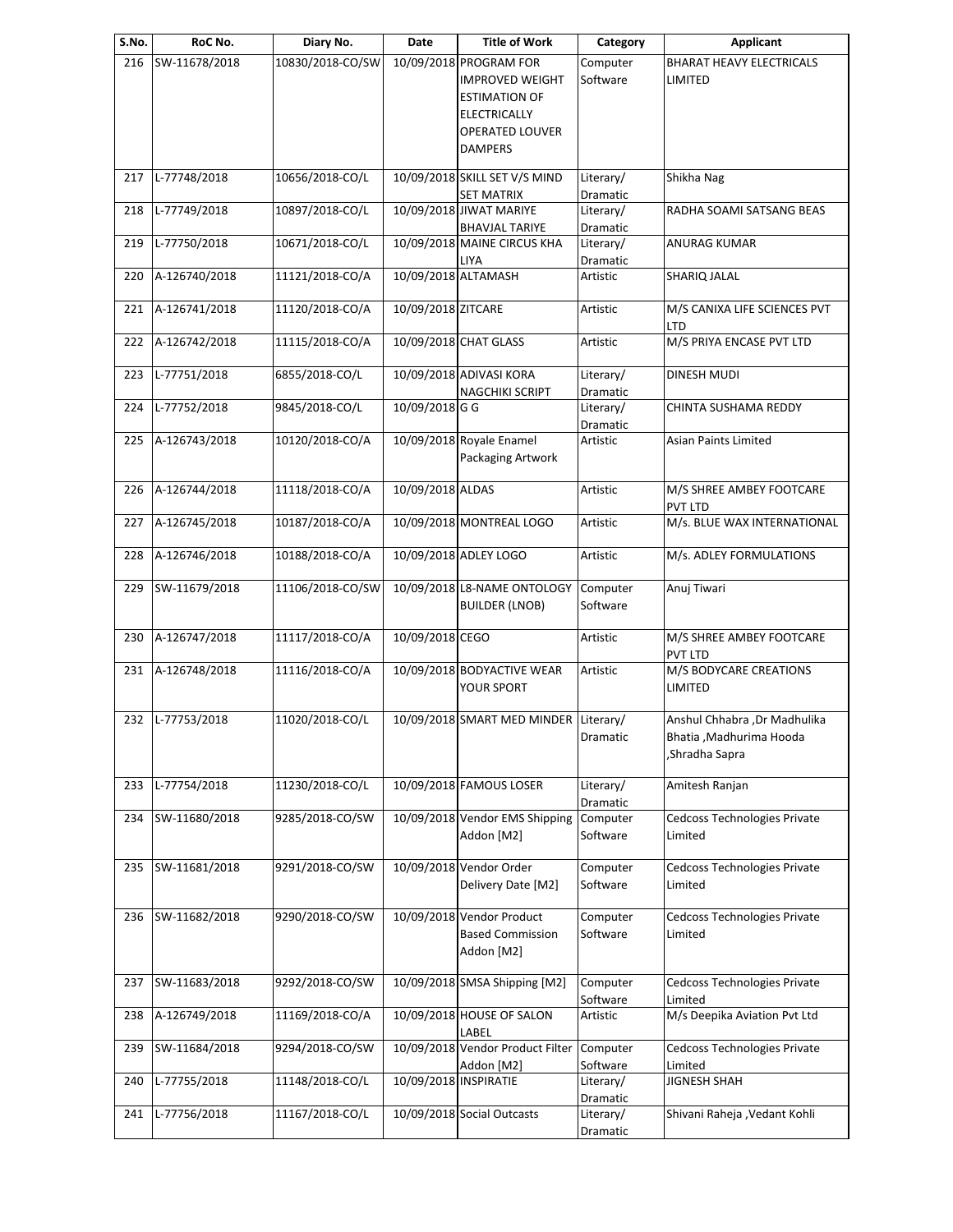| S.No. | RoC No. | Diary No. | Date | Title of Work | Category | Applicant |
|---|---|---|---|---|---|---|
| 216 | SW-11678/2018 | 10830/2018-CO/SW | 10/09/2018 | PROGRAM FOR IMPROVED WEIGHT ESTIMATION OF ELECTRICALLY OPERATED LOUVER DAMPERS | Computer Software | BHARAT HEAVY ELECTRICALS LIMITED |
| 217 | L-77748/2018 | 10656/2018-CO/L | 10/09/2018 | SKILL SET V/S MIND SET MATRIX | Literary/ Dramatic | Shikha Nag |
| 218 | L-77749/2018 | 10897/2018-CO/L | 10/09/2018 | JIWAT MARIYE BHAVJAL TARIYE | Literary/ Dramatic | RADHA SOAMI SATSANG BEAS |
| 219 | L-77750/2018 | 10671/2018-CO/L | 10/09/2018 | MAINE CIRCUS KHA LIYA | Literary/ Dramatic | ANURAG KUMAR |
| 220 | A-126740/2018 | 11121/2018-CO/A | 10/09/2018 | ALTAMASH | Artistic | SHARIQ JALAL |
| 221 | A-126741/2018 | 11120/2018-CO/A | 10/09/2018 | ZITCARE | Artistic | M/S CANIXA LIFE SCIENCES PVT LTD |
| 222 | A-126742/2018 | 11115/2018-CO/A | 10/09/2018 | CHAT GLASS | Artistic | M/S PRIYA ENCASE PVT LTD |
| 223 | L-77751/2018 | 6855/2018-CO/L | 10/09/2018 | ADIVASI KORA NAGCHIKI SCRIPT | Literary/ Dramatic | DINESH MUDI |
| 224 | L-77752/2018 | 9845/2018-CO/L | 10/09/2018 | G G | Literary/ Dramatic | CHINTA SUSHAMA REDDY |
| 225 | A-126743/2018 | 10120/2018-CO/A | 10/09/2018 | Royale Enamel Packaging Artwork | Artistic | Asian Paints Limited |
| 226 | A-126744/2018 | 11118/2018-CO/A | 10/09/2018 | ALDAS | Artistic | M/S SHREE AMBEY FOOTCARE PVT LTD |
| 227 | A-126745/2018 | 10187/2018-CO/A | 10/09/2018 | MONTREAL LOGO | Artistic | M/s. BLUE WAX INTERNATIONAL |
| 228 | A-126746/2018 | 10188/2018-CO/A | 10/09/2018 | ADLEY LOGO | Artistic | M/s. ADLEY FORMULATIONS |
| 229 | SW-11679/2018 | 11106/2018-CO/SW | 10/09/2018 | L8-NAME ONTOLOGY BUILDER (LNOB) | Computer Software | Anuj Tiwari |
| 230 | A-126747/2018 | 11117/2018-CO/A | 10/09/2018 | CEGO | Artistic | M/S SHREE AMBEY FOOTCARE PVT LTD |
| 231 | A-126748/2018 | 11116/2018-CO/A | 10/09/2018 | BODYACTIVE WEAR YOUR SPORT | Artistic | M/S BODYCARE CREATIONS LIMITED |
| 232 | L-77753/2018 | 11020/2018-CO/L | 10/09/2018 | SMART MED MINDER | Literary/ Dramatic | Anshul Chhabra ,Dr Madhulika Bhatia ,Madhurima Hooda ,Shradha Sapra |
| 233 | L-77754/2018 | 11230/2018-CO/L | 10/09/2018 | FAMOUS LOSER | Literary/ Dramatic | Amitesh Ranjan |
| 234 | SW-11680/2018 | 9285/2018-CO/SW | 10/09/2018 | Vendor EMS Shipping Addon [M2] | Computer Software | Cedcoss Technologies Private Limited |
| 235 | SW-11681/2018 | 9291/2018-CO/SW | 10/09/2018 | Vendor Order Delivery Date [M2] | Computer Software | Cedcoss Technologies Private Limited |
| 236 | SW-11682/2018 | 9290/2018-CO/SW | 10/09/2018 | Vendor Product Based Commission Addon [M2] | Computer Software | Cedcoss Technologies Private Limited |
| 237 | SW-11683/2018 | 9292/2018-CO/SW | 10/09/2018 | SMSA Shipping [M2] | Computer Software | Cedcoss Technologies Private Limited |
| 238 | A-126749/2018 | 11169/2018-CO/A | 10/09/2018 | HOUSE OF SALON LABEL | Artistic | M/s Deepika Aviation Pvt Ltd |
| 239 | SW-11684/2018 | 9294/2018-CO/SW | 10/09/2018 | Vendor Product Filter Addon [M2] | Computer Software | Cedcoss Technologies Private Limited |
| 240 | L-77755/2018 | 11148/2018-CO/L | 10/09/2018 | INSPIRATIE | Literary/ Dramatic | JIGNESH SHAH |
| 241 | L-77756/2018 | 11167/2018-CO/L | 10/09/2018 | Social Outcasts | Literary/ Dramatic | Shivani Raheja ,Vedant Kohli |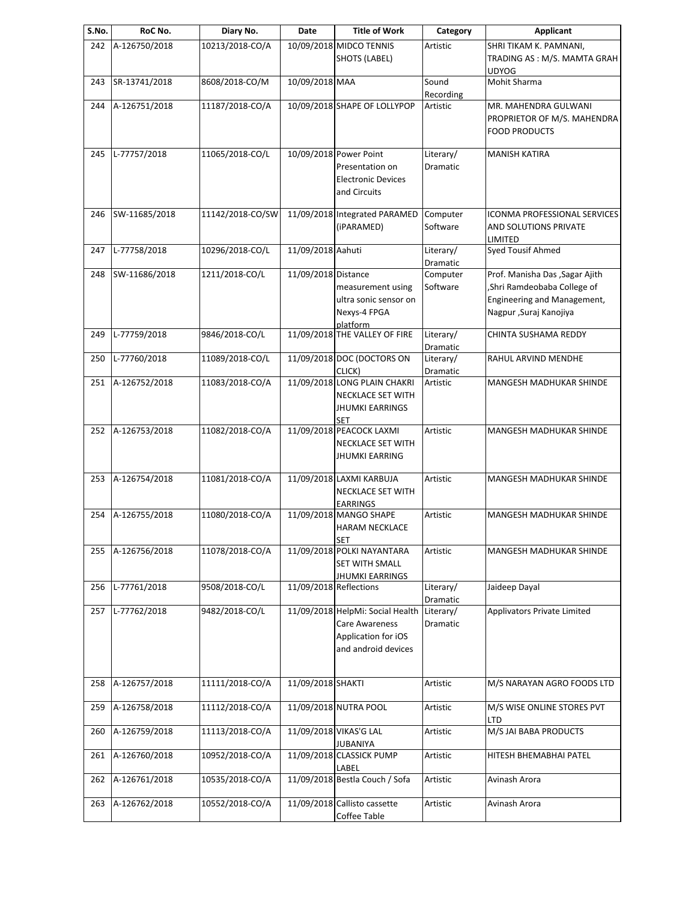| S.No. | RoC No. | Diary No. | Date | Title of Work | Category | Applicant |
|---|---|---|---|---|---|---|
| 242 | A-126750/2018 | 10213/2018-CO/A | 10/09/2018 | MIDCO TENNIS SHOTS (LABEL) | Artistic | SHRI TIKAM K. PAMNANI, TRADING AS : M/S. MAMTA GRAH UDYOG |
| 243 | SR-13741/2018 | 8608/2018-CO/M | 10/09/2018 | MAA | Sound Recording | Mohit Sharma |
| 244 | A-126751/2018 | 11187/2018-CO/A | 10/09/2018 | SHAPE OF LOLLYPOP | Artistic | MR. MAHENDRA GULWANI PROPRIETOR OF M/S. MAHENDRA FOOD PRODUCTS |
| 245 | L-77757/2018 | 11065/2018-CO/L | 10/09/2018 | Power Point Presentation on Electronic Devices and Circuits | Literary/ Dramatic | MANISH KATIRA |
| 246 | SW-11685/2018 | 11142/2018-CO/SW | 11/09/2018 | Integrated PARAMED (iPARAMED) | Computer Software | ICONMA PROFESSIONAL SERVICES AND SOLUTIONS PRIVATE LIMITED |
| 247 | L-77758/2018 | 10296/2018-CO/L | 11/09/2018 | Aahuti | Literary/ Dramatic | Syed Tousif Ahmed |
| 248 | SW-11686/2018 | 1211/2018-CO/L | 11/09/2018 | Distance measurement using ultra sonic sensor on Nexys-4 FPGA platform | Computer Software | Prof. Manisha Das ,Sagar Ajith ,Shri Ramdeobaba College of Engineering and Management, Nagpur ,Suraj Kanojiya |
| 249 | L-77759/2018 | 9846/2018-CO/L | 11/09/2018 | THE VALLEY OF FIRE | Literary/ Dramatic | CHINTA SUSHAMA REDDY |
| 250 | L-77760/2018 | 11089/2018-CO/L | 11/09/2018 | DOC (DOCTORS ON CLICK) | Literary/ Dramatic | RAHUL ARVIND MENDHE |
| 251 | A-126752/2018 | 11083/2018-CO/A | 11/09/2018 | LONG PLAIN CHAKRI NECKLACE SET WITH JHUMKI EARRINGS SET | Artistic | MANGESH MADHUKAR SHINDE |
| 252 | A-126753/2018 | 11082/2018-CO/A | 11/09/2018 | PEACOCK LAXMI NECKLACE SET WITH JHUMKI EARRING | Artistic | MANGESH MADHUKAR SHINDE |
| 253 | A-126754/2018 | 11081/2018-CO/A | 11/09/2018 | LAXMI KARBUJA NECKLACE SET WITH EARRINGS | Artistic | MANGESH MADHUKAR SHINDE |
| 254 | A-126755/2018 | 11080/2018-CO/A | 11/09/2018 | MANGO SHAPE HARAM NECKLACE SET | Artistic | MANGESH MADHUKAR SHINDE |
| 255 | A-126756/2018 | 11078/2018-CO/A | 11/09/2018 | POLKI NAYANTARA SET WITH SMALL JHUMKI EARRINGS | Artistic | MANGESH MADHUKAR SHINDE |
| 256 | L-77761/2018 | 9508/2018-CO/L | 11/09/2018 | Reflections | Literary/ Dramatic | Jaideep Dayal |
| 257 | L-77762/2018 | 9482/2018-CO/L | 11/09/2018 | HelpMi: Social Health Care Awareness Application for iOS and android devices | Literary/ Dramatic | Applivators Private Limited |
| 258 | A-126757/2018 | 11111/2018-CO/A | 11/09/2018 | SHAKTI | Artistic | M/S NARAYAN AGRO FOODS LTD |
| 259 | A-126758/2018 | 11112/2018-CO/A | 11/09/2018 | NUTRA POOL | Artistic | M/S WISE ONLINE STORES PVT LTD |
| 260 | A-126759/2018 | 11113/2018-CO/A | 11/09/2018 | VIKAS'G LAL JUBANIYA | Artistic | M/S JAI BABA PRODUCTS |
| 261 | A-126760/2018 | 10952/2018-CO/A | 11/09/2018 | CLASSICK PUMP LABEL | Artistic | HITESH BHEMABHAI PATEL |
| 262 | A-126761/2018 | 10535/2018-CO/A | 11/09/2018 | Bestla Couch / Sofa | Artistic | Avinash Arora |
| 263 | A-126762/2018 | 10552/2018-CO/A | 11/09/2018 | Callisto cassette Coffee Table | Artistic | Avinash Arora |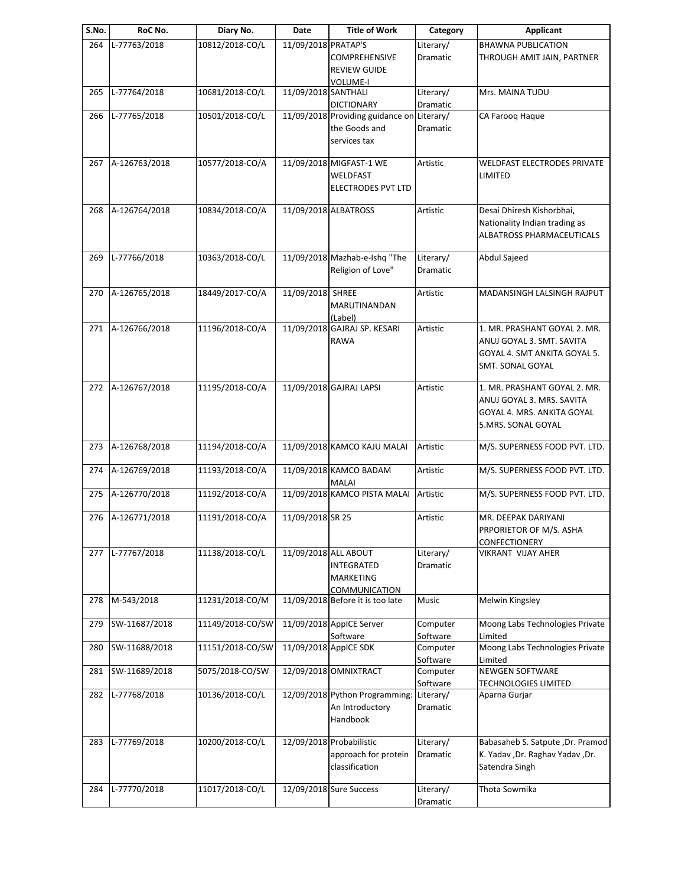| S.No. | RoC No. | Diary No. | Date | Title of Work | Category | Applicant |
|---|---|---|---|---|---|---|
| 264 | L-77763/2018 | 10812/2018-CO/L | 11/09/2018 | PRATAP'S COMPREHENSIVE REVIEW GUIDE VOLUME-I | Literary/ Dramatic | BHAWNA PUBLICATION THROUGH AMIT JAIN, PARTNER |
| 265 | L-77764/2018 | 10681/2018-CO/L | 11/09/2018 | SANTHALI DICTIONARY | Literary/ Dramatic | Mrs. MAINA TUDU |
| 266 | L-77765/2018 | 10501/2018-CO/L | 11/09/2018 | Providing guidance on the Goods and services tax | Literary/ Dramatic | CA Farooq Haque |
| 267 | A-126763/2018 | 10577/2018-CO/A | 11/09/2018 | MIGFAST-1 WE WELDFAST ELECTRODES PVT LTD | Artistic | WELDFAST ELECTRODES PRIVATE LIMITED |
| 268 | A-126764/2018 | 10834/2018-CO/A | 11/09/2018 | ALBATROSS | Artistic | Desai Dhiresh Kishorbhai, Nationality Indian trading as ALBATROSS PHARMACEUTICALS |
| 269 | L-77766/2018 | 10363/2018-CO/L | 11/09/2018 | Mazhab-e-Ishq "The Religion of Love" | Literary/ Dramatic | Abdul Sajeed |
| 270 | A-126765/2018 | 18449/2017-CO/A | 11/09/2018 | SHREE MARUTINANDAN (Label) | Artistic | MADANSINGH LALSINGH RAJPUT |
| 271 | A-126766/2018 | 11196/2018-CO/A | 11/09/2018 | GAJRAJ SP. KESARI RAWA | Artistic | 1. MR. PRASHANT GOYAL 2. MR. ANUJ GOYAL 3. SMT. SAVITA GOYAL 4. SMT ANKITA GOYAL 5. SMT. SONAL GOYAL |
| 272 | A-126767/2018 | 11195/2018-CO/A | 11/09/2018 | GAJRAJ LAPSI | Artistic | 1. MR. PRASHANT GOYAL 2. MR. ANUJ GOYAL 3. MRS. SAVITA GOYAL 4. MRS. ANKITA GOYAL 5.MRS. SONAL GOYAL |
| 273 | A-126768/2018 | 11194/2018-CO/A | 11/09/2018 | KAMCO KAJU MALAI | Artistic | M/S. SUPERNESS FOOD PVT. LTD. |
| 274 | A-126769/2018 | 11193/2018-CO/A | 11/09/2018 | KAMCO BADAM MALAI | Artistic | M/S. SUPERNESS FOOD PVT. LTD. |
| 275 | A-126770/2018 | 11192/2018-CO/A | 11/09/2018 | KAMCO PISTA MALAI | Artistic | M/S. SUPERNESS FOOD PVT. LTD. |
| 276 | A-126771/2018 | 11191/2018-CO/A | 11/09/2018 | SR 25 | Artistic | MR. DEEPAK DARIYANI PRPORIETOR OF M/S. ASHA CONFECTIONERY |
| 277 | L-77767/2018 | 11138/2018-CO/L | 11/09/2018 | ALL ABOUT INTEGRATED MARKETING COMMUNICATION | Literary/ Dramatic | VIKRANT VIJAY AHER |
| 278 | M-543/2018 | 11231/2018-CO/M | 11/09/2018 | Before it is too late | Music | Melwin Kingsley |
| 279 | SW-11687/2018 | 11149/2018-CO/SW | 11/09/2018 | AppICE Server Software | Computer Software | Moong Labs Technologies Private Limited |
| 280 | SW-11688/2018 | 11151/2018-CO/SW | 11/09/2018 | AppICE SDK | Computer Software | Moong Labs Technologies Private Limited |
| 281 | SW-11689/2018 | 5075/2018-CO/SW | 12/09/2018 | OMNIXTRACT | Computer Software | NEWGEN SOFTWARE TECHNOLOGIES LIMITED |
| 282 | L-77768/2018 | 10136/2018-CO/L | 12/09/2018 | Python Programming: An Introductory Handbook | Literary/ Dramatic | Aparna Gurjar |
| 283 | L-77769/2018 | 10200/2018-CO/L | 12/09/2018 | Probabilistic approach for protein classification | Literary/ Dramatic | Babasaheb S. Satpute ,Dr. Pramod K. Yadav ,Dr. Raghav Yadav ,Dr. Satendra Singh |
| 284 | L-77770/2018 | 11017/2018-CO/L | 12/09/2018 | Sure Success | Literary/ Dramatic | Thota Sowmika |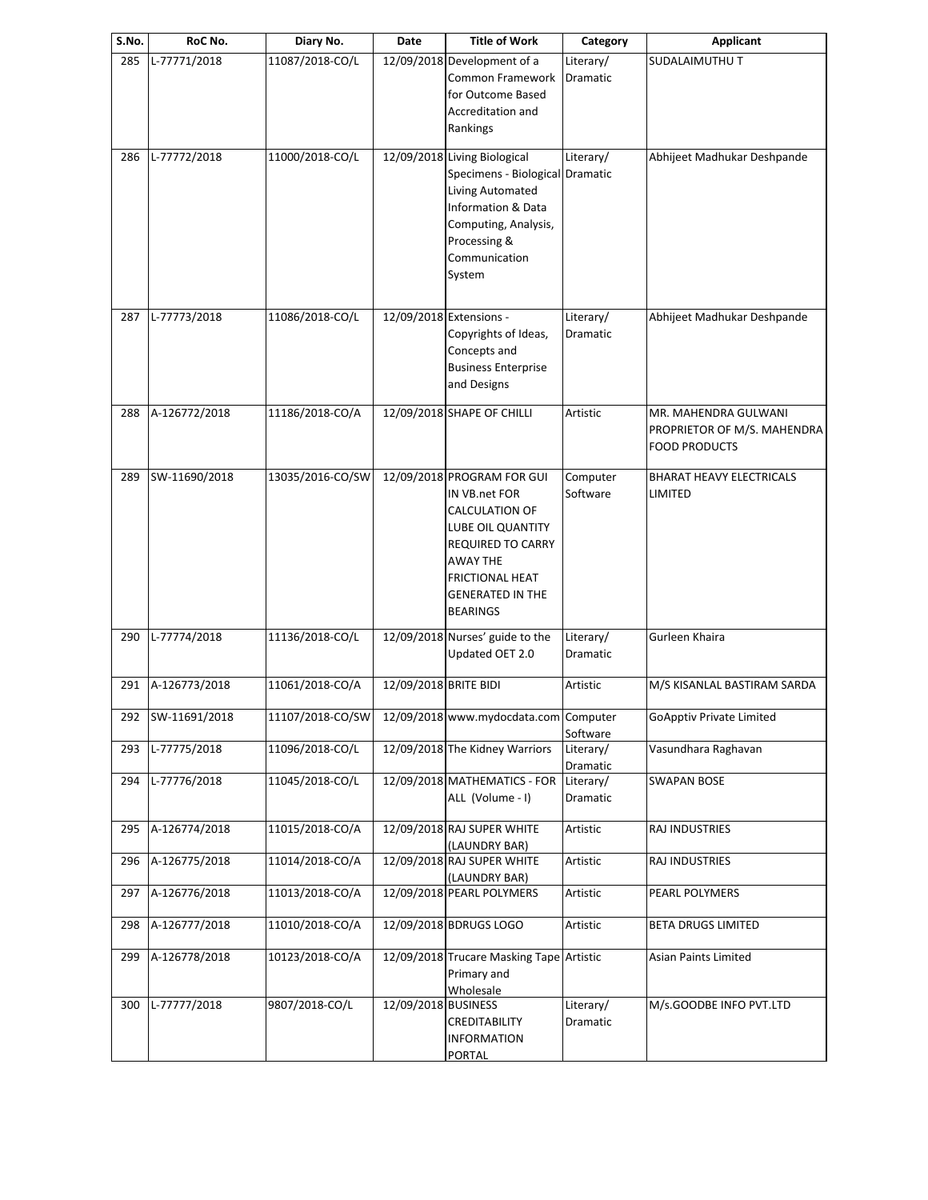| S.No. | RoC No. | Diary No. | Date | Title of Work | Category | Applicant |
|---|---|---|---|---|---|---|
| 285 | L-77771/2018 | 11087/2018-CO/L | 12/09/2018 | Development of a Common Framework for Outcome Based Accreditation and Rankings | Literary/ Dramatic | SUDALAIMUTHU T |
| 286 | L-77772/2018 | 11000/2018-CO/L | 12/09/2018 | Living Biological Specimens - Biological Living Automated Information & Data Computing, Analysis, Processing & Communication System | Literary/ Dramatic | Abhijeet Madhukar Deshpande |
| 287 | L-77773/2018 | 11086/2018-CO/L | 12/09/2018 | Extensions - Copyrights of Ideas, Concepts and Business Enterprise and Designs | Literary/ Dramatic | Abhijeet Madhukar Deshpande |
| 288 | A-126772/2018 | 11186/2018-CO/A | 12/09/2018 | SHAPE OF CHILLI | Artistic | MR. MAHENDRA GULWANI PROPRIETOR OF M/S. MAHENDRA FOOD PRODUCTS |
| 289 | SW-11690/2018 | 13035/2016-CO/SW | 12/09/2018 | PROGRAM FOR GUI IN VB.net FOR CALCULATION OF LUBE OIL QUANTITY REQUIRED TO CARRY AWAY THE FRICTIONAL HEAT GENERATED IN THE BEARINGS | Computer Software | BHARAT HEAVY ELECTRICALS LIMITED |
| 290 | L-77774/2018 | 11136/2018-CO/L | 12/09/2018 | Nurses' guide to the Updated OET 2.0 | Literary/ Dramatic | Gurleen Khaira |
| 291 | A-126773/2018 | 11061/2018-CO/A | 12/09/2018 | BRITE BIDI | Artistic | M/S KISANLAL BASTIRAM SARDA |
| 292 | SW-11691/2018 | 11107/2018-CO/SW | 12/09/2018 | www.mydocdata.com | Computer Software | GoApptiv Private Limited |
| 293 | L-77775/2018 | 11096/2018-CO/L | 12/09/2018 | The Kidney Warriors | Literary/ Dramatic | Vasundhara Raghavan |
| 294 | L-77776/2018 | 11045/2018-CO/L | 12/09/2018 | MATHEMATICS - FOR ALL (Volume - I) | Literary/ Dramatic | SWAPAN BOSE |
| 295 | A-126774/2018 | 11015/2018-CO/A | 12/09/2018 | RAJ SUPER WHITE (LAUNDRY BAR) | Artistic | RAJ INDUSTRIES |
| 296 | A-126775/2018 | 11014/2018-CO/A | 12/09/2018 | RAJ SUPER WHITE (LAUNDRY BAR) | Artistic | RAJ INDUSTRIES |
| 297 | A-126776/2018 | 11013/2018-CO/A | 12/09/2018 | PEARL POLYMERS | Artistic | PEARL POLYMERS |
| 298 | A-126777/2018 | 11010/2018-CO/A | 12/09/2018 | BDRUGS LOGO | Artistic | BETA DRUGS LIMITED |
| 299 | A-126778/2018 | 10123/2018-CO/A | 12/09/2018 | Trucare Masking Tape Primary and Wholesale | Artistic | Asian Paints Limited |
| 300 | L-77777/2018 | 9807/2018-CO/L | 12/09/2018 | BUSINESS CREDITABILITY INFORMATION PORTAL | Literary/ Dramatic | M/s.GOODBE INFO PVT.LTD |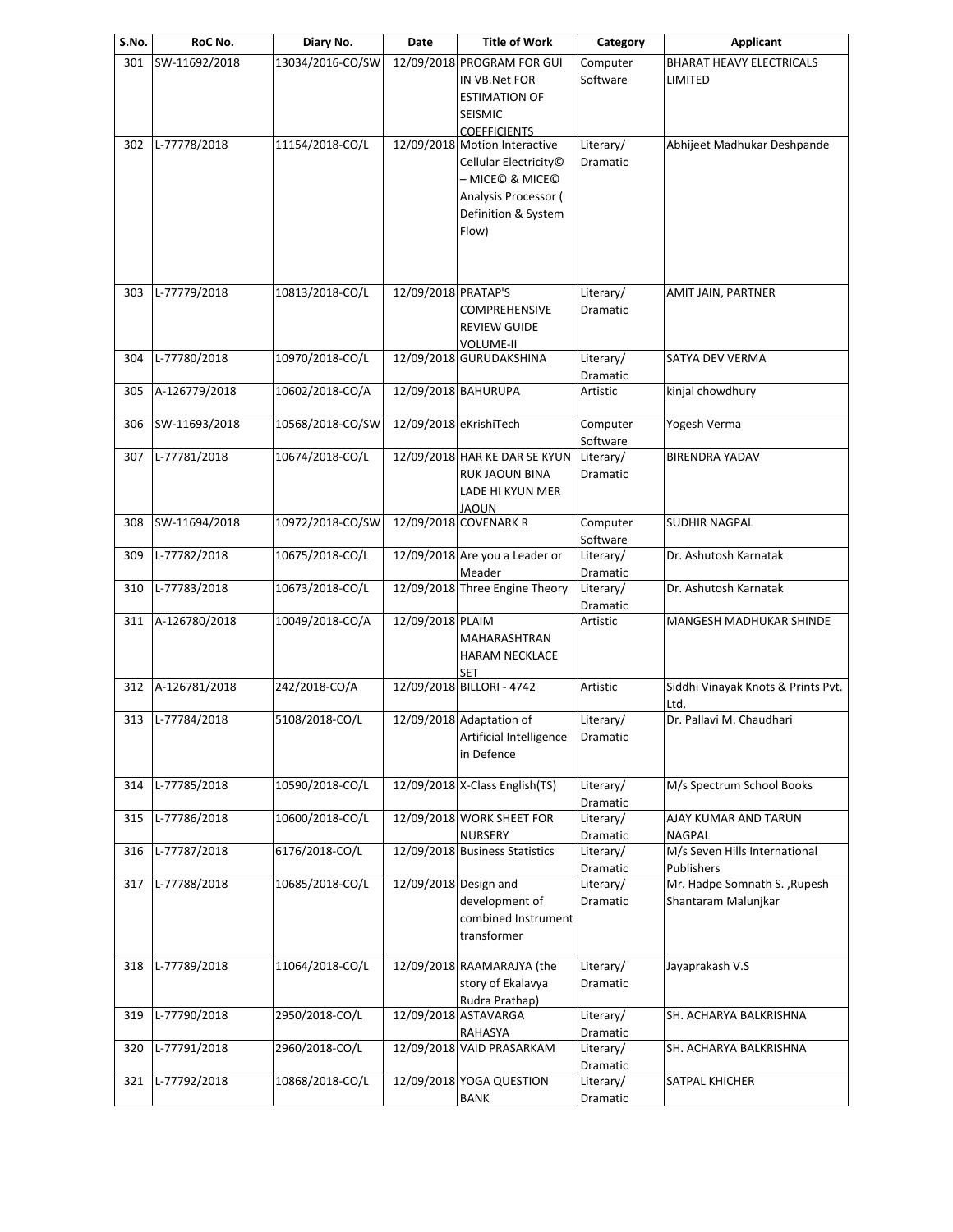| S.No. | RoC No. | Diary No. | Date | Title of Work | Category | Applicant |
|---|---|---|---|---|---|---|
| 301 | SW-11692/2018 | 13034/2016-CO/SW | 12/09/2018 | PROGRAM FOR GUI IN VB.Net FOR ESTIMATION OF SEISMIC COEFFICIENTS | Computer Software | BHARAT HEAVY ELECTRICALS LIMITED |
| 302 | L-77778/2018 | 11154/2018-CO/L | 12/09/2018 | Motion Interactive Cellular Electricity© – MICE© & MICE© Analysis Processor ( Definition & System Flow) | Literary/ Dramatic | Abhijeet Madhukar Deshpande |
| 303 | L-77779/2018 | 10813/2018-CO/L | 12/09/2018 | PRATAP'S COMPREHENSIVE REVIEW GUIDE VOLUME-II | Literary/ Dramatic | AMIT JAIN, PARTNER |
| 304 | L-77780/2018 | 10970/2018-CO/L | 12/09/2018 | GURUDAKSHINA | Literary/ Dramatic | SATYA DEV VERMA |
| 305 | A-126779/2018 | 10602/2018-CO/A | 12/09/2018 | BAHURUPA | Artistic | kinjal chowdhury |
| 306 | SW-11693/2018 | 10568/2018-CO/SW | 12/09/2018 | eKrishiTech | Computer Software | Yogesh Verma |
| 307 | L-77781/2018 | 10674/2018-CO/L | 12/09/2018 | HAR KE DAR SE KYUN RUK JAOUN BINA LADE HI KYUN MER JAOUN | Literary/ Dramatic | BIRENDRA YADAV |
| 308 | SW-11694/2018 | 10972/2018-CO/SW | 12/09/2018 | COVENARK R | Computer Software | SUDHIR NAGPAL |
| 309 | L-77782/2018 | 10675/2018-CO/L | 12/09/2018 | Are you a Leader or Meader | Literary/ Dramatic | Dr. Ashutosh Karnatak |
| 310 | L-77783/2018 | 10673/2018-CO/L | 12/09/2018 | Three Engine Theory | Literary/ Dramatic | Dr. Ashutosh Karnatak |
| 311 | A-126780/2018 | 10049/2018-CO/A | 12/09/2018 | PLAIM MAHARASHTRAN HARAM NECKLACE SET | Artistic | MANGESH MADHUKAR SHINDE |
| 312 | A-126781/2018 | 242/2018-CO/A | 12/09/2018 | BILLORI - 4742 | Artistic | Siddhi Vinayak Knots & Prints Pvt. Ltd. |
| 313 | L-77784/2018 | 5108/2018-CO/L | 12/09/2018 | Adaptation of Artificial Intelligence in Defence | Literary/ Dramatic | Dr. Pallavi M. Chaudhari |
| 314 | L-77785/2018 | 10590/2018-CO/L | 12/09/2018 | X-Class English(TS) | Literary/ Dramatic | M/s Spectrum School Books |
| 315 | L-77786/2018 | 10600/2018-CO/L | 12/09/2018 | WORK SHEET FOR NURSERY | Literary/ Dramatic | AJAY KUMAR AND TARUN NAGPAL |
| 316 | L-77787/2018 | 6176/2018-CO/L | 12/09/2018 | Business Statistics | Literary/ Dramatic | M/s Seven Hills International Publishers |
| 317 | L-77788/2018 | 10685/2018-CO/L | 12/09/2018 | Design and development of combined Instrument transformer | Literary/ Dramatic | Mr. Hadpe Somnath S. ,Rupesh Shantaram Malunjkar |
| 318 | L-77789/2018 | 11064/2018-CO/L | 12/09/2018 | RAAMARAJYA (the story of Ekalavya Rudra Prathap) | Literary/ Dramatic | Jayaprakash V.S |
| 319 | L-77790/2018 | 2950/2018-CO/L | 12/09/2018 | ASTAVARGA RAHASYA | Literary/ Dramatic | SH. ACHARYA BALKRISHNA |
| 320 | L-77791/2018 | 2960/2018-CO/L | 12/09/2018 | VAID PRASARKAM | Literary/ Dramatic | SH. ACHARYA BALKRISHNA |
| 321 | L-77792/2018 | 10868/2018-CO/L | 12/09/2018 | YOGA QUESTION BANK | Literary/ Dramatic | SATPAL KHICHER |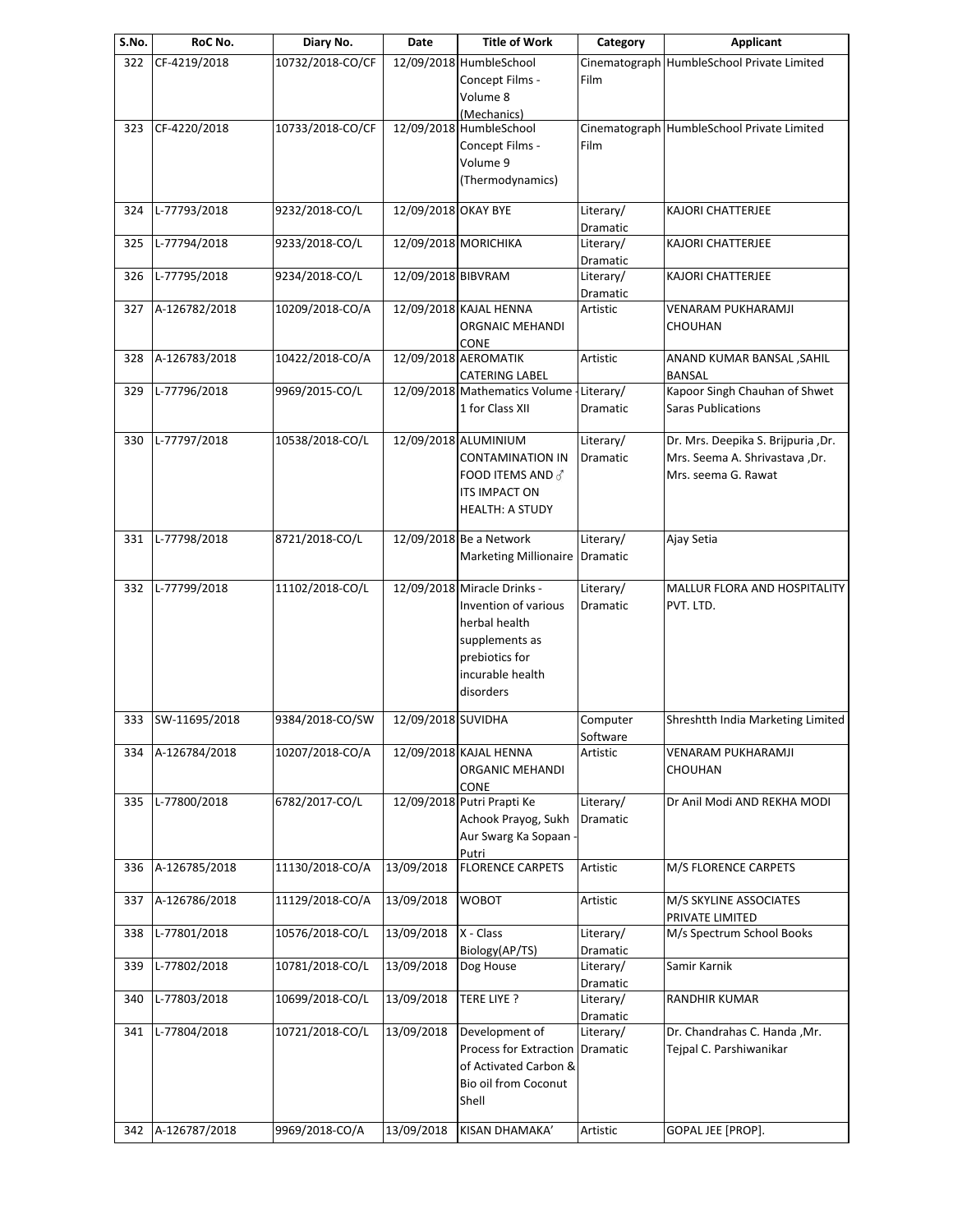| S.No. | RoC No. | Diary No. | Date | Title of Work | Category | Applicant |
|---|---|---|---|---|---|---|
| 322 | CF-4219/2018 | 10732/2018-CO/CF | 12/09/2018 | HumbleSchool Concept Films - Volume 8 (Mechanics) | Cinematograph Film | HumbleSchool Private Limited |
| 323 | CF-4220/2018 | 10733/2018-CO/CF | 12/09/2018 | HumbleSchool Concept Films - Volume 9 (Thermodynamics) | Cinematograph Film | HumbleSchool Private Limited |
| 324 | L-77793/2018 | 9232/2018-CO/L | 12/09/2018 | OKAY BYE | Literary/ Dramatic | KAJORI CHATTERJEE |
| 325 | L-77794/2018 | 9233/2018-CO/L | 12/09/2018 | MORICHIKA | Literary/ Dramatic | KAJORI CHATTERJEE |
| 326 | L-77795/2018 | 9234/2018-CO/L | 12/09/2018 | BIBVRAM | Literary/ Dramatic | KAJORI CHATTERJEE |
| 327 | A-126782/2018 | 10209/2018-CO/A | 12/09/2018 | KAJAL HENNA ORGNAIC MEHANDI CONE | Artistic | VENARAM PUKHARAMJI CHOUHAN |
| 328 | A-126783/2018 | 10422/2018-CO/A | 12/09/2018 | AEROMATIK CATERING LABEL | Artistic | ANAND KUMAR BANSAL ,SAHIL BANSAL |
| 329 | L-77796/2018 | 9969/2015-CO/L | 12/09/2018 | Mathematics Volume - 1 for Class XII | Literary/ Dramatic | Kapoor Singh Chauhan of Shwet Saras Publications |
| 330 | L-77797/2018 | 10538/2018-CO/L | 12/09/2018 | ALUMINIUM CONTAMINATION IN FOOD ITEMS AND ♂ ITS IMPACT ON HEALTH: A STUDY | Literary/ Dramatic | Dr. Mrs. Deepika S. Brijpuria ,Dr. Mrs. Seema A. Shrivastava ,Dr. Mrs. seema G. Rawat |
| 331 | L-77798/2018 | 8721/2018-CO/L | 12/09/2018 | Be a Network Marketing Millionaire | Literary/ Dramatic | Ajay Setia |
| 332 | L-77799/2018 | 11102/2018-CO/L | 12/09/2018 | Miracle Drinks - Invention of various herbal health supplements as prebiotics for incurable health disorders | Literary/ Dramatic | MALLUR FLORA AND HOSPITALITY PVT. LTD. |
| 333 | SW-11695/2018 | 9384/2018-CO/SW | 12/09/2018 | SUVIDHA | Computer Software | Shreshtth India Marketing Limited |
| 334 | A-126784/2018 | 10207/2018-CO/A | 12/09/2018 | KAJAL HENNA ORGANIC MEHANDI CONE | Artistic | VENARAM PUKHARAMJI CHOUHAN |
| 335 | L-77800/2018 | 6782/2017-CO/L | 12/09/2018 | Putri Prapti Ke Achook Prayog, Sukh Aur Swarg Ka Sopaan - Putri | Literary/ Dramatic | Dr Anil Modi AND REKHA MODI |
| 336 | A-126785/2018 | 11130/2018-CO/A | 13/09/2018 | FLORENCE CARPETS | Artistic | M/S FLORENCE CARPETS |
| 337 | A-126786/2018 | 11129/2018-CO/A | 13/09/2018 | WOBOT | Artistic | M/S SKYLINE ASSOCIATES PRIVATE LIMITED |
| 338 | L-77801/2018 | 10576/2018-CO/L | 13/09/2018 | X - Class Biology(AP/TS) | Literary/ Dramatic | M/s Spectrum School Books |
| 339 | L-77802/2018 | 10781/2018-CO/L | 13/09/2018 | Dog House | Literary/ Dramatic | Samir Karnik |
| 340 | L-77803/2018 | 10699/2018-CO/L | 13/09/2018 | TERE LIYE ? | Literary/ Dramatic | RANDHIR KUMAR |
| 341 | L-77804/2018 | 10721/2018-CO/L | 13/09/2018 | Development of Process for Extraction of Activated Carbon & Bio oil from Coconut Shell | Literary/ Dramatic | Dr. Chandrahas C. Handa ,Mr. Tejpal C. Parshiwanikar |
| 342 | A-126787/2018 | 9969/2018-CO/A | 13/09/2018 | KISAN DHAMAKA' | Artistic | GOPAL JEE [PROP]. |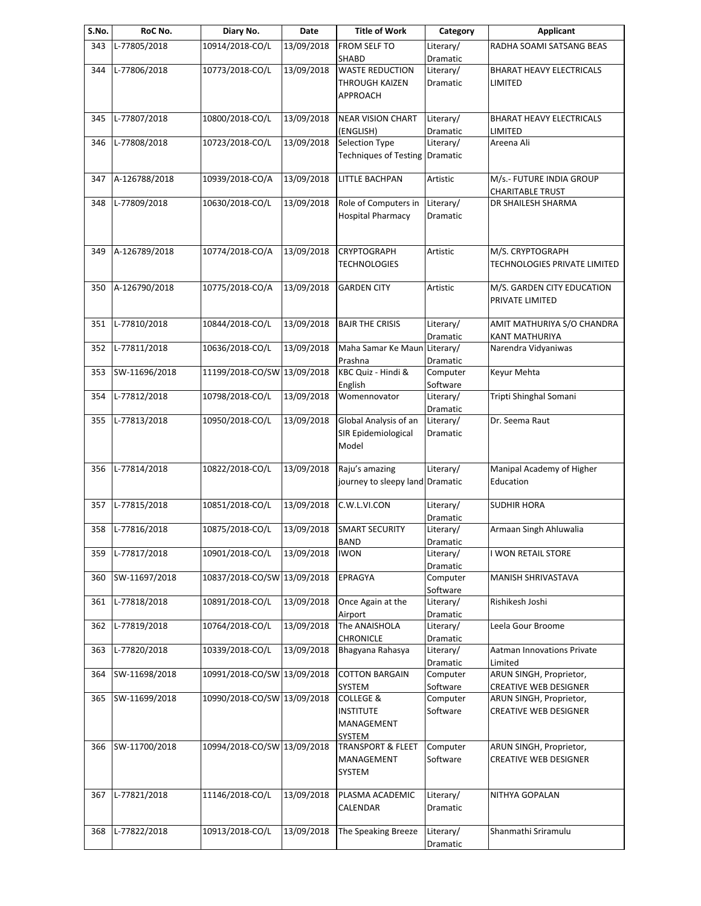| S.No. | RoC No. | Diary No. | Date | Title of Work | Category | Applicant |
| --- | --- | --- | --- | --- | --- | --- |
| 343 | L-77805/2018 | 10914/2018-CO/L | 13/09/2018 | FROM SELF TO SHABD | Literary/ Dramatic | RADHA SOAMI SATSANG BEAS |
| 344 | L-77806/2018 | 10773/2018-CO/L | 13/09/2018 | WASTE REDUCTION THROUGH KAIZEN APPROACH | Literary/ Dramatic | BHARAT HEAVY ELECTRICALS LIMITED |
| 345 | L-77807/2018 | 10800/2018-CO/L | 13/09/2018 | NEAR VISION CHART (ENGLISH) | Literary/ Dramatic | BHARAT HEAVY ELECTRICALS LIMITED |
| 346 | L-77808/2018 | 10723/2018-CO/L | 13/09/2018 | Selection Type Techniques of Testing | Literary/ Dramatic | Areena Ali |
| 347 | A-126788/2018 | 10939/2018-CO/A | 13/09/2018 | LITTLE BACHPAN | Artistic | M/s.- FUTURE INDIA GROUP CHARITABLE TRUST |
| 348 | L-77809/2018 | 10630/2018-CO/L | 13/09/2018 | Role of Computers in Hospital Pharmacy | Literary/ Dramatic | DR SHAILESH SHARMA |
| 349 | A-126789/2018 | 10774/2018-CO/A | 13/09/2018 | CRYPTOGRAPH TECHNOLOGIES | Artistic | M/S. CRYPTOGRAPH TECHNOLOGIES PRIVATE LIMITED |
| 350 | A-126790/2018 | 10775/2018-CO/A | 13/09/2018 | GARDEN CITY | Artistic | M/S. GARDEN CITY EDUCATION PRIVATE LIMITED |
| 351 | L-77810/2018 | 10844/2018-CO/L | 13/09/2018 | BAJR THE CRISIS | Literary/ Dramatic | AMIT MATHURIYA S/O CHANDRA KANT MATHURIYA |
| 352 | L-77811/2018 | 10636/2018-CO/L | 13/09/2018 | Maha Samar Ke Maun Prashna | Literary/ Dramatic | Narendra Vidyaniwas |
| 353 | SW-11696/2018 | 11199/2018-CO/SW | 13/09/2018 | KBC Quiz - Hindi & English | Computer Software | Keyur Mehta |
| 354 | L-77812/2018 | 10798/2018-CO/L | 13/09/2018 | Womennovator | Literary/ Dramatic | Tripti Shinghal Somani |
| 355 | L-77813/2018 | 10950/2018-CO/L | 13/09/2018 | Global Analysis of an SIR Epidemiological Model | Literary/ Dramatic | Dr. Seema Raut |
| 356 | L-77814/2018 | 10822/2018-CO/L | 13/09/2018 | Raju's amazing journey to sleepy land | Literary/ Dramatic | Manipal Academy of Higher Education |
| 357 | L-77815/2018 | 10851/2018-CO/L | 13/09/2018 | C.W.L.VI.CON | Literary/ Dramatic | SUDHIR HORA |
| 358 | L-77816/2018 | 10875/2018-CO/L | 13/09/2018 | SMART SECURITY BAND | Literary/ Dramatic | Armaan Singh Ahluwalia |
| 359 | L-77817/2018 | 10901/2018-CO/L | 13/09/2018 | IWON | Literary/ Dramatic | I WON RETAIL STORE |
| 360 | SW-11697/2018 | 10837/2018-CO/SW | 13/09/2018 | EPRAGYA | Computer Software | MANISH SHRIVASTAVA |
| 361 | L-77818/2018 | 10891/2018-CO/L | 13/09/2018 | Once Again at the Airport | Literary/ Dramatic | Rishikesh Joshi |
| 362 | L-77819/2018 | 10764/2018-CO/L | 13/09/2018 | The ANAISHOLA CHRONICLE | Literary/ Dramatic | Leela Gour Broome |
| 363 | L-77820/2018 | 10339/2018-CO/L | 13/09/2018 | Bhagyana Rahasya | Literary/ Dramatic | Aatman Innovations Private Limited |
| 364 | SW-11698/2018 | 10991/2018-CO/SW | 13/09/2018 | COTTON BARGAIN SYSTEM | Computer Software | ARUN SINGH, Proprietor, CREATIVE WEB DESIGNER |
| 365 | SW-11699/2018 | 10990/2018-CO/SW | 13/09/2018 | COLLEGE & INSTITUTE MANAGEMENT SYSTEM | Computer Software | ARUN SINGH, Proprietor, CREATIVE WEB DESIGNER |
| 366 | SW-11700/2018 | 10994/2018-CO/SW | 13/09/2018 | TRANSPORT & FLEET MANAGEMENT SYSTEM | Computer Software | ARUN SINGH, Proprietor, CREATIVE WEB DESIGNER |
| 367 | L-77821/2018 | 11146/2018-CO/L | 13/09/2018 | PLASMA ACADEMIC CALENDAR | Literary/ Dramatic | NITHYA GOPALAN |
| 368 | L-77822/2018 | 10913/2018-CO/L | 13/09/2018 | The Speaking Breeze | Literary/ Dramatic | Shanmathi Sriramulu |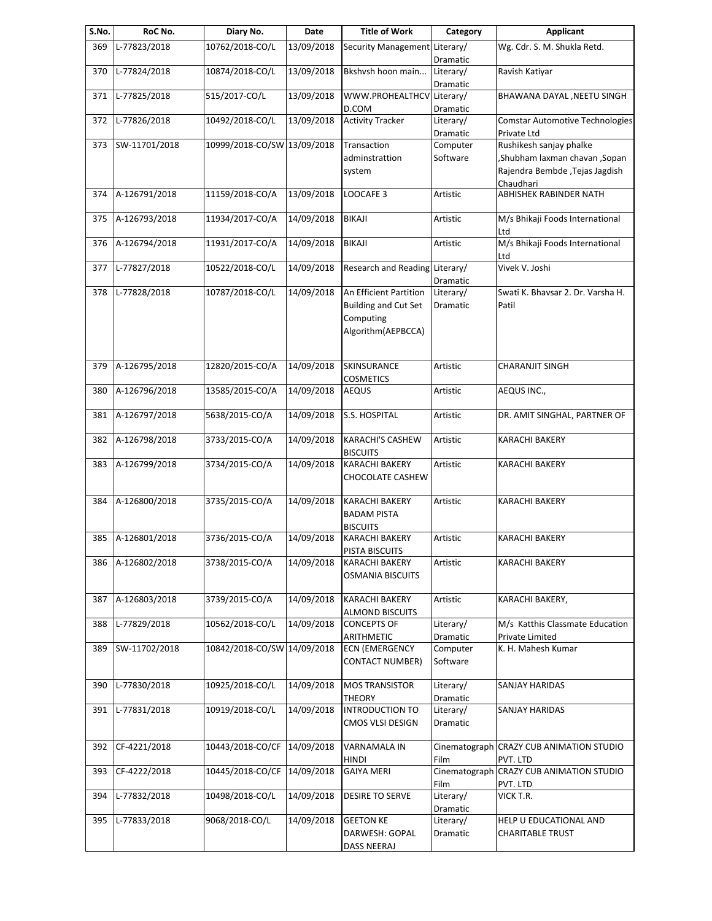| S.No. | RoC No. | Diary No. | Date | Title of Work | Category | Applicant |
|---|---|---|---|---|---|---|
| 369 | L-77823/2018 | 10762/2018-CO/L | 13/09/2018 | Security Management | Literary/ Dramatic | Wg. Cdr. S. M. Shukla Retd. |
| 370 | L-77824/2018 | 10874/2018-CO/L | 13/09/2018 | Bkshvsh hoon main... | Literary/ Dramatic | Ravish Katiyar |
| 371 | L-77825/2018 | 515/2017-CO/L | 13/09/2018 | WWW.PROHEALTHCVD.COM | Literary/ Dramatic | BHAWANA DAYAL ,NEETU SINGH |
| 372 | L-77826/2018 | 10492/2018-CO/L | 13/09/2018 | Activity Tracker | Literary/ Dramatic | Comstar Automotive Technologies Private Ltd |
| 373 | SW-11701/2018 | 10999/2018-CO/SW | 13/09/2018 | Transaction adminstrattion system | Computer Software | Rushikesh sanjay phalke ,Shubham laxman chavan ,Sopan Rajendra Bembde ,Tejas Jagdish Chaudhari |
| 374 | A-126791/2018 | 11159/2018-CO/A | 13/09/2018 | LOOCAFE 3 | Artistic | ABHISHEK RABINDER NATH |
| 375 | A-126793/2018 | 11934/2017-CO/A | 14/09/2018 | BIKAJI | Artistic | M/s Bhikaji Foods International Ltd |
| 376 | A-126794/2018 | 11931/2017-CO/A | 14/09/2018 | BIKAJI | Artistic | M/s Bhikaji Foods International Ltd |
| 377 | L-77827/2018 | 10522/2018-CO/L | 14/09/2018 | Research and Reading | Literary/ Dramatic | Vivek V. Joshi |
| 378 | L-77828/2018 | 10787/2018-CO/L | 14/09/2018 | An Efficient Partition Building and Cut Set Computing Algorithm(AEPBCCA) | Literary/ Dramatic | Swati K. Bhavsar 2. Dr. Varsha H. Patil |
| 379 | A-126795/2018 | 12820/2015-CO/A | 14/09/2018 | SKINSURANCE COSMETICS | Artistic | CHARANJIT SINGH |
| 380 | A-126796/2018 | 13585/2015-CO/A | 14/09/2018 | AEQUS | Artistic | AEQUS INC., |
| 381 | A-126797/2018 | 5638/2015-CO/A | 14/09/2018 | S.S. HOSPITAL | Artistic | DR. AMIT SINGHAL, PARTNER OF |
| 382 | A-126798/2018 | 3733/2015-CO/A | 14/09/2018 | KARACHI'S CASHEW BISCUITS | Artistic | KARACHI BAKERY |
| 383 | A-126799/2018 | 3734/2015-CO/A | 14/09/2018 | KARACHI BAKERY CHOCOLATE CASHEW | Artistic | KARACHI BAKERY |
| 384 | A-126800/2018 | 3735/2015-CO/A | 14/09/2018 | KARACHI BAKERY BADAM PISTA BISCUITS | Artistic | KARACHI BAKERY |
| 385 | A-126801/2018 | 3736/2015-CO/A | 14/09/2018 | KARACHI BAKERY PISTA BISCUITS | Artistic | KARACHI BAKERY |
| 386 | A-126802/2018 | 3738/2015-CO/A | 14/09/2018 | KARACHI BAKERY OSMANIA BISCUITS | Artistic | KARACHI BAKERY |
| 387 | A-126803/2018 | 3739/2015-CO/A | 14/09/2018 | KARACHI BAKERY ALMOND BISCUITS | Artistic | KARACHI BAKERY, |
| 388 | L-77829/2018 | 10562/2018-CO/L | 14/09/2018 | CONCEPTS OF ARITHMETIC | Literary/ Dramatic | M/s Katthis Classmate Education Private Limited |
| 389 | SW-11702/2018 | 10842/2018-CO/SW | 14/09/2018 | ECN (EMERGENCY CONTACT NUMBER) | Computer Software | K. H. Mahesh Kumar |
| 390 | L-77830/2018 | 10925/2018-CO/L | 14/09/2018 | MOS TRANSISTOR THEORY | Literary/ Dramatic | SANJAY HARIDAS |
| 391 | L-77831/2018 | 10919/2018-CO/L | 14/09/2018 | INTRODUCTION TO CMOS VLSI DESIGN | Literary/ Dramatic | SANJAY HARIDAS |
| 392 | CF-4221/2018 | 10443/2018-CO/CF | 14/09/2018 | VARNAMALA IN HINDI | Cinematograph Film | CRAZY CUB ANIMATION STUDIO PVT. LTD |
| 393 | CF-4222/2018 | 10445/2018-CO/CF | 14/09/2018 | GAIYA MERI | Cinematograph Film | CRAZY CUB ANIMATION STUDIO PVT. LTD |
| 394 | L-77832/2018 | 10498/2018-CO/L | 14/09/2018 | DESIRE TO SERVE | Literary/ Dramatic | VICK T.R. |
| 395 | L-77833/2018 | 9068/2018-CO/L | 14/09/2018 | GEETON KE DARWESH: GOPAL DASS NEERAJ | Literary/ Dramatic | HELP U EDUCATIONAL AND CHARITABLE TRUST |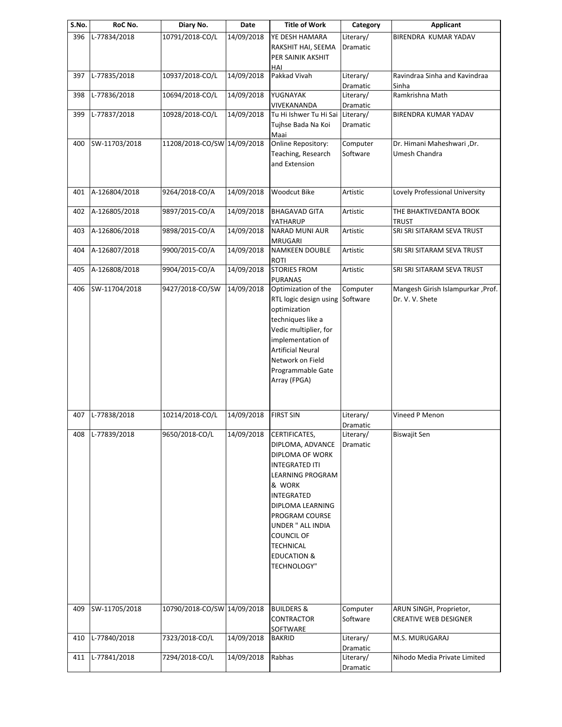| S.No. | RoC No. | Diary No. | Date | Title of Work | Category | Applicant |
|---|---|---|---|---|---|---|
| 396 | L-77834/2018 | 10791/2018-CO/L | 14/09/2018 | YE DESH HAMARA RAKSHIT HAI, SEEMA PER SAINIK AKSHIT HAI | Literary/ Dramatic | BIRENDRA KUMAR YADAV |
| 397 | L-77835/2018 | 10937/2018-CO/L | 14/09/2018 | Pakkad Vivah | Literary/ Dramatic | Ravindraa Sinha and Kavindraa Sinha |
| 398 | L-77836/2018 | 10694/2018-CO/L | 14/09/2018 | YUGNAYAK VIVEKANANDA | Literary/ Dramatic | Ramkrishna Math |
| 399 | L-77837/2018 | 10928/2018-CO/L | 14/09/2018 | Tu Hi Ishwer Tu Hi Sai Tujhse Bada Na Koi Maai | Literary/ Dramatic | BIRENDRA KUMAR YADAV |
| 400 | SW-11703/2018 | 11208/2018-CO/SW | 14/09/2018 | Online Repository: Teaching, Research and Extension | Computer Software | Dr. Himani Maheshwari ,Dr. Umesh Chandra |
| 401 | A-126804/2018 | 9264/2018-CO/A | 14/09/2018 | Woodcut Bike | Artistic | Lovely Professional University |
| 402 | A-126805/2018 | 9897/2015-CO/A | 14/09/2018 | BHAGAVAD GITA YATHARUP | Artistic | THE BHAKTIVEDANTA BOOK TRUST |
| 403 | A-126806/2018 | 9898/2015-CO/A | 14/09/2018 | NARAD MUNI AUR MRUGARI | Artistic | SRI SRI SITARAM SEVA TRUST |
| 404 | A-126807/2018 | 9900/2015-CO/A | 14/09/2018 | NAMKEEN DOUBLE ROTI | Artistic | SRI SRI SITARAM SEVA TRUST |
| 405 | A-126808/2018 | 9904/2015-CO/A | 14/09/2018 | STORIES FROM PURANAS | Artistic | SRI SRI SITARAM SEVA TRUST |
| 406 | SW-11704/2018 | 9427/2018-CO/SW | 14/09/2018 | Optimization of the RTL logic design using optimization techniques like a Vedic multiplier, for implementation of Artificial Neural Network on Field Programmable Gate Array (FPGA) | Computer Software | Mangesh Girish Islampurkar ,Prof. Dr. V. V. Shete |
| 407 | L-77838/2018 | 10214/2018-CO/L | 14/09/2018 | FIRST SIN | Literary/ Dramatic | Vineed P Menon |
| 408 | L-77839/2018 | 9650/2018-CO/L | 14/09/2018 | CERTIFICATES, DIPLOMA, ADVANCE DIPLOMA OF WORK INTEGRATED ITI LEARNING PROGRAM & WORK INTEGRATED DIPLOMA LEARNING PROGRAM COURSE UNDER " ALL INDIA COUNCIL OF TECHNICAL EDUCATION & TECHNOLOGY" | Literary/ Dramatic | Biswajit Sen |
| 409 | SW-11705/2018 | 10790/2018-CO/SW | 14/09/2018 | BUILDERS & CONTRACTOR SOFTWARE | Computer Software | ARUN SINGH, Proprietor, CREATIVE WEB DESIGNER |
| 410 | L-77840/2018 | 7323/2018-CO/L | 14/09/2018 | BAKRID | Literary/ Dramatic | M.S. MURUGARAJ |
| 411 | L-77841/2018 | 7294/2018-CO/L | 14/09/2018 | Rabhas | Literary/ Dramatic | Nihodo Media Private Limited |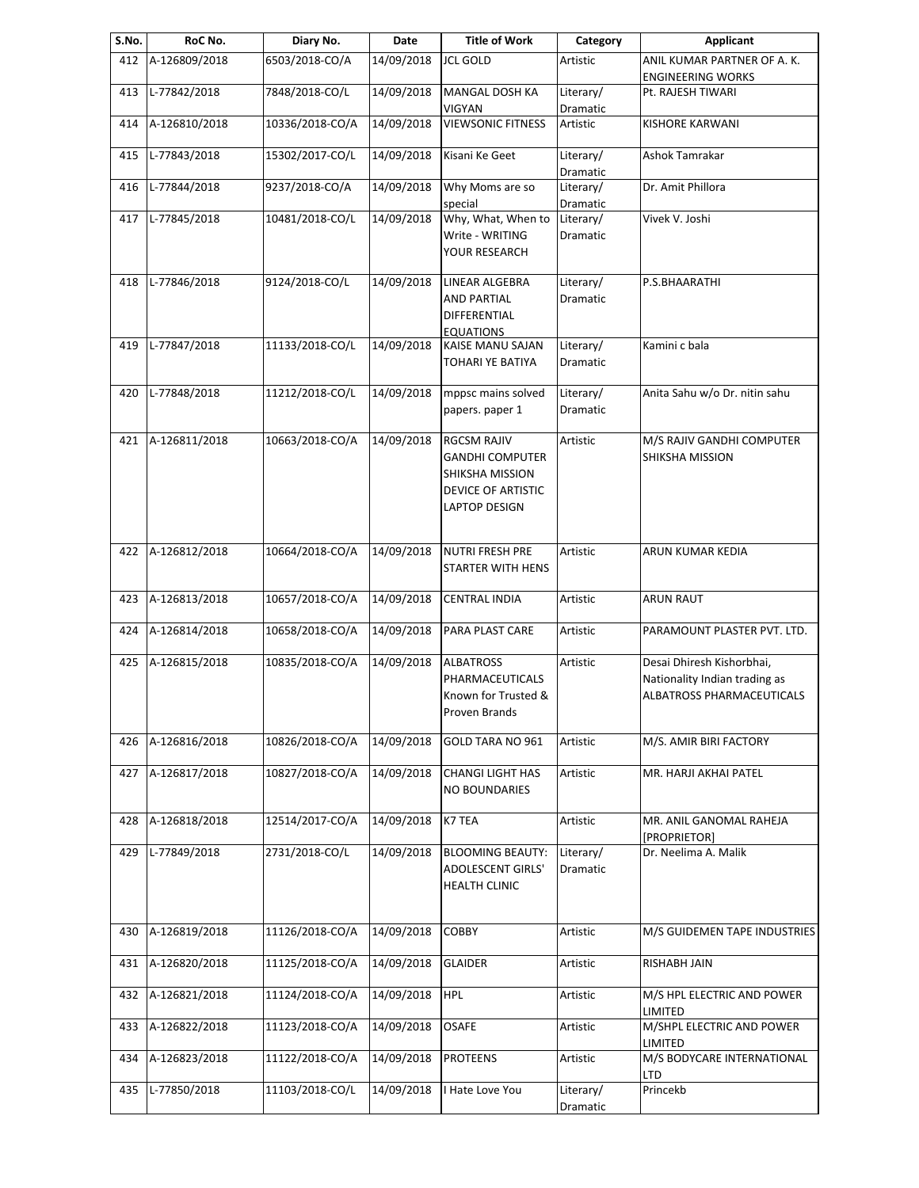| S.No. | RoC No. | Diary No. | Date | Title of Work | Category | Applicant |
|---|---|---|---|---|---|---|
| 412 | A-126809/2018 | 6503/2018-CO/A | 14/09/2018 | JCL GOLD | Artistic | ANIL KUMAR PARTNER OF A. K. ENGINEERING WORKS |
| 413 | L-77842/2018 | 7848/2018-CO/L | 14/09/2018 | MANGAL DOSH KA VIGYAN | Literary/ Dramatic | Pt. RAJESH TIWARI |
| 414 | A-126810/2018 | 10336/2018-CO/A | 14/09/2018 | VIEWSONIC FITNESS | Artistic | KISHORE KARWANI |
| 415 | L-77843/2018 | 15302/2017-CO/L | 14/09/2018 | Kisani Ke Geet | Literary/ Dramatic | Ashok Tamrakar |
| 416 | L-77844/2018 | 9237/2018-CO/A | 14/09/2018 | Why Moms are so special | Literary/ Dramatic | Dr. Amit Phillora |
| 417 | L-77845/2018 | 10481/2018-CO/L | 14/09/2018 | Why, What, When to Write - WRITING YOUR RESEARCH | Literary/ Dramatic | Vivek V. Joshi |
| 418 | L-77846/2018 | 9124/2018-CO/L | 14/09/2018 | LINEAR ALGEBRA AND PARTIAL DIFFERENTIAL EQUATIONS | Literary/ Dramatic | P.S.BHAARATHI |
| 419 | L-77847/2018 | 11133/2018-CO/L | 14/09/2018 | KAISE MANU SAJAN TOHARI YE BATIYA | Literary/ Dramatic | Kamini c bala |
| 420 | L-77848/2018 | 11212/2018-CO/L | 14/09/2018 | mppsc mains solved papers. paper 1 | Literary/ Dramatic | Anita Sahu w/o Dr. nitin sahu |
| 421 | A-126811/2018 | 10663/2018-CO/A | 14/09/2018 | RGCSM RAJIV GANDHI COMPUTER SHIKSHA MISSION DEVICE OF ARTISTIC LAPTOP DESIGN | Artistic | M/S RAJIV GANDHI COMPUTER SHIKSHA MISSION |
| 422 | A-126812/2018 | 10664/2018-CO/A | 14/09/2018 | NUTRI FRESH PRE STARTER WITH HENS | Artistic | ARUN KUMAR KEDIA |
| 423 | A-126813/2018 | 10657/2018-CO/A | 14/09/2018 | CENTRAL INDIA | Artistic | ARUN RAUT |
| 424 | A-126814/2018 | 10658/2018-CO/A | 14/09/2018 | PARA PLAST CARE | Artistic | PARAMOUNT PLASTER PVT. LTD. |
| 425 | A-126815/2018 | 10835/2018-CO/A | 14/09/2018 | ALBATROSS PHARMACEUTICALS Known for Trusted & Proven Brands | Artistic | Desai Dhiresh Kishorbhai, Nationality Indian trading as ALBATROSS PHARMACEUTICALS |
| 426 | A-126816/2018 | 10826/2018-CO/A | 14/09/2018 | GOLD TARA NO 961 | Artistic | M/S. AMIR BIRI FACTORY |
| 427 | A-126817/2018 | 10827/2018-CO/A | 14/09/2018 | CHANGI LIGHT HAS NO BOUNDARIES | Artistic | MR. HARJI AKHAI PATEL |
| 428 | A-126818/2018 | 12514/2017-CO/A | 14/09/2018 | K7 TEA | Artistic | MR. ANIL GANOMAL RAHEJA [PROPRIETOR] |
| 429 | L-77849/2018 | 2731/2018-CO/L | 14/09/2018 | BLOOMING BEAUTY: ADOLESCENT GIRLS' HEALTH CLINIC | Literary/ Dramatic | Dr. Neelima A. Malik |
| 430 | A-126819/2018 | 11126/2018-CO/A | 14/09/2018 | COBBY | Artistic | M/S GUIDEMEN TAPE INDUSTRIES |
| 431 | A-126820/2018 | 11125/2018-CO/A | 14/09/2018 | GLAIDER | Artistic | RISHABH JAIN |
| 432 | A-126821/2018 | 11124/2018-CO/A | 14/09/2018 | HPL | Artistic | M/S HPL ELECTRIC AND POWER LIMITED |
| 433 | A-126822/2018 | 11123/2018-CO/A | 14/09/2018 | OSAFE | Artistic | M/SHPL ELECTRIC AND POWER LIMITED |
| 434 | A-126823/2018 | 11122/2018-CO/A | 14/09/2018 | PROTEENS | Artistic | M/S BODYCARE INTERNATIONAL LTD |
| 435 | L-77850/2018 | 11103/2018-CO/L | 14/09/2018 | I Hate Love You | Literary/ Dramatic | Princekb |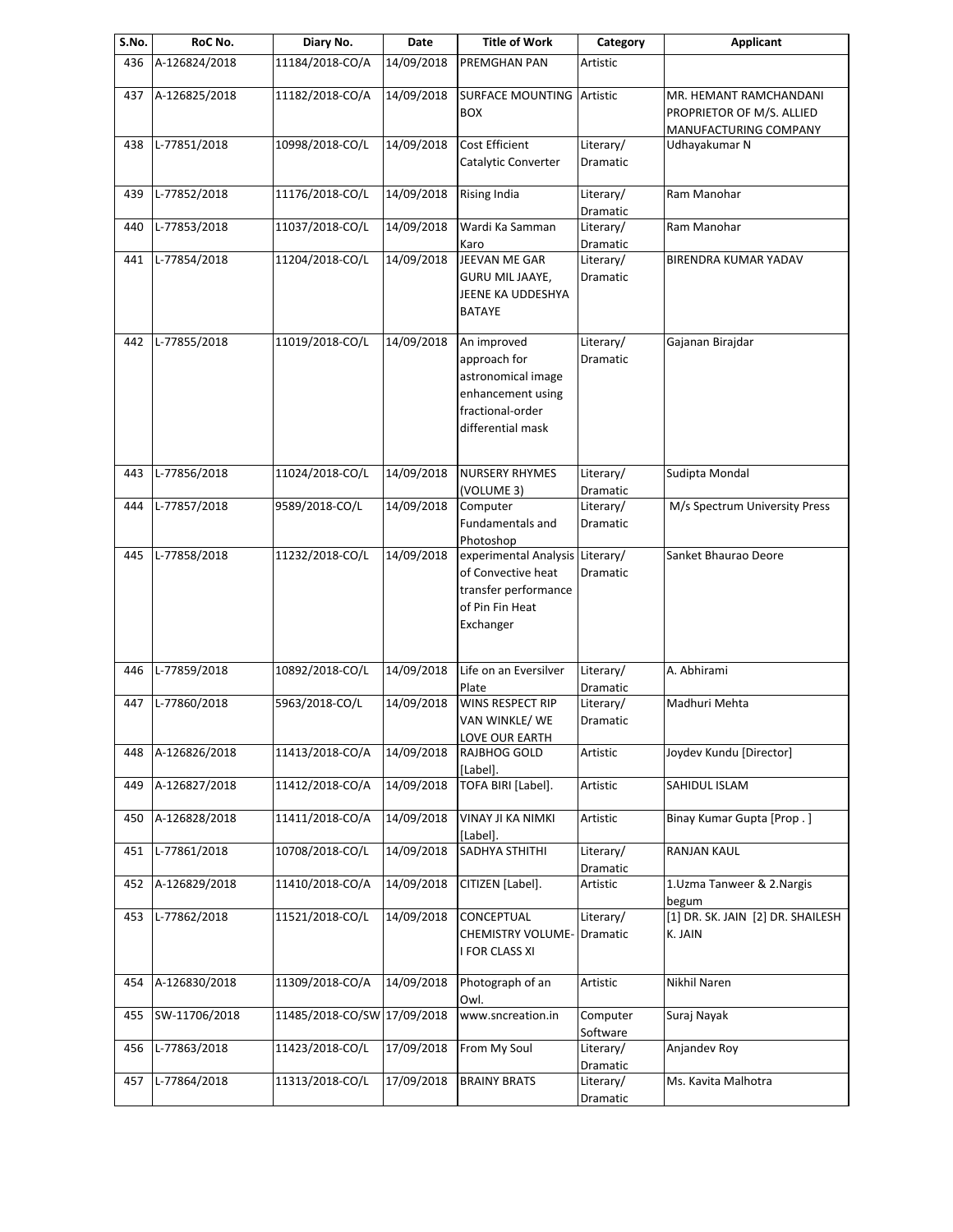| S.No. | RoC No. | Diary No. | Date | Title of Work | Category | Applicant |
|---|---|---|---|---|---|---|
| 436 | A-126824/2018 | 11184/2018-CO/A | 14/09/2018 | PREMGHAN PAN | Artistic | |
| 437 | A-126825/2018 | 11182/2018-CO/A | 14/09/2018 | SURFACE MOUNTING BOX | Artistic | MR. HEMANT RAMCHANDANI PROPRIETOR OF M/S. ALLIED MANUFACTURING COMPANY |
| 438 | L-77851/2018 | 10998/2018-CO/L | 14/09/2018 | Cost Efficient Catalytic Converter | Literary/ Dramatic | Udhayakumar N |
| 439 | L-77852/2018 | 11176/2018-CO/L | 14/09/2018 | Rising India | Literary/ Dramatic | Ram Manohar |
| 440 | L-77853/2018 | 11037/2018-CO/L | 14/09/2018 | Wardi Ka Samman Karo | Literary/ Dramatic | Ram Manohar |
| 441 | L-77854/2018 | 11204/2018-CO/L | 14/09/2018 | JEEVAN ME GAR GURU MIL JAAYE, JEENE KA UDDESHYA BATAYE | Literary/ Dramatic | BIRENDRA KUMAR YADAV |
| 442 | L-77855/2018 | 11019/2018-CO/L | 14/09/2018 | An improved approach for astronomical image enhancement using fractional-order differential mask | Literary/ Dramatic | Gajanan Birajdar |
| 443 | L-77856/2018 | 11024/2018-CO/L | 14/09/2018 | NURSERY RHYMES (VOLUME 3) | Literary/ Dramatic | Sudipta Mondal |
| 444 | L-77857/2018 | 9589/2018-CO/L | 14/09/2018 | Computer Fundamentals and Photoshop | Literary/ Dramatic | M/s Spectrum University Press |
| 445 | L-77858/2018 | 11232/2018-CO/L | 14/09/2018 | experimental Analysis of Convective heat transfer performance of Pin Fin Heat Exchanger | Literary/ Dramatic | Sanket Bhaurao Deore |
| 446 | L-77859/2018 | 10892/2018-CO/L | 14/09/2018 | Life on an Eversilver Plate | Literary/ Dramatic | A. Abhirami |
| 447 | L-77860/2018 | 5963/2018-CO/L | 14/09/2018 | WINS RESPECT RIP VAN WINKLE/ WE LOVE OUR EARTH | Literary/ Dramatic | Madhuri Mehta |
| 448 | A-126826/2018 | 11413/2018-CO/A | 14/09/2018 | RAJBHOG GOLD [Label]. | Artistic | Joydev Kundu [Director] |
| 449 | A-126827/2018 | 11412/2018-CO/A | 14/09/2018 | TOFA BIRI [Label]. | Artistic | SAHIDUL ISLAM |
| 450 | A-126828/2018 | 11411/2018-CO/A | 14/09/2018 | VINAY JI KA NIMKI [Label]. | Artistic | Binay Kumar Gupta [Prop . ] |
| 451 | L-77861/2018 | 10708/2018-CO/L | 14/09/2018 | SADHYA STHITHI | Literary/ Dramatic | RANJAN KAUL |
| 452 | A-126829/2018 | 11410/2018-CO/A | 14/09/2018 | CITIZEN [Label]. | Artistic | 1.Uzma Tanweer & 2.Nargis begum |
| 453 | L-77862/2018 | 11521/2018-CO/L | 14/09/2018 | CONCEPTUAL CHEMISTRY VOLUME-I FOR CLASS XI | Literary/ Dramatic | [1] DR. SK. JAIN [2] DR. SHAILESH K. JAIN |
| 454 | A-126830/2018 | 11309/2018-CO/A | 14/09/2018 | Photograph of an Owl. | Artistic | Nikhil Naren |
| 455 | SW-11706/2018 | 11485/2018-CO/SW | 17/09/2018 | www.sncreation.in | Computer Software | Suraj Nayak |
| 456 | L-77863/2018 | 11423/2018-CO/L | 17/09/2018 | From My Soul | Literary/ Dramatic | Anjandev Roy |
| 457 | L-77864/2018 | 11313/2018-CO/L | 17/09/2018 | BRAINY BRATS | Literary/ Dramatic | Ms. Kavita Malhotra |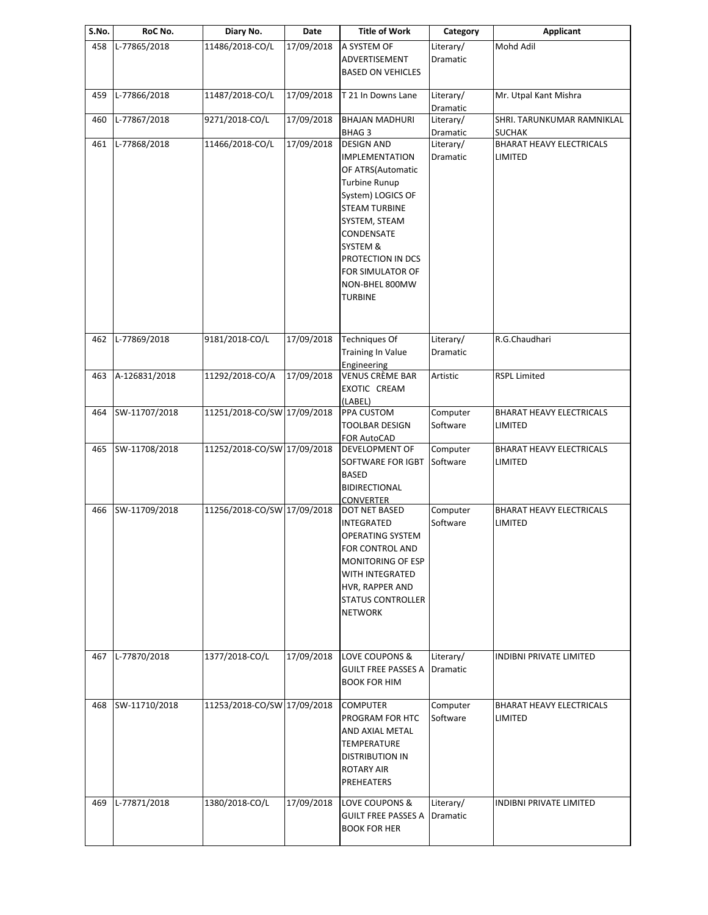| S.No. | RoC No. | Diary No. | Date | Title of Work | Category | Applicant |
|---|---|---|---|---|---|---|
| 458 | L-77865/2018 | 11486/2018-CO/L | 17/09/2018 | A SYSTEM OF ADVERTISEMENT BASED ON VEHICLES | Literary/ Dramatic | Mohd Adil |
| 459 | L-77866/2018 | 11487/2018-CO/L | 17/09/2018 | T 21 In Downs Lane | Literary/ Dramatic | Mr. Utpal Kant Mishra |
| 460 | L-77867/2018 | 9271/2018-CO/L | 17/09/2018 | BHAJAN MADHURI BHAG 3 | Literary/ Dramatic | SHRI. TARUNKUMAR RAMNIKLAL SUCHAK |
| 461 | L-77868/2018 | 11466/2018-CO/L | 17/09/2018 | DESIGN AND IMPLEMENTATION OF ATRS(Automatic Turbine Runup System) LOGICS OF STEAM TURBINE SYSTEM, STEAM CONDENSATE SYSTEM & PROTECTION IN DCS FOR SIMULATOR OF NON-BHEL 800MW TURBINE | Literary/ Dramatic | BHARAT HEAVY ELECTRICALS LIMITED |
| 462 | L-77869/2018 | 9181/2018-CO/L | 17/09/2018 | Techniques Of Training In Value Engineering | Literary/ Dramatic | R.G.Chaudhari |
| 463 | A-126831/2018 | 11292/2018-CO/A | 17/09/2018 | VENUS CRÈME BAR EXOTIC CREAM (LABEL) | Artistic | RSPL Limited |
| 464 | SW-11707/2018 | 11251/2018-CO/SW | 17/09/2018 | PPA CUSTOM TOOLBAR DESIGN FOR AutoCAD | Computer Software | BHARAT HEAVY ELECTRICALS LIMITED |
| 465 | SW-11708/2018 | 11252/2018-CO/SW | 17/09/2018 | DEVELOPMENT OF SOFTWARE FOR IGBT BASED BIDIRECTIONAL CONVERTER | Computer Software | BHARAT HEAVY ELECTRICALS LIMITED |
| 466 | SW-11709/2018 | 11256/2018-CO/SW | 17/09/2018 | DOT NET BASED INTEGRATED OPERATING SYSTEM FOR CONTROL AND MONITORING OF ESP WITH INTEGRATED HVR, RAPPER AND STATUS CONTROLLER NETWORK | Computer Software | BHARAT HEAVY ELECTRICALS LIMITED |
| 467 | L-77870/2018 | 1377/2018-CO/L | 17/09/2018 | LOVE COUPONS & GUILT FREE PASSES A BOOK FOR HIM | Literary/ Dramatic | INDIBNI PRIVATE LIMITED |
| 468 | SW-11710/2018 | 11253/2018-CO/SW | 17/09/2018 | COMPUTER PROGRAM FOR HTC AND AXIAL METAL TEMPERATURE DISTRIBUTION IN ROTARY AIR PREHEATERS | Computer Software | BHARAT HEAVY ELECTRICALS LIMITED |
| 469 | L-77871/2018 | 1380/2018-CO/L | 17/09/2018 | LOVE COUPONS & GUILT FREE PASSES A BOOK FOR HER | Literary/ Dramatic | INDIBNI PRIVATE LIMITED |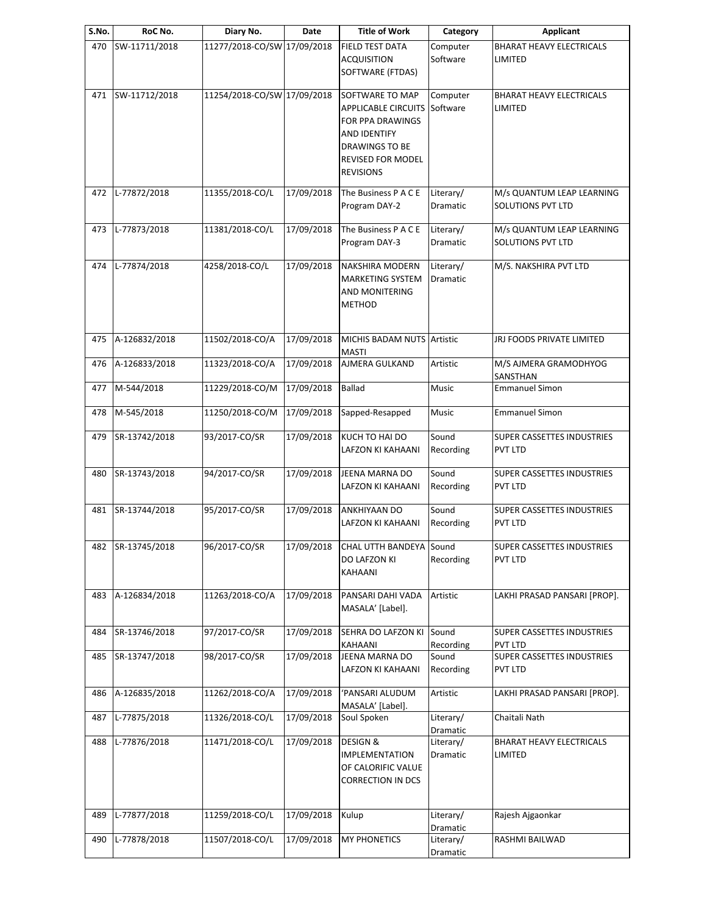| S.No. | RoC No. | Diary No. | Date | Title of Work | Category | Applicant |
|---|---|---|---|---|---|---|
| 470 | SW-11711/2018 | 11277/2018-CO/SW | 17/09/2018 | FIELD TEST DATA ACQUISITION SOFTWARE (FTDAS) | Computer Software | BHARAT HEAVY ELECTRICALS LIMITED |
| 471 | SW-11712/2018 | 11254/2018-CO/SW | 17/09/2018 | SOFTWARE TO MAP APPLICABLE CIRCUITS FOR PPA DRAWINGS AND IDENTIFY DRAWINGS TO BE REVISED FOR MODEL REVISIONS | Computer Software | BHARAT HEAVY ELECTRICALS LIMITED |
| 472 | L-77872/2018 | 11355/2018-CO/L | 17/09/2018 | The Business P A C E Program DAY-2 | Literary/ Dramatic | M/s QUANTUM LEAP LEARNING SOLUTIONS PVT LTD |
| 473 | L-77873/2018 | 11381/2018-CO/L | 17/09/2018 | The Business P A C E Program DAY-3 | Literary/ Dramatic | M/s QUANTUM LEAP LEARNING SOLUTIONS PVT LTD |
| 474 | L-77874/2018 | 4258/2018-CO/L | 17/09/2018 | NAKSHIRA MODERN MARKETING SYSTEM AND MONITERING METHOD | Literary/ Dramatic | M/S. NAKSHIRA PVT LTD |
| 475 | A-126832/2018 | 11502/2018-CO/A | 17/09/2018 | MICHIS BADAM NUTS MASTI | Artistic | JRJ FOODS PRIVATE LIMITED |
| 476 | A-126833/2018 | 11323/2018-CO/A | 17/09/2018 | AJMERA GULKAND | Artistic | M/S AJMERA GRAMODHYOG SANSTHAN |
| 477 | M-544/2018 | 11229/2018-CO/M | 17/09/2018 | Ballad | Music | Emmanuel Simon |
| 478 | M-545/2018 | 11250/2018-CO/M | 17/09/2018 | Sapped-Resapped | Music | Emmanuel Simon |
| 479 | SR-13742/2018 | 93/2017-CO/SR | 17/09/2018 | KUCH TO HAI DO LAFZON KI KAHAANI | Sound Recording | SUPER CASSETTES INDUSTRIES PVT LTD |
| 480 | SR-13743/2018 | 94/2017-CO/SR | 17/09/2018 | JEENA MARNA DO LAFZON KI KAHAANI | Sound Recording | SUPER CASSETTES INDUSTRIES PVT LTD |
| 481 | SR-13744/2018 | 95/2017-CO/SR | 17/09/2018 | ANKHIYAAN DO LAFZON KI KAHAANI | Sound Recording | SUPER CASSETTES INDUSTRIES PVT LTD |
| 482 | SR-13745/2018 | 96/2017-CO/SR | 17/09/2018 | CHAL UTTH BANDEYA DO LAFZON KI KAHAANI | Sound Recording | SUPER CASSETTES INDUSTRIES PVT LTD |
| 483 | A-126834/2018 | 11263/2018-CO/A | 17/09/2018 | PANSARI DAHI VADA MASALA' [Label]. | Artistic | LAKHI PRASAD PANSARI [PROP]. |
| 484 | SR-13746/2018 | 97/2017-CO/SR | 17/09/2018 | SEHRA DO LAFZON KI KAHAANI | Sound Recording | SUPER CASSETTES INDUSTRIES PVT LTD |
| 485 | SR-13747/2018 | 98/2017-CO/SR | 17/09/2018 | JEENA MARNA DO LAFZON KI KAHAANI | Sound Recording | SUPER CASSETTES INDUSTRIES PVT LTD |
| 486 | A-126835/2018 | 11262/2018-CO/A | 17/09/2018 | 'PANSARI ALUDUM MASALA' [Label]. | Artistic | LAKHI PRASAD PANSARI [PROP]. |
| 487 | L-77875/2018 | 11326/2018-CO/L | 17/09/2018 | Soul Spoken | Literary/ Dramatic | Chaitali Nath |
| 488 | L-77876/2018 | 11471/2018-CO/L | 17/09/2018 | DESIGN & IMPLEMENTATION OF CALORIFIC VALUE CORRECTION IN DCS | Literary/ Dramatic | BHARAT HEAVY ELECTRICALS LIMITED |
| 489 | L-77877/2018 | 11259/2018-CO/L | 17/09/2018 | Kulup | Literary/ Dramatic | Rajesh Ajgaonkar |
| 490 | L-77878/2018 | 11507/2018-CO/L | 17/09/2018 | MY PHONETICS | Literary/ Dramatic | RASHMI BAILWAD |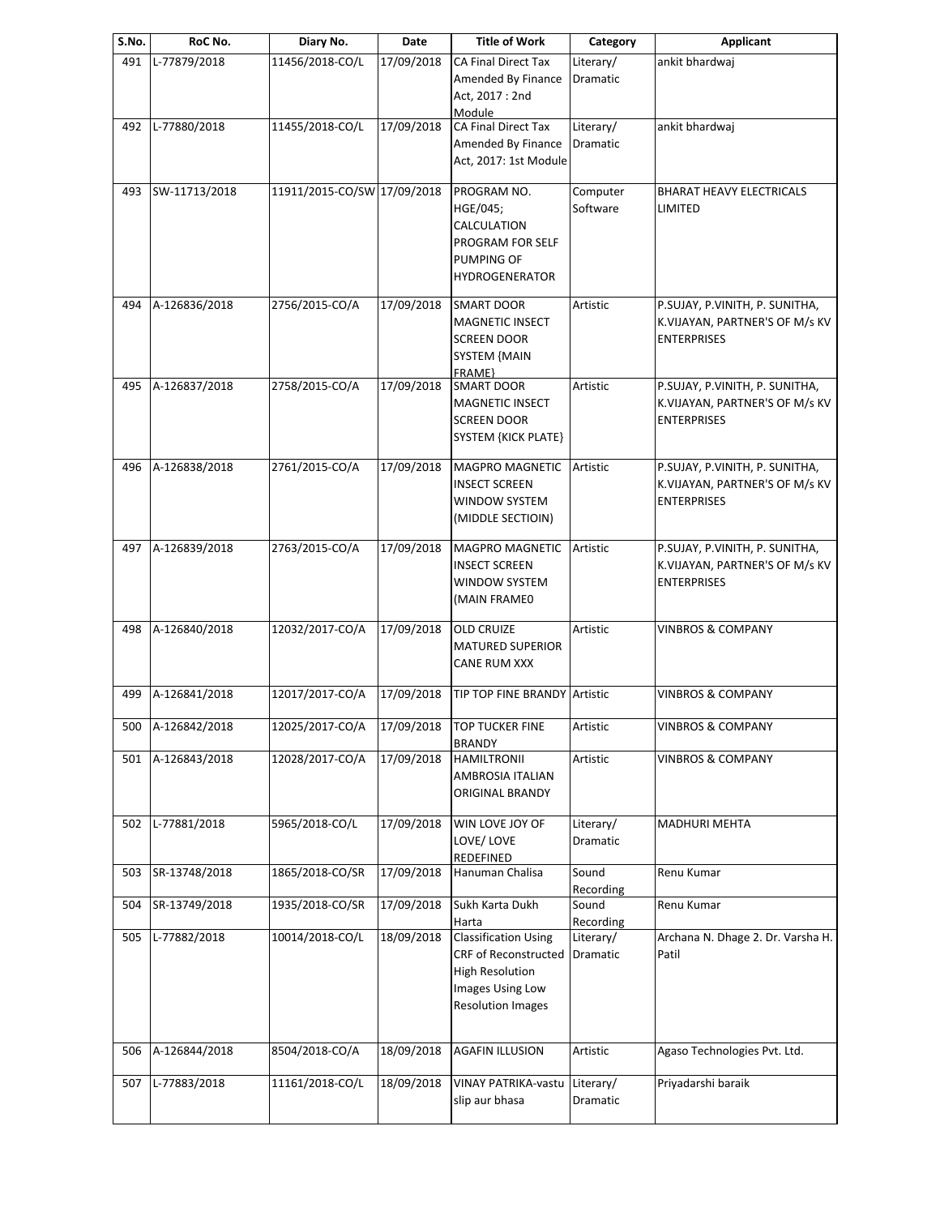| S.No. | RoC No. | Diary No. | Date | Title of Work | Category | Applicant |
|---|---|---|---|---|---|---|
| 491 | L-77879/2018 | 11456/2018-CO/L | 17/09/2018 | CA Final Direct Tax Amended By Finance Act, 2017 : 2nd Module | Literary/ Dramatic | ankit bhardwaj |
| 492 | L-77880/2018 | 11455/2018-CO/L | 17/09/2018 | CA Final Direct Tax Amended By Finance Act, 2017: 1st Module | Literary/ Dramatic | ankit bhardwaj |
| 493 | SW-11713/2018 | 11911/2015-CO/SW | 17/09/2018 | PROGRAM NO. HGE/045; CALCULATION PROGRAM FOR SELF PUMPING OF HYDROGENERATOR | Computer Software | BHARAT HEAVY ELECTRICALS LIMITED |
| 494 | A-126836/2018 | 2756/2015-CO/A | 17/09/2018 | SMART DOOR MAGNETIC INSECT SCREEN DOOR SYSTEM {MAIN FRAME} | Artistic | P.SUJAY, P.VINITH, P. SUNITHA, K.VIJAYAN, PARTNER'S OF M/s KV ENTERPRISES |
| 495 | A-126837/2018 | 2758/2015-CO/A | 17/09/2018 | SMART DOOR MAGNETIC INSECT SCREEN DOOR SYSTEM {KICK PLATE} | Artistic | P.SUJAY, P.VINITH, P. SUNITHA, K.VIJAYAN, PARTNER'S OF M/s KV ENTERPRISES |
| 496 | A-126838/2018 | 2761/2015-CO/A | 17/09/2018 | MAGPRO MAGNETIC INSECT SCREEN WINDOW SYSTEM (MIDDLE SECTIOIN) | Artistic | P.SUJAY, P.VINITH, P. SUNITHA, K.VIJAYAN, PARTNER'S OF M/s KV ENTERPRISES |
| 497 | A-126839/2018 | 2763/2015-CO/A | 17/09/2018 | MAGPRO MAGNETIC INSECT SCREEN WINDOW SYSTEM (MAIN FRAME0 | Artistic | P.SUJAY, P.VINITH, P. SUNITHA, K.VIJAYAN, PARTNER'S OF M/s KV ENTERPRISES |
| 498 | A-126840/2018 | 12032/2017-CO/A | 17/09/2018 | OLD CRUIZE MATURED SUPERIOR CANE RUM XXX | Artistic | VINBROS & COMPANY |
| 499 | A-126841/2018 | 12017/2017-CO/A | 17/09/2018 | TIP TOP FINE BRANDY | Artistic | VINBROS & COMPANY |
| 500 | A-126842/2018 | 12025/2017-CO/A | 17/09/2018 | TOP TUCKER FINE BRANDY | Artistic | VINBROS & COMPANY |
| 501 | A-126843/2018 | 12028/2017-CO/A | 17/09/2018 | HAMILTRONII AMBROSIA ITALIAN ORIGINAL BRANDY | Artistic | VINBROS & COMPANY |
| 502 | L-77881/2018 | 5965/2018-CO/L | 17/09/2018 | WIN LOVE JOY OF LOVE/ LOVE REDEFINED | Literary/ Dramatic | MADHURI MEHTA |
| 503 | SR-13748/2018 | 1865/2018-CO/SR | 17/09/2018 | Hanuman Chalisa | Sound Recording | Renu Kumar |
| 504 | SR-13749/2018 | 1935/2018-CO/SR | 17/09/2018 | Sukh Karta Dukh Harta | Sound Recording | Renu Kumar |
| 505 | L-77882/2018 | 10014/2018-CO/L | 18/09/2018 | Classification Using CRF of Reconstructed High Resolution Images Using Low Resolution Images | Literary/ Dramatic | Archana N. Dhage 2. Dr. Varsha H. Patil |
| 506 | A-126844/2018 | 8504/2018-CO/A | 18/09/2018 | AGAFIN ILLUSION | Artistic | Agaso Technologies Pvt. Ltd. |
| 507 | L-77883/2018 | 11161/2018-CO/L | 18/09/2018 | VINAY PATRIKA-vastu slip aur bhasa | Literary/ Dramatic | Priyadarshi baraik |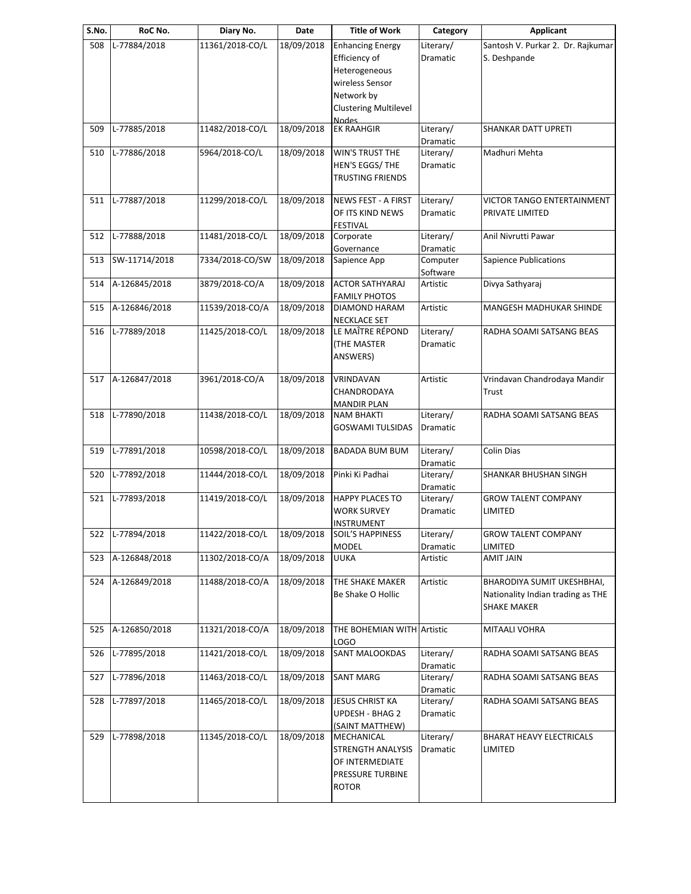| S.No. | RoC No. | Diary No. | Date | Title of Work | Category | Applicant |
|---|---|---|---|---|---|---|
| 508 | L-77884/2018 | 11361/2018-CO/L | 18/09/2018 | Enhancing Energy Efficiency of Heterogeneous wireless Sensor Network by Clustering Multilevel Nodes | Literary/ Dramatic | Santosh V. Purkar 2. Dr. Rajkumar S. Deshpande |
| 509 | L-77885/2018 | 11482/2018-CO/L | 18/09/2018 | EK RAAHGIR | Literary/ Dramatic | SHANKAR DATT UPRETI |
| 510 | L-77886/2018 | 5964/2018-CO/L | 18/09/2018 | WIN'S TRUST THE HEN'S EGGS/ THE TRUSTING FRIENDS | Literary/ Dramatic | Madhuri Mehta |
| 511 | L-77887/2018 | 11299/2018-CO/L | 18/09/2018 | NEWS FEST - A FIRST OF ITS KIND NEWS FESTIVAL | Literary/ Dramatic | VICTOR TANGO ENTERTAINMENT PRIVATE LIMITED |
| 512 | L-77888/2018 | 11481/2018-CO/L | 18/09/2018 | Corporate Governance | Literary/ Dramatic | Anil Nivrutti Pawar |
| 513 | SW-11714/2018 | 7334/2018-CO/SW | 18/09/2018 | Sapience App | Computer Software | Sapience Publications |
| 514 | A-126845/2018 | 3879/2018-CO/A | 18/09/2018 | ACTOR SATHYARAJ FAMILY PHOTOS | Artistic | Divya Sathyaraj |
| 515 | A-126846/2018 | 11539/2018-CO/A | 18/09/2018 | DIAMOND HARAM NECKLACE SET | Artistic | MANGESH MADHUKAR SHINDE |
| 516 | L-77889/2018 | 11425/2018-CO/L | 18/09/2018 | LE MAÎTRE RÉPOND (THE MASTER ANSWERS) | Literary/ Dramatic | RADHA SOAMI SATSANG BEAS |
| 517 | A-126847/2018 | 3961/2018-CO/A | 18/09/2018 | VRINDAVAN CHANDRODAYA MANDIR PLAN | Artistic | Vrindavan Chandrodaya Mandir Trust |
| 518 | L-77890/2018 | 11438/2018-CO/L | 18/09/2018 | NAM BHAKTI GOSWAMI TULSIDAS | Literary/ Dramatic | RADHA SOAMI SATSANG BEAS |
| 519 | L-77891/2018 | 10598/2018-CO/L | 18/09/2018 | BADADA BUM BUM | Literary/ Dramatic | Colin Dias |
| 520 | L-77892/2018 | 11444/2018-CO/L | 18/09/2018 | Pinki Ki Padhai | Literary/ Dramatic | SHANKAR BHUSHAN SINGH |
| 521 | L-77893/2018 | 11419/2018-CO/L | 18/09/2018 | HAPPY PLACES TO WORK SURVEY INSTRUMENT | Literary/ Dramatic | GROW TALENT COMPANY LIMITED |
| 522 | L-77894/2018 | 11422/2018-CO/L | 18/09/2018 | SOIL'S HAPPINESS MODEL | Literary/ Dramatic | GROW TALENT COMPANY LIMITED |
| 523 | A-126848/2018 | 11302/2018-CO/A | 18/09/2018 | UUKA | Artistic | AMIT JAIN |
| 524 | A-126849/2018 | 11488/2018-CO/A | 18/09/2018 | THE SHAKE MAKER Be Shake O Hollic | Artistic | BHARODIYA SUMIT UKESHBHAI, Nationality Indian trading as THE SHAKE MAKER |
| 525 | A-126850/2018 | 11321/2018-CO/A | 18/09/2018 | THE BOHEMIAN WITH LOGO | Artistic | MITAALI VOHRA |
| 526 | L-77895/2018 | 11421/2018-CO/L | 18/09/2018 | SANT MALOOKDAS | Literary/ Dramatic | RADHA SOAMI SATSANG BEAS |
| 527 | L-77896/2018 | 11463/2018-CO/L | 18/09/2018 | SANT MARG | Literary/ Dramatic | RADHA SOAMI SATSANG BEAS |
| 528 | L-77897/2018 | 11465/2018-CO/L | 18/09/2018 | JESUS CHRIST KA UPDESH - BHAG 2 (SAINT MATTHEW) | Literary/ Dramatic | RADHA SOAMI SATSANG BEAS |
| 529 | L-77898/2018 | 11345/2018-CO/L | 18/09/2018 | MECHANICAL STRENGTH ANALYSIS OF INTERMEDIATE PRESSURE TURBINE ROTOR | Literary/ Dramatic | BHARAT HEAVY ELECTRICALS LIMITED |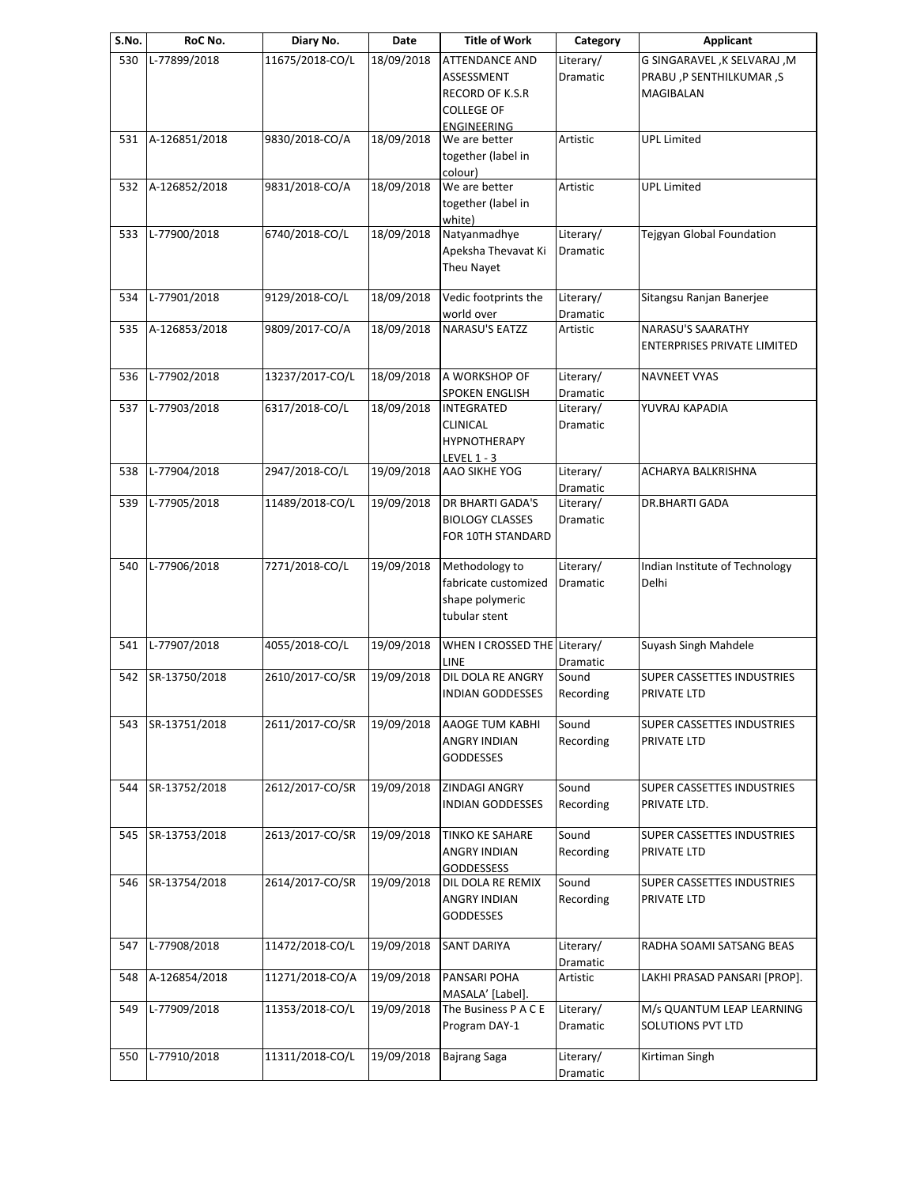| S.No. | RoC No. | Diary No. | Date | Title of Work | Category | Applicant |
|---|---|---|---|---|---|---|
| 530 | L-77899/2018 | 11675/2018-CO/L | 18/09/2018 | ATTENDANCE AND ASSESSMENT RECORD OF K.S.R COLLEGE OF ENGINEERING | Literary/ Dramatic | G SINGARAVEL ,K SELVARAJ ,M PRABU ,P SENTHILKUMAR ,S MAGIBALAN |
| 531 | A-126851/2018 | 9830/2018-CO/A | 18/09/2018 | We are better together (label in colour) | Artistic | UPL Limited |
| 532 | A-126852/2018 | 9831/2018-CO/A | 18/09/2018 | We are better together (label in white) | Artistic | UPL Limited |
| 533 | L-77900/2018 | 6740/2018-CO/L | 18/09/2018 | Natyanmadhye Apeksha Thevavat Ki Theu Nayet | Literary/ Dramatic | Tejgyan Global Foundation |
| 534 | L-77901/2018 | 9129/2018-CO/L | 18/09/2018 | Vedic footprints the world over | Literary/ Dramatic | Sitangsu Ranjan Banerjee |
| 535 | A-126853/2018 | 9809/2017-CO/A | 18/09/2018 | NARASU'S EATZZ | Artistic | NARASU'S SAARATHY ENTERPRISES PRIVATE LIMITED |
| 536 | L-77902/2018 | 13237/2017-CO/L | 18/09/2018 | A WORKSHOP OF SPOKEN ENGLISH | Literary/ Dramatic | NAVNEET VYAS |
| 537 | L-77903/2018 | 6317/2018-CO/L | 18/09/2018 | INTEGRATED CLINICAL HYPNOTHERAPY LEVEL 1 - 3 | Literary/ Dramatic | YUVRAJ KAPADIA |
| 538 | L-77904/2018 | 2947/2018-CO/L | 19/09/2018 | AAO SIKHE YOG | Literary/ Dramatic | ACHARYA BALKRISHNA |
| 539 | L-77905/2018 | 11489/2018-CO/L | 19/09/2018 | DR BHARTI GADA'S BIOLOGY CLASSES FOR 10TH STANDARD | Literary/ Dramatic | DR.BHARTI GADA |
| 540 | L-77906/2018 | 7271/2018-CO/L | 19/09/2018 | Methodology to fabricate customized shape polymeric tubular stent | Literary/ Dramatic | Indian Institute of Technology Delhi |
| 541 | L-77907/2018 | 4055/2018-CO/L | 19/09/2018 | WHEN I CROSSED THE LINE | Literary/ Dramatic | Suyash Singh Mahdele |
| 542 | SR-13750/2018 | 2610/2017-CO/SR | 19/09/2018 | DIL DOLA RE ANGRY INDIAN GODDESSES | Sound Recording | SUPER CASSETTES INDUSTRIES PRIVATE LTD |
| 543 | SR-13751/2018 | 2611/2017-CO/SR | 19/09/2018 | AAOGE TUM KABHI ANGRY INDIAN GODDESSES | Sound Recording | SUPER CASSETTES INDUSTRIES PRIVATE LTD |
| 544 | SR-13752/2018 | 2612/2017-CO/SR | 19/09/2018 | ZINDAGI ANGRY INDIAN GODDESSES | Sound Recording | SUPER CASSETTES INDUSTRIES PRIVATE LTD. |
| 545 | SR-13753/2018 | 2613/2017-CO/SR | 19/09/2018 | TINKO KE SAHARE ANGRY INDIAN GODDESSESS | Sound Recording | SUPER CASSETTES INDUSTRIES PRIVATE LTD |
| 546 | SR-13754/2018 | 2614/2017-CO/SR | 19/09/2018 | DIL DOLA RE REMIX ANGRY INDIAN GODDESSES | Sound Recording | SUPER CASSETTES INDUSTRIES PRIVATE LTD |
| 547 | L-77908/2018 | 11472/2018-CO/L | 19/09/2018 | SANT DARIYA | Literary/ Dramatic | RADHA SOAMI SATSANG BEAS |
| 548 | A-126854/2018 | 11271/2018-CO/A | 19/09/2018 | PANSARI POHA MASALA' [Label]. | Artistic | LAKHI PRASAD PANSARI [PROP]. |
| 549 | L-77909/2018 | 11353/2018-CO/L | 19/09/2018 | The Business P A C E Program DAY-1 | Literary/ Dramatic | M/s QUANTUM LEAP LEARNING SOLUTIONS PVT LTD |
| 550 | L-77910/2018 | 11311/2018-CO/L | 19/09/2018 | Bajrang Saga | Literary/ Dramatic | Kirtiman Singh |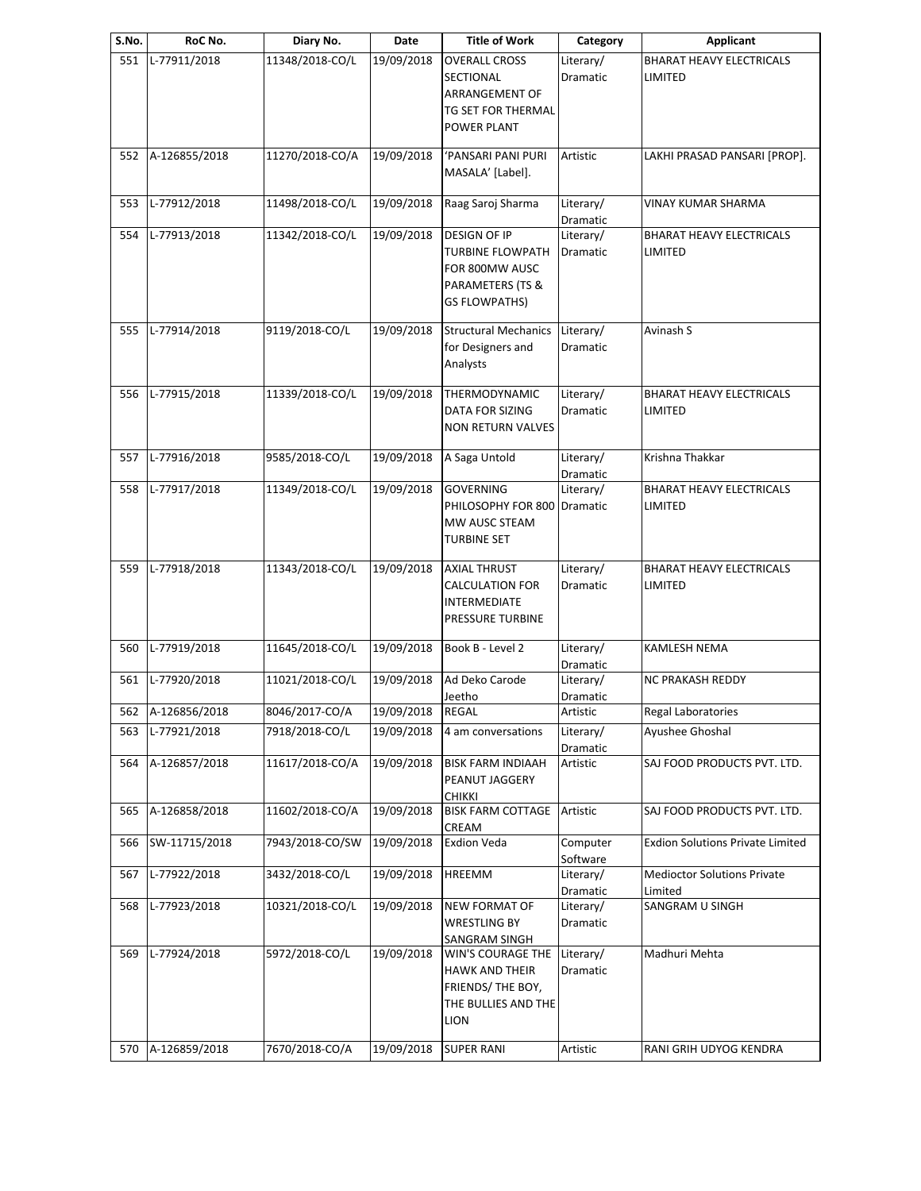| S.No. | RoC No. | Diary No. | Date | Title of Work | Category | Applicant |
|---|---|---|---|---|---|---|
| 551 | L-77911/2018 | 11348/2018-CO/L | 19/09/2018 | OVERALL CROSS SECTIONAL ARRANGEMENT OF TG SET FOR THERMAL POWER PLANT | Literary/ Dramatic | BHARAT HEAVY ELECTRICALS LIMITED |
| 552 | A-126855/2018 | 11270/2018-CO/A | 19/09/2018 | 'PANSARI PANI PURI MASALA' [Label]. | Artistic | LAKHI PRASAD PANSARI [PROP]. |
| 553 | L-77912/2018 | 11498/2018-CO/L | 19/09/2018 | Raag Saroj Sharma | Literary/ Dramatic | VINAY KUMAR SHARMA |
| 554 | L-77913/2018 | 11342/2018-CO/L | 19/09/2018 | DESIGN OF IP TURBINE FLOWPATH FOR 800MW AUSC PARAMETERS (TS & GS FLOWPATHS) | Literary/ Dramatic | BHARAT HEAVY ELECTRICALS LIMITED |
| 555 | L-77914/2018 | 9119/2018-CO/L | 19/09/2018 | Structural Mechanics for Designers and Analysts | Literary/ Dramatic | Avinash S |
| 556 | L-77915/2018 | 11339/2018-CO/L | 19/09/2018 | THERMODYNAMIC DATA FOR SIZING NON RETURN VALVES | Literary/ Dramatic | BHARAT HEAVY ELECTRICALS LIMITED |
| 557 | L-77916/2018 | 9585/2018-CO/L | 19/09/2018 | A Saga Untold | Literary/ Dramatic | Krishna Thakkar |
| 558 | L-77917/2018 | 11349/2018-CO/L | 19/09/2018 | GOVERNING PHILOSOPHY FOR 800 MW AUSC STEAM TURBINE SET | Literary/ Dramatic | BHARAT HEAVY ELECTRICALS LIMITED |
| 559 | L-77918/2018 | 11343/2018-CO/L | 19/09/2018 | AXIAL THRUST CALCULATION FOR INTERMEDIATE PRESSURE TURBINE | Literary/ Dramatic | BHARAT HEAVY ELECTRICALS LIMITED |
| 560 | L-77919/2018 | 11645/2018-CO/L | 19/09/2018 | Book B - Level 2 | Literary/ Dramatic | KAMLESH NEMA |
| 561 | L-77920/2018 | 11021/2018-CO/L | 19/09/2018 | Ad Deko Carode Jeetho | Literary/ Dramatic | NC PRAKASH REDDY |
| 562 | A-126856/2018 | 8046/2017-CO/A | 19/09/2018 | REGAL | Artistic | Regal Laboratories |
| 563 | L-77921/2018 | 7918/2018-CO/L | 19/09/2018 | 4 am conversations | Literary/ Dramatic | Ayushee Ghoshal |
| 564 | A-126857/2018 | 11617/2018-CO/A | 19/09/2018 | BISK FARM INDIAAH PEANUT JAGGERY CHIKKI | Artistic | SAJ FOOD PRODUCTS PVT. LTD. |
| 565 | A-126858/2018 | 11602/2018-CO/A | 19/09/2018 | BISK FARM COTTAGE CREAM | Artistic | SAJ FOOD PRODUCTS PVT. LTD. |
| 566 | SW-11715/2018 | 7943/2018-CO/SW | 19/09/2018 | Exdion Veda | Computer Software | Exdion Solutions Private Limited |
| 567 | L-77922/2018 | 3432/2018-CO/L | 19/09/2018 | HREEMM | Literary/ Dramatic | Medioctor Solutions Private Limited |
| 568 | L-77923/2018 | 10321/2018-CO/L | 19/09/2018 | NEW FORMAT OF WRESTLING BY SANGRAM SINGH | Literary/ Dramatic | SANGRAM U SINGH |
| 569 | L-77924/2018 | 5972/2018-CO/L | 19/09/2018 | WIN'S COURAGE THE HAWK AND THEIR FRIENDS/ THE BOY, THE BULLIES AND THE LION | Literary/ Dramatic | Madhuri Mehta |
| 570 | A-126859/2018 | 7670/2018-CO/A | 19/09/2018 | SUPER RANI | Artistic | RANI GRIH UDYOG KENDRA |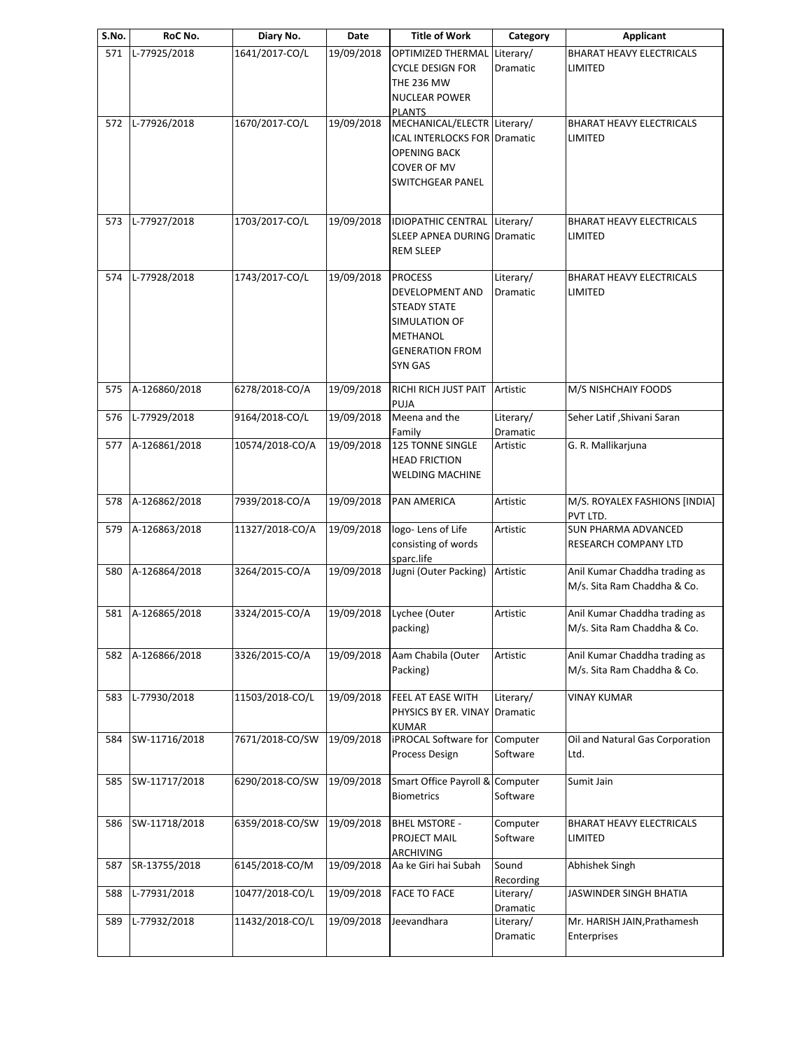| S.No. | RoC No. | Diary No. | Date | Title of Work | Category | Applicant |
|---|---|---|---|---|---|---|
| 571 | L-77925/2018 | 1641/2017-CO/L | 19/09/2018 | OPTIMIZED THERMAL CYCLE DESIGN FOR THE 236 MW NUCLEAR POWER PLANTS | Literary/ Dramatic | BHARAT HEAVY ELECTRICALS LIMITED |
| 572 | L-77926/2018 | 1670/2017-CO/L | 19/09/2018 | MECHANICAL/ELECTRICAL INTERLOCKS FOR OPENING BACK COVER OF MV SWITCHGEAR PANEL | Literary/ Dramatic | BHARAT HEAVY ELECTRICALS LIMITED |
| 573 | L-77927/2018 | 1703/2017-CO/L | 19/09/2018 | IDIOPATHIC CENTRAL SLEEP APNEA DURING REM SLEEP | Literary/ Dramatic | BHARAT HEAVY ELECTRICALS LIMITED |
| 574 | L-77928/2018 | 1743/2017-CO/L | 19/09/2018 | PROCESS DEVELOPMENT AND STEADY STATE SIMULATION OF METHANOL GENERATION FROM SYN GAS | Literary/ Dramatic | BHARAT HEAVY ELECTRICALS LIMITED |
| 575 | A-126860/2018 | 6278/2018-CO/A | 19/09/2018 | RICHI RICH JUST PAIT PUJA | Artistic | M/S NISHCHAIY FOODS |
| 576 | L-77929/2018 | 9164/2018-CO/L | 19/09/2018 | Meena and the Family | Literary/ Dramatic | Seher Latif ,Shivani Saran |
| 577 | A-126861/2018 | 10574/2018-CO/A | 19/09/2018 | 125 TONNE SINGLE HEAD FRICTION WELDING MACHINE | Artistic | G. R. Mallikarjuna |
| 578 | A-126862/2018 | 7939/2018-CO/A | 19/09/2018 | PAN AMERICA | Artistic | M/S. ROYALEX FASHIONS [INDIA] PVT LTD. |
| 579 | A-126863/2018 | 11327/2018-CO/A | 19/09/2018 | logo- Lens of Life consisting of words sparc.life | Artistic | SUN PHARMA ADVANCED RESEARCH COMPANY LTD |
| 580 | A-126864/2018 | 3264/2015-CO/A | 19/09/2018 | Jugni (Outer Packing) | Artistic | Anil Kumar Chaddha trading as M/s. Sita Ram Chaddha & Co. |
| 581 | A-126865/2018 | 3324/2015-CO/A | 19/09/2018 | Lychee (Outer packing) | Artistic | Anil Kumar Chaddha trading as M/s. Sita Ram Chaddha & Co. |
| 582 | A-126866/2018 | 3326/2015-CO/A | 19/09/2018 | Aam Chabila (Outer Packing) | Artistic | Anil Kumar Chaddha trading as M/s. Sita Ram Chaddha & Co. |
| 583 | L-77930/2018 | 11503/2018-CO/L | 19/09/2018 | FEEL AT EASE WITH PHYSICS BY ER. VINAY KUMAR | Literary/ Dramatic | VINAY KUMAR |
| 584 | SW-11716/2018 | 7671/2018-CO/SW | 19/09/2018 | iPROCAL Software for Process Design | Computer Software | Oil and Natural Gas Corporation Ltd. |
| 585 | SW-11717/2018 | 6290/2018-CO/SW | 19/09/2018 | Smart Office Payroll & Biometrics | Computer Software | Sumit Jain |
| 586 | SW-11718/2018 | 6359/2018-CO/SW | 19/09/2018 | BHEL MSTORE - PROJECT MAIL ARCHIVING | Computer Software | BHARAT HEAVY ELECTRICALS LIMITED |
| 587 | SR-13755/2018 | 6145/2018-CO/M | 19/09/2018 | Aa ke Giri hai Subah | Sound Recording | Abhishek Singh |
| 588 | L-77931/2018 | 10477/2018-CO/L | 19/09/2018 | FACE TO FACE | Literary/ Dramatic | JASWINDER SINGH BHATIA |
| 589 | L-77932/2018 | 11432/2018-CO/L | 19/09/2018 | Jeevandhara | Literary/ Dramatic | Mr. HARISH JAIN,Prathamesh Enterprises |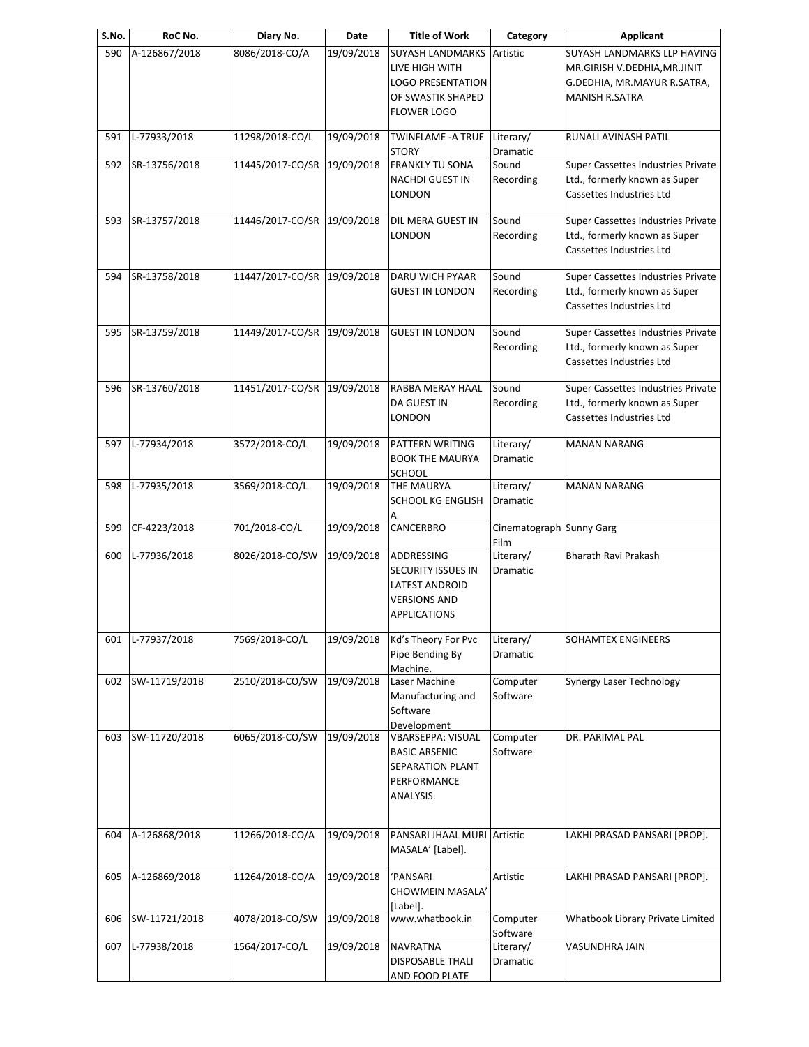| S.No. | RoC No. | Diary No. | Date | Title of Work | Category | Applicant |
|---|---|---|---|---|---|---|
| 590 | A-126867/2018 | 8086/2018-CO/A | 19/09/2018 | SUYASH LANDMARKS LIVE HIGH WITH LOGO PRESENTATION OF SWASTIK SHAPED FLOWER LOGO | Artistic | SUYASH LANDMARKS LLP HAVING MR.GIRISH V.DEDHIA,MR.JINIT G.DEDHIA, MR.MAYUR R.SATRA, MANISH R.SATRA |
| 591 | L-77933/2018 | 11298/2018-CO/L | 19/09/2018 | TWINFLAME -A TRUE STORY | Literary/ Dramatic | RUNALI AVINASH PATIL |
| 592 | SR-13756/2018 | 11445/2017-CO/SR | 19/09/2018 | FRANKLY TU SONA NACHDI GUEST IN LONDON | Sound Recording | Super Cassettes Industries Private Ltd., formerly known as Super Cassettes Industries Ltd |
| 593 | SR-13757/2018 | 11446/2017-CO/SR | 19/09/2018 | DIL MERA GUEST IN LONDON | Sound Recording | Super Cassettes Industries Private Ltd., formerly known as Super Cassettes Industries Ltd |
| 594 | SR-13758/2018 | 11447/2017-CO/SR | 19/09/2018 | DARU WICH PYAAR GUEST IN LONDON | Sound Recording | Super Cassettes Industries Private Ltd., formerly known as Super Cassettes Industries Ltd |
| 595 | SR-13759/2018 | 11449/2017-CO/SR | 19/09/2018 | GUEST IN LONDON | Sound Recording | Super Cassettes Industries Private Ltd., formerly known as Super Cassettes Industries Ltd |
| 596 | SR-13760/2018 | 11451/2017-CO/SR | 19/09/2018 | RABBA MERAY HAAL DA GUEST IN LONDON | Sound Recording | Super Cassettes Industries Private Ltd., formerly known as Super Cassettes Industries Ltd |
| 597 | L-77934/2018 | 3572/2018-CO/L | 19/09/2018 | PATTERN WRITING BOOK THE MAURYA SCHOOL | Literary/ Dramatic | MANAN NARANG |
| 598 | L-77935/2018 | 3569/2018-CO/L | 19/09/2018 | THE MAURYA SCHOOL KG ENGLISH A | Literary/ Dramatic | MANAN NARANG |
| 599 | CF-4223/2018 | 701/2018-CO/L | 19/09/2018 | CANCERBRO | Cinematograph Film | Sunny Garg |
| 600 | L-77936/2018 | 8026/2018-CO/SW | 19/09/2018 | ADDRESSING SECURITY ISSUES IN LATEST ANDROID VERSIONS AND APPLICATIONS | Literary/ Dramatic | Bharath Ravi Prakash |
| 601 | L-77937/2018 | 7569/2018-CO/L | 19/09/2018 | Kd's Theory For Pvc Pipe Bending By Machine. | Literary/ Dramatic | SOHAMTEX ENGINEERS |
| 602 | SW-11719/2018 | 2510/2018-CO/SW | 19/09/2018 | Laser Machine Manufacturing and Software Development | Computer Software | Synergy Laser Technology |
| 603 | SW-11720/2018 | 6065/2018-CO/SW | 19/09/2018 | VBARSEPPA: VISUAL BASIC ARSENIC SEPARATION PLANT PERFORMANCE ANALYSIS. | Computer Software | DR. PARIMAL PAL |
| 604 | A-126868/2018 | 11266/2018-CO/A | 19/09/2018 | PANSARI JHAAL MURI MASALA' [Label]. | Artistic | LAKHI PRASAD PANSARI [PROP]. |
| 605 | A-126869/2018 | 11264/2018-CO/A | 19/09/2018 | 'PANSARI CHOWMEIN MASALA' [Label]. | Artistic | LAKHI PRASAD PANSARI [PROP]. |
| 606 | SW-11721/2018 | 4078/2018-CO/SW | 19/09/2018 | www.whatbook.in | Computer Software | Whatbook Library Private Limited |
| 607 | L-77938/2018 | 1564/2017-CO/L | 19/09/2018 | NAVRATNA DISPOSABLE THALI AND FOOD PLATE | Literary/ Dramatic | VASUNDHRA JAIN |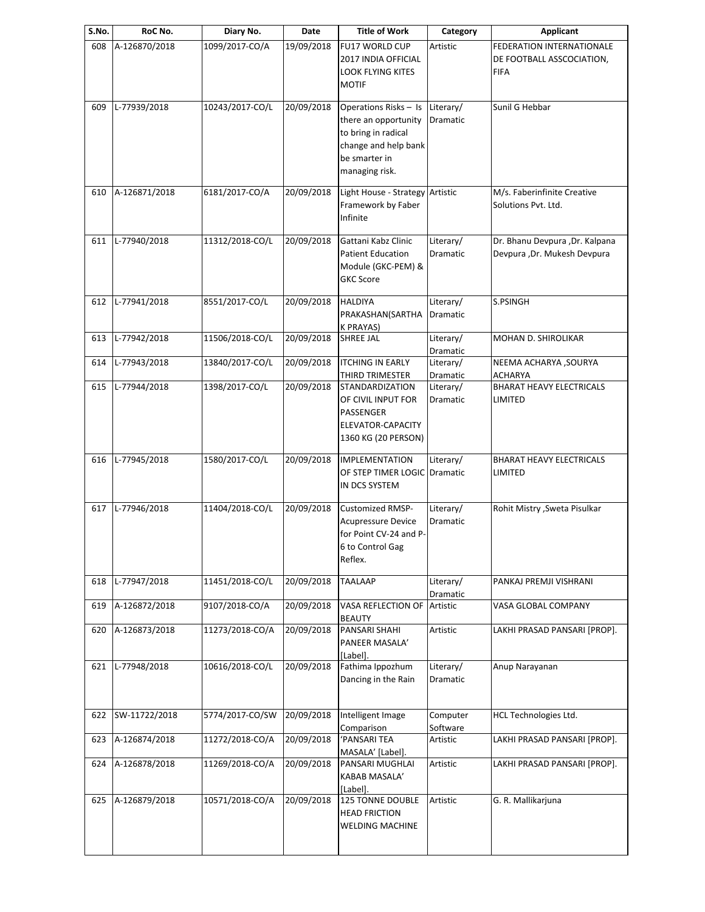| S.No. | RoC No. | Diary No. | Date | Title of Work | Category | Applicant |
|---|---|---|---|---|---|---|
| 608 | A-126870/2018 | 1099/2017-CO/A | 19/09/2018 | FU17 WORLD CUP 2017 INDIA OFFICIAL LOOK FLYING KITES MOTIF | Artistic | FEDERATION INTERNATIONALE DE FOOTBALL ASSCOCIATION, FIFA |
| 609 | L-77939/2018 | 10243/2017-CO/L | 20/09/2018 | Operations Risks – Is there an opportunity to bring in radical change and help bank be smarter in managing risk. | Literary/ Dramatic | Sunil G Hebbar |
| 610 | A-126871/2018 | 6181/2017-CO/A | 20/09/2018 | Light House - Strategy Framework by Faber Infinite | Artistic | M/s. Faberinfinite Creative Solutions Pvt. Ltd. |
| 611 | L-77940/2018 | 11312/2018-CO/L | 20/09/2018 | Gattani Kabz Clinic Patient Education Module (GKC-PEM) & GKC Score | Literary/ Dramatic | Dr. Bhanu Devpura ,Dr. Kalpana Devpura ,Dr. Mukesh Devpura |
| 612 | L-77941/2018 | 8551/2017-CO/L | 20/09/2018 | HALDIYA PRAKASHAN(SARTHAK PRAYAS) | Literary/ Dramatic | S.PSINGH |
| 613 | L-77942/2018 | 11506/2018-CO/L | 20/09/2018 | SHREE JAL | Literary/ Dramatic | MOHAN D. SHIROLIKAR |
| 614 | L-77943/2018 | 13840/2017-CO/L | 20/09/2018 | ITCHING IN EARLY THIRD TRIMESTER | Literary/ Dramatic | NEEMA ACHARYA ,SOURYA ACHARYA |
| 615 | L-77944/2018 | 1398/2017-CO/L | 20/09/2018 | STANDARDIZATION OF CIVIL INPUT FOR PASSENGER ELEVATOR-CAPACITY 1360 KG (20 PERSON) | Literary/ Dramatic | BHARAT HEAVY ELECTRICALS LIMITED |
| 616 | L-77945/2018 | 1580/2017-CO/L | 20/09/2018 | IMPLEMENTATION OF STEP TIMER LOGIC IN DCS SYSTEM | Literary/ Dramatic | BHARAT HEAVY ELECTRICALS LIMITED |
| 617 | L-77946/2018 | 11404/2018-CO/L | 20/09/2018 | Customized RMSP-Acupressure Device for Point CV-24 and P-6 to Control Gag Reflex. | Literary/ Dramatic | Rohit Mistry ,Sweta Pisulkar |
| 618 | L-77947/2018 | 11451/2018-CO/L | 20/09/2018 | TAALAAP | Literary/ Dramatic | PANKAJ PREMJI VISHRANI |
| 619 | A-126872/2018 | 9107/2018-CO/A | 20/09/2018 | VASA REFLECTION OF BEAUTY | Artistic | VASA GLOBAL COMPANY |
| 620 | A-126873/2018 | 11273/2018-CO/A | 20/09/2018 | PANSARI SHAHI PANEER MASALA' [Label]. | Artistic | LAKHI PRASAD PANSARI [PROP]. |
| 621 | L-77948/2018 | 10616/2018-CO/L | 20/09/2018 | Fathima Ippozhum Dancing in the Rain | Literary/ Dramatic | Anup Narayanan |
| 622 | SW-11722/2018 | 5774/2017-CO/SW | 20/09/2018 | Intelligent Image Comparison | Computer Software | HCL Technologies Ltd. |
| 623 | A-126874/2018 | 11272/2018-CO/A | 20/09/2018 | 'PANSARI TEA MASALA' [Label]. | Artistic | LAKHI PRASAD PANSARI [PROP]. |
| 624 | A-126878/2018 | 11269/2018-CO/A | 20/09/2018 | PANSARI MUGHLAI KABAB MASALA' [Label]. | Artistic | LAKHI PRASAD PANSARI [PROP]. |
| 625 | A-126879/2018 | 10571/2018-CO/A | 20/09/2018 | 125 TONNE DOUBLE HEAD FRICTION WELDING MACHINE | Artistic | G. R. Mallikarjuna |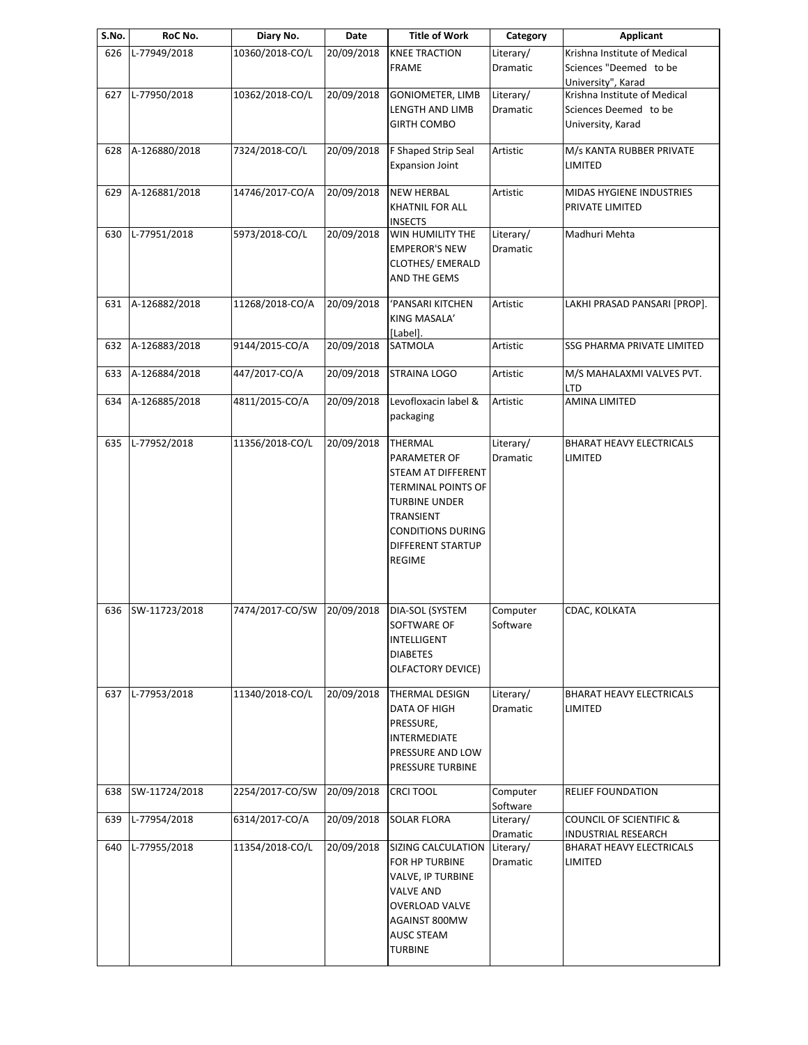| S.No. | RoC No. | Diary No. | Date | Title of Work | Category | Applicant |
|---|---|---|---|---|---|---|
| 626 | L-77949/2018 | 10360/2018-CO/L | 20/09/2018 | KNEE TRACTION FRAME | Literary/ Dramatic | Krishna Institute of Medical Sciences "Deemed to be University", Karad |
| 627 | L-77950/2018 | 10362/2018-CO/L | 20/09/2018 | GONIOMETER, LIMB LENGTH AND LIMB GIRTH COMBO | Literary/ Dramatic | Krishna Institute of Medical Sciences Deemed to be University, Karad |
| 628 | A-126880/2018 | 7324/2018-CO/L | 20/09/2018 | F Shaped Strip Seal Expansion Joint | Artistic | M/s KANTA RUBBER PRIVATE LIMITED |
| 629 | A-126881/2018 | 14746/2017-CO/A | 20/09/2018 | NEW HERBAL KHATNIL FOR ALL INSECTS | Artistic | MIDAS HYGIENE INDUSTRIES PRIVATE LIMITED |
| 630 | L-77951/2018 | 5973/2018-CO/L | 20/09/2018 | WIN HUMILITY THE EMPEROR'S NEW CLOTHES/ EMERALD AND THE GEMS | Literary/ Dramatic | Madhuri Mehta |
| 631 | A-126882/2018 | 11268/2018-CO/A | 20/09/2018 | 'PANSARI KITCHEN KING MASALA' [Label]. | Artistic | LAKHI PRASAD PANSARI [PROP]. |
| 632 | A-126883/2018 | 9144/2015-CO/A | 20/09/2018 | SATMOLA | Artistic | SSG PHARMA PRIVATE LIMITED |
| 633 | A-126884/2018 | 447/2017-CO/A | 20/09/2018 | STRAINA LOGO | Artistic | M/S MAHALAXMI VALVES PVT. LTD |
| 634 | A-126885/2018 | 4811/2015-CO/A | 20/09/2018 | Levofloxacin label & packaging | Artistic | AMINA LIMITED |
| 635 | L-77952/2018 | 11356/2018-CO/L | 20/09/2018 | THERMAL PARAMETER OF STEAM AT DIFFERENT TERMINAL POINTS OF TURBINE UNDER TRANSIENT CONDITIONS DURING DIFFERENT STARTUP REGIME | Literary/ Dramatic | BHARAT HEAVY ELECTRICALS LIMITED |
| 636 | SW-11723/2018 | 7474/2017-CO/SW | 20/09/2018 | DIA-SOL (SYSTEM SOFTWARE OF INTELLIGENT DIABETES OLFACTORY DEVICE) | Computer Software | CDAC, KOLKATA |
| 637 | L-77953/2018 | 11340/2018-CO/L | 20/09/2018 | THERMAL DESIGN DATA OF HIGH PRESSURE, INTERMEDIATE PRESSURE AND LOW PRESSURE TURBINE | Literary/ Dramatic | BHARAT HEAVY ELECTRICALS LIMITED |
| 638 | SW-11724/2018 | 2254/2017-CO/SW | 20/09/2018 | CRCI TOOL | Computer Software | RELIEF FOUNDATION |
| 639 | L-77954/2018 | 6314/2017-CO/A | 20/09/2018 | SOLAR FLORA | Literary/ Dramatic | COUNCIL OF SCIENTIFIC & INDUSTRIAL RESEARCH |
| 640 | L-77955/2018 | 11354/2018-CO/L | 20/09/2018 | SIZING CALCULATION FOR HP TURBINE VALVE, IP TURBINE VALVE AND OVERLOAD VALVE AGAINST 800MW AUSC STEAM TURBINE | Literary/ Dramatic | BHARAT HEAVY ELECTRICALS LIMITED |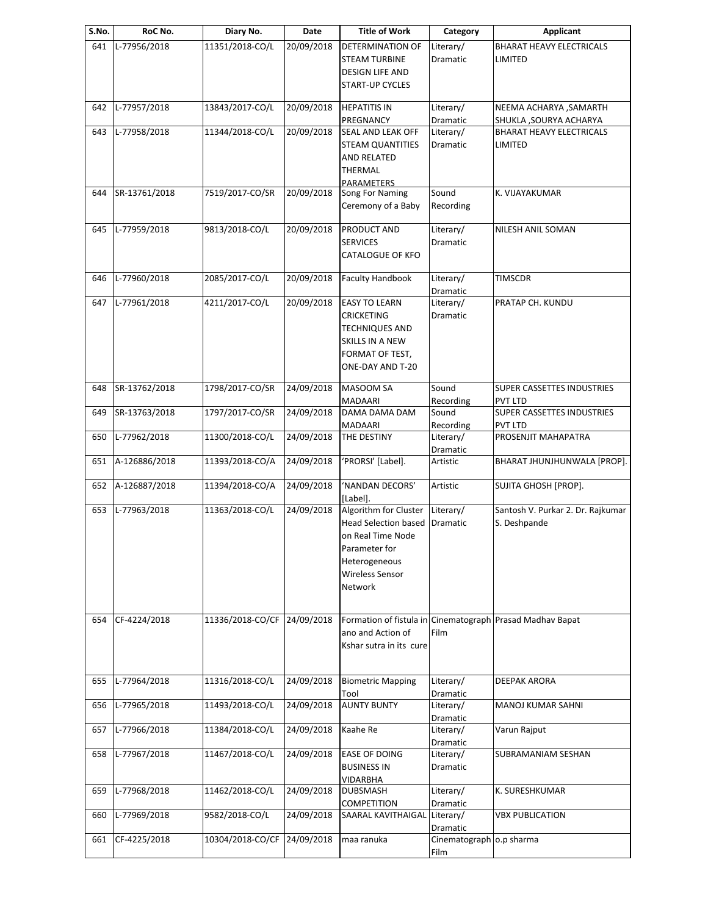| S.No. | RoC No. | Diary No. | Date | Title of Work | Category | Applicant |
|---|---|---|---|---|---|---|
| 641 | L-77956/2018 | 11351/2018-CO/L | 20/09/2018 | DETERMINATION OF STEAM TURBINE DESIGN LIFE AND START-UP CYCLES | Literary/ Dramatic | BHARAT HEAVY ELECTRICALS LIMITED |
| 642 | L-77957/2018 | 13843/2017-CO/L | 20/09/2018 | HEPATITIS IN PREGNANCY | Literary/ Dramatic | NEEMA ACHARYA ,SAMARTH SHUKLA ,SOURYA ACHARYA |
| 643 | L-77958/2018 | 11344/2018-CO/L | 20/09/2018 | SEAL AND LEAK OFF STEAM QUANTITIES AND RELATED THERMAL PARAMETERS | Literary/ Dramatic | BHARAT HEAVY ELECTRICALS LIMITED |
| 644 | SR-13761/2018 | 7519/2017-CO/SR | 20/09/2018 | Song For Naming Ceremony of a Baby | Sound Recording | K. VIJAYAKUMAR |
| 645 | L-77959/2018 | 9813/2018-CO/L | 20/09/2018 | PRODUCT AND SERVICES CATALOGUE OF KFO | Literary/ Dramatic | NILESH ANIL SOMAN |
| 646 | L-77960/2018 | 2085/2017-CO/L | 20/09/2018 | Faculty Handbook | Literary/ Dramatic | TIMSCDR |
| 647 | L-77961/2018 | 4211/2017-CO/L | 20/09/2018 | EASY TO LEARN CRICKETING TECHNIQUES AND SKILLS IN A NEW FORMAT OF TEST, ONE-DAY AND T-20 | Literary/ Dramatic | PRATAP CH. KUNDU |
| 648 | SR-13762/2018 | 1798/2017-CO/SR | 24/09/2018 | MASOOM SA MADAARI | Sound Recording | SUPER CASSETTES INDUSTRIES PVT LTD |
| 649 | SR-13763/2018 | 1797/2017-CO/SR | 24/09/2018 | DAMA DAMA DAM MADAARI | Sound Recording | SUPER CASSETTES INDUSTRIES PVT LTD |
| 650 | L-77962/2018 | 11300/2018-CO/L | 24/09/2018 | THE DESTINY | Literary/ Dramatic | PROSENJIT MAHAPATRA |
| 651 | A-126886/2018 | 11393/2018-CO/A | 24/09/2018 | 'PRORSI' [Label]. | Artistic | BHARAT JHUNJHUNWALA [PROP]. |
| 652 | A-126887/2018 | 11394/2018-CO/A | 24/09/2018 | 'NANDAN DECORS' [Label]. | Artistic | SUJITA GHOSH [PROP]. |
| 653 | L-77963/2018 | 11363/2018-CO/L | 24/09/2018 | Algorithm for Cluster Head Selection based on Real Time Node Parameter for Heterogeneous Wireless Sensor Network | Literary/ Dramatic | Santosh V. Purkar 2. Dr. Rajkumar S. Deshpande |
| 654 | CF-4224/2018 | 11336/2018-CO/CF | 24/09/2018 | Formation of fistula in ano and Action of Kshar sutra in its cure | Cinematograph Film | Prasad Madhav Bapat |
| 655 | L-77964/2018 | 11316/2018-CO/L | 24/09/2018 | Biometric Mapping Tool | Literary/ Dramatic | DEEPAK ARORA |
| 656 | L-77965/2018 | 11493/2018-CO/L | 24/09/2018 | AUNTY BUNTY | Literary/ Dramatic | MANOJ KUMAR SAHNI |
| 657 | L-77966/2018 | 11384/2018-CO/L | 24/09/2018 | Kaahe Re | Literary/ Dramatic | Varun Rajput |
| 658 | L-77967/2018 | 11467/2018-CO/L | 24/09/2018 | EASE OF DOING BUSINESS IN VIDARBHA | Literary/ Dramatic | SUBRAMANIAM SESHAN |
| 659 | L-77968/2018 | 11462/2018-CO/L | 24/09/2018 | DUBSMASH COMPETITION | Literary/ Dramatic | K. SURESHKUMAR |
| 660 | L-77969/2018 | 9582/2018-CO/L | 24/09/2018 | SAARAL KAVITHAIGAL | Literary/ Dramatic | VBX PUBLICATION |
| 661 | CF-4225/2018 | 10304/2018-CO/CF | 24/09/2018 | maa ranuka | Cinematograph Film | o.p sharma |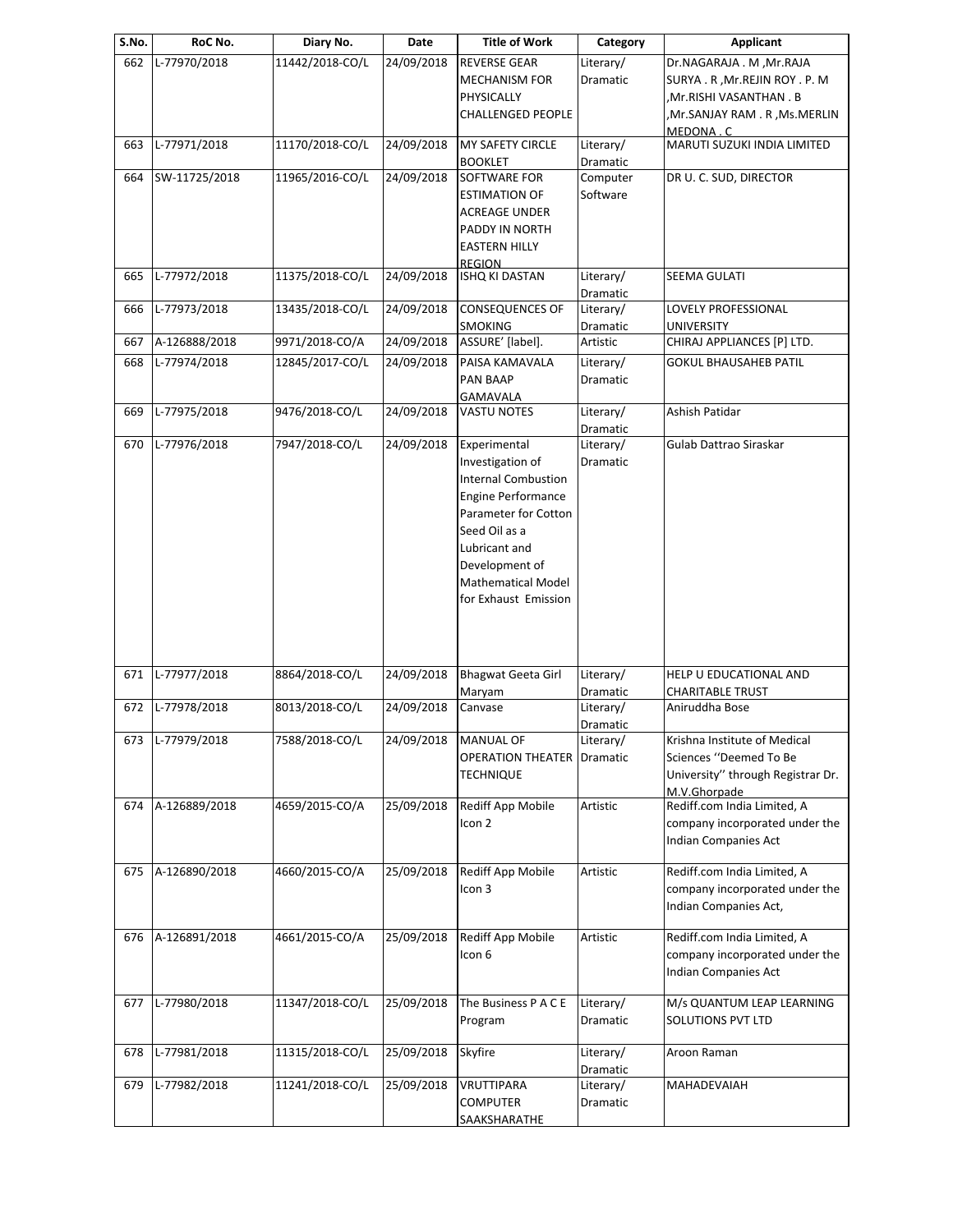| S.No. | RoC No. | Diary No. | Date | Title of Work | Category | Applicant |
|---|---|---|---|---|---|---|
| 662 | L-77970/2018 | 11442/2018-CO/L | 24/09/2018 | REVERSE GEAR MECHANISM FOR PHYSICALLY CHALLENGED PEOPLE | Literary/ Dramatic | Dr.NAGARAJA . M ,Mr.RAJA SURYA . R ,Mr.REJIN ROY . P. M ,Mr.RISHI VASANTHAN . B ,Mr.SANJAY RAM . R ,Ms.MERLIN MEDONA . C |
| 663 | L-77971/2018 | 11170/2018-CO/L | 24/09/2018 | MY SAFETY CIRCLE BOOKLET | Literary/ Dramatic | MARUTI SUZUKI INDIA LIMITED |
| 664 | SW-11725/2018 | 11965/2016-CO/L | 24/09/2018 | SOFTWARE FOR ESTIMATION OF ACREAGE UNDER PADDY IN NORTH EASTERN HILLY REGION | Computer Software | DR U. C. SUD, DIRECTOR |
| 665 | L-77972/2018 | 11375/2018-CO/L | 24/09/2018 | ISHQ KI DASTAN | Literary/ Dramatic | SEEMA GULATI |
| 666 | L-77973/2018 | 13435/2018-CO/L | 24/09/2018 | CONSEQUENCES OF SMOKING | Literary/ Dramatic | LOVELY PROFESSIONAL UNIVERSITY |
| 667 | A-126888/2018 | 9971/2018-CO/A | 24/09/2018 | ASSURE' [label]. | Artistic | CHIRAJ APPLIANCES [P] LTD. |
| 668 | L-77974/2018 | 12845/2017-CO/L | 24/09/2018 | PAISA KAMAVALA PAN BAAP GAMAVALA | Literary/ Dramatic | GOKUL BHAUSAHEB PATIL |
| 669 | L-77975/2018 | 9476/2018-CO/L | 24/09/2018 | VASTU NOTES | Literary/ Dramatic | Ashish Patidar |
| 670 | L-77976/2018 | 7947/2018-CO/L | 24/09/2018 | Experimental Investigation of Internal Combustion Engine Performance Parameter for Cotton Seed Oil as a Lubricant and Development of Mathematical Model for Exhaust Emission | Literary/ Dramatic | Gulab Dattrao Siraskar |
| 671 | L-77977/2018 | 8864/2018-CO/L | 24/09/2018 | Bhagwat Geeta Girl Maryam | Literary/ Dramatic | HELP U EDUCATIONAL AND CHARITABLE TRUST |
| 672 | L-77978/2018 | 8013/2018-CO/L | 24/09/2018 | Canvase | Literary/ Dramatic | Aniruddha Bose |
| 673 | L-77979/2018 | 7588/2018-CO/L | 24/09/2018 | MANUAL OF OPERATION THEATER TECHNIQUE | Literary/ Dramatic | Krishna Institute of Medical Sciences ''Deemed To Be University'' through Registrar Dr. M.V.Ghorpade |
| 674 | A-126889/2018 | 4659/2015-CO/A | 25/09/2018 | Rediff App Mobile Icon 2 | Artistic | Rediff.com India Limited, A company incorporated under the Indian Companies Act |
| 675 | A-126890/2018 | 4660/2015-CO/A | 25/09/2018 | Rediff App Mobile Icon 3 | Artistic | Rediff.com India Limited, A company incorporated under the Indian Companies Act, |
| 676 | A-126891/2018 | 4661/2015-CO/A | 25/09/2018 | Rediff App Mobile Icon 6 | Artistic | Rediff.com India Limited, A company incorporated under the Indian Companies Act |
| 677 | L-77980/2018 | 11347/2018-CO/L | 25/09/2018 | The Business P A C E Program | Literary/ Dramatic | M/s QUANTUM LEAP LEARNING SOLUTIONS PVT LTD |
| 678 | L-77981/2018 | 11315/2018-CO/L | 25/09/2018 | Skyfire | Literary/ Dramatic | Aroon Raman |
| 679 | L-77982/2018 | 11241/2018-CO/L | 25/09/2018 | VRUTTIPARA COMPUTER SAAKSHARATHE | Literary/ Dramatic | MAHADEVAIAH |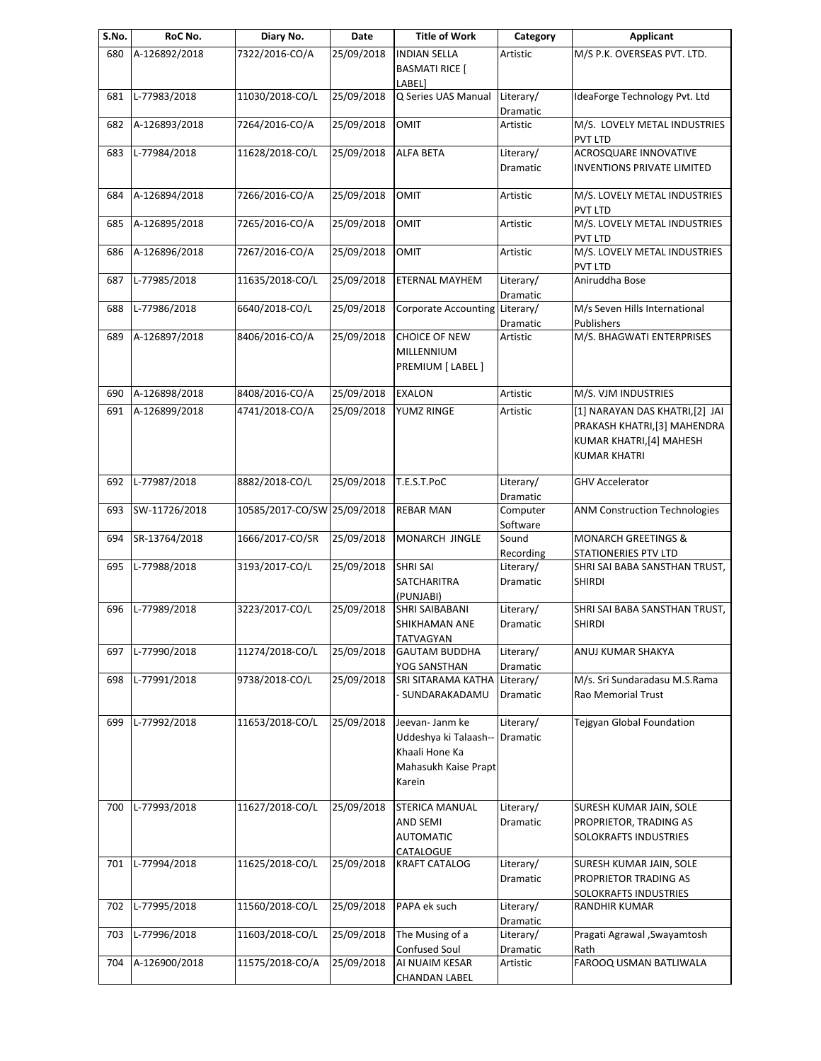| S.No. | RoC No. | Diary No. | Date | Title of Work | Category | Applicant |
|---|---|---|---|---|---|---|
| 680 | A-126892/2018 | 7322/2016-CO/A | 25/09/2018 | INDIAN SELLA BASMATI RICE [ LABEL] | Artistic | M/S P.K. OVERSEAS PVT. LTD. |
| 681 | L-77983/2018 | 11030/2018-CO/L | 25/09/2018 | Q Series UAS Manual | Literary/ Dramatic | IdeaForge Technology Pvt. Ltd |
| 682 | A-126893/2018 | 7264/2016-CO/A | 25/09/2018 | OMIT | Artistic | M/S. LOVELY METAL INDUSTRIES PVT LTD |
| 683 | L-77984/2018 | 11628/2018-CO/L | 25/09/2018 | ALFA BETA | Literary/ Dramatic | ACROSQUARE INNOVATIVE INVENTIONS PRIVATE LIMITED |
| 684 | A-126894/2018 | 7266/2016-CO/A | 25/09/2018 | OMIT | Artistic | M/S. LOVELY METAL INDUSTRIES PVT LTD |
| 685 | A-126895/2018 | 7265/2016-CO/A | 25/09/2018 | OMIT | Artistic | M/S. LOVELY METAL INDUSTRIES PVT LTD |
| 686 | A-126896/2018 | 7267/2016-CO/A | 25/09/2018 | OMIT | Artistic | M/S. LOVELY METAL INDUSTRIES PVT LTD |
| 687 | L-77985/2018 | 11635/2018-CO/L | 25/09/2018 | ETERNAL MAYHEM | Literary/ Dramatic | Aniruddha Bose |
| 688 | L-77986/2018 | 6640/2018-CO/L | 25/09/2018 | Corporate Accounting | Literary/ Dramatic | M/s Seven Hills International Publishers |
| 689 | A-126897/2018 | 8406/2016-CO/A | 25/09/2018 | CHOICE OF NEW MILLENNIUM PREMIUM [ LABEL ] | Artistic | M/S. BHAGWATI ENTERPRISES |
| 690 | A-126898/2018 | 8408/2016-CO/A | 25/09/2018 | EXALON | Artistic | M/S. VJM INDUSTRIES |
| 691 | A-126899/2018 | 4741/2018-CO/A | 25/09/2018 | YUMZ RINGE | Artistic | [1] NARAYAN DAS KHATRI,[2] JAI PRAKASH KHATRI,[3] MAHENDRA KUMAR KHATRI,[4] MAHESH KUMAR KHATRI |
| 692 | L-77987/2018 | 8882/2018-CO/L | 25/09/2018 | T.E.S.T.PoC | Literary/ Dramatic | GHV Accelerator |
| 693 | SW-11726/2018 | 10585/2017-CO/SW | 25/09/2018 | REBAR MAN | Computer Software | ANM Construction Technologies |
| 694 | SR-13764/2018 | 1666/2017-CO/SR | 25/09/2018 | MONARCH JINGLE | Sound Recording | MONARCH GREETINGS & STATIONERIES PTV LTD |
| 695 | L-77988/2018 | 3193/2017-CO/L | 25/09/2018 | SHRI SAI SATCHARITRA (PUNJABI) | Literary/ Dramatic | SHRI SAI BABA SANSTHAN TRUST, SHIRDI |
| 696 | L-77989/2018 | 3223/2017-CO/L | 25/09/2018 | SHRI SAIBABANI SHIKHAMAN ANE TATVAGYAN | Literary/ Dramatic | SHRI SAI BABA SANSTHAN TRUST, SHIRDI |
| 697 | L-77990/2018 | 11274/2018-CO/L | 25/09/2018 | GAUTAM BUDDHA YOG SANSTHAN | Literary/ Dramatic | ANUJ KUMAR SHAKYA |
| 698 | L-77991/2018 | 9738/2018-CO/L | 25/09/2018 | SRI SITARAMA KATHA - SUNDARAKADAMU | Literary/ Dramatic | M/s. Sri Sundaradasu M.S.Rama Rao Memorial Trust |
| 699 | L-77992/2018 | 11653/2018-CO/L | 25/09/2018 | Jeevan- Janm ke Uddeshya ki Talaash-- Khaali Hone Ka Mahasukh Kaise Prapt Karein | Literary/ Dramatic | Tejgyan Global Foundation |
| 700 | L-77993/2018 | 11627/2018-CO/L | 25/09/2018 | STERICA MANUAL AND SEMI AUTOMATIC CATALOGUE | Literary/ Dramatic | SURESH KUMAR JAIN, SOLE PROPRIETOR, TRADING AS SOLOKRAFTS INDUSTRIES |
| 701 | L-77994/2018 | 11625/2018-CO/L | 25/09/2018 | KRAFT CATALOG | Literary/ Dramatic | SURESH KUMAR JAIN, SOLE PROPRIETOR TRADING AS SOLOKRAFTS INDUSTRIES |
| 702 | L-77995/2018 | 11560/2018-CO/L | 25/09/2018 | PAPA ek such | Literary/ Dramatic | RANDHIR KUMAR |
| 703 | L-77996/2018 | 11603/2018-CO/L | 25/09/2018 | The Musing of a Confused Soul | Literary/ Dramatic | Pragati Agrawal ,Swayamtosh Rath |
| 704 | A-126900/2018 | 11575/2018-CO/A | 25/09/2018 | AI NUAIM KESAR CHANDAN LABEL | Artistic | FAROOQ USMAN BATLIWALA |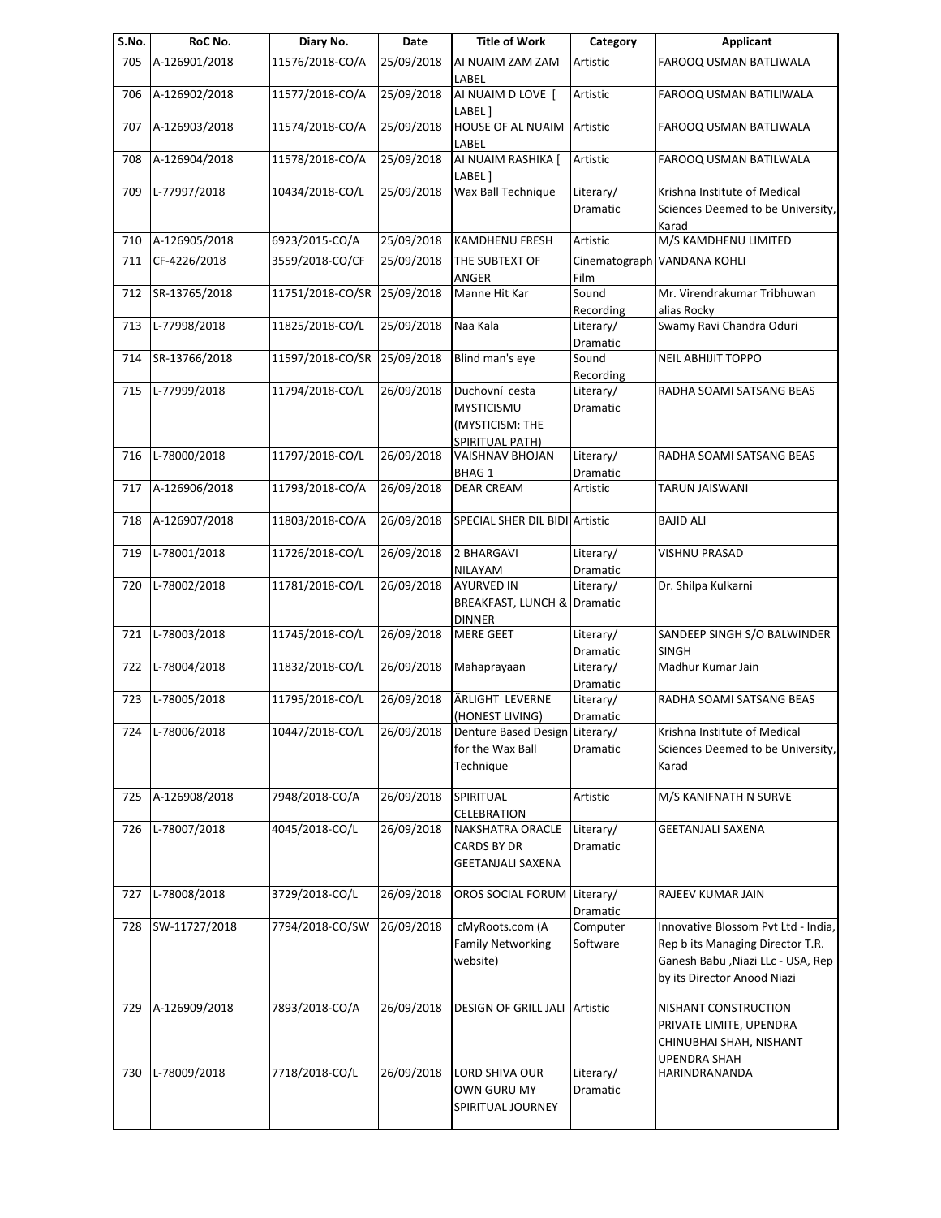| S.No. | RoC No. | Diary No. | Date | Title of Work | Category | Applicant |
|---|---|---|---|---|---|---|
| 705 | A-126901/2018 | 11576/2018-CO/A | 25/09/2018 | AI NUAIM ZAM ZAM LABEL | Artistic | FAROOQ USMAN BATLIWALA |
| 706 | A-126902/2018 | 11577/2018-CO/A | 25/09/2018 | AI NUAIM D LOVE [ LABEL ] | Artistic | FAROOQ USMAN BATLIWALA |
| 707 | A-126903/2018 | 11574/2018-CO/A | 25/09/2018 | HOUSE OF AL NUAIM LABEL | Artistic | FAROOQ USMAN BATLIWALA |
| 708 | A-126904/2018 | 11578/2018-CO/A | 25/09/2018 | AI NUAIM RASHIKA [ LABEL ] | Artistic | FAROOQ USMAN BATILWALA |
| 709 | L-77997/2018 | 10434/2018-CO/L | 25/09/2018 | Wax Ball Technique | Literary/ Dramatic | Krishna Institute of Medical Sciences Deemed to be University, Karad |
| 710 | A-126905/2018 | 6923/2015-CO/A | 25/09/2018 | KAMDHENU FRESH | Artistic | M/S KAMDHENU LIMITED |
| 711 | CF-4226/2018 | 3559/2018-CO/CF | 25/09/2018 | THE SUBTEXT OF ANGER | Cinematograph Film | VANDANA KOHLI |
| 712 | SR-13765/2018 | 11751/2018-CO/SR | 25/09/2018 | Manne Hit Kar | Sound Recording | Mr. Virendrakumar Tribhuwan alias Rocky |
| 713 | L-77998/2018 | 11825/2018-CO/L | 25/09/2018 | Naa Kala | Literary/ Dramatic | Swamy Ravi Chandra Oduri |
| 714 | SR-13766/2018 | 11597/2018-CO/SR | 25/09/2018 | Blind man's eye | Sound Recording | NEIL ABHIJIT TOPPO |
| 715 | L-77999/2018 | 11794/2018-CO/L | 26/09/2018 | Duchovní cesta MYSTICISMU (MYSTICISM: THE SPIRITUAL PATH) | Literary/ Dramatic | RADHA SOAMI SATSANG BEAS |
| 716 | L-78000/2018 | 11797/2018-CO/L | 26/09/2018 | VAISHNAV BHOJAN BHAG 1 | Literary/ Dramatic | RADHA SOAMI SATSANG BEAS |
| 717 | A-126906/2018 | 11793/2018-CO/A | 26/09/2018 | DEAR CREAM | Artistic | TARUN JAISWANI |
| 718 | A-126907/2018 | 11803/2018-CO/A | 26/09/2018 | SPECIAL SHER DIL BIDI | Artistic | BAJID ALI |
| 719 | L-78001/2018 | 11726/2018-CO/L | 26/09/2018 | 2 BHARGAVI NILAYAM | Literary/ Dramatic | VISHNU PRASAD |
| 720 | L-78002/2018 | 11781/2018-CO/L | 26/09/2018 | AYURVED IN BREAKFAST, LUNCH & DINNER | Literary/ Dramatic | Dr. Shilpa Kulkarni |
| 721 | L-78003/2018 | 11745/2018-CO/L | 26/09/2018 | MERE GEET | Literary/ Dramatic | SANDEEP SINGH S/O BALWINDER SINGH |
| 722 | L-78004/2018 | 11832/2018-CO/L | 26/09/2018 | Mahaprayaan | Literary/ Dramatic | Madhur Kumar Jain |
| 723 | L-78005/2018 | 11795/2018-CO/L | 26/09/2018 | ÄRLIGHT LEVERNE (HONEST LIVING) | Literary/ Dramatic | RADHA SOAMI SATSANG BEAS |
| 724 | L-78006/2018 | 10447/2018-CO/L | 26/09/2018 | Denture Based Design for the Wax Ball Technique | Literary/ Dramatic | Krishna Institute of Medical Sciences Deemed to be University, Karad |
| 725 | A-126908/2018 | 7948/2018-CO/A | 26/09/2018 | SPIRITUAL CELEBRATION | Artistic | M/S KANIFNATH N SURVE |
| 726 | L-78007/2018 | 4045/2018-CO/L | 26/09/2018 | NAKSHATRA ORACLE CARDS BY DR GEETANJALI SAXENA | Literary/ Dramatic | GEETANJALI SAXENA |
| 727 | L-78008/2018 | 3729/2018-CO/L | 26/09/2018 | OROS SOCIAL FORUM | Literary/ Dramatic | RAJEEV KUMAR JAIN |
| 728 | SW-11727/2018 | 7794/2018-CO/SW | 26/09/2018 | cMyRoots.com (A Family Networking website) | Computer Software | Innovative Blossom Pvt Ltd - India, Rep b its Managing Director T.R. Ganesh Babu ,Niazi LLc - USA, Rep by its Director Anood Niazi |
| 729 | A-126909/2018 | 7893/2018-CO/A | 26/09/2018 | DESIGN OF GRILL JALI | Artistic | NISHANT CONSTRUCTION PRIVATE LIMITE, UPENDRA CHINUBHAI SHAH, NISHANT UPENDRA SHAH |
| 730 | L-78009/2018 | 7718/2018-CO/L | 26/09/2018 | LORD SHIVA OUR OWN GURU MY SPIRITUAL JOURNEY | Literary/ Dramatic | HARINDRANANDA |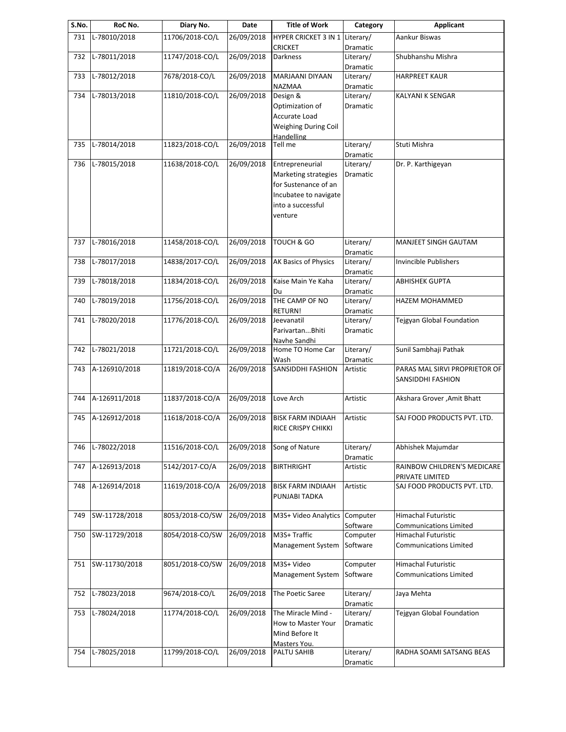| S.No. | RoC No. | Diary No. | Date | Title of Work | Category | Applicant |
|---|---|---|---|---|---|---|
| 731 | L-78010/2018 | 11706/2018-CO/L | 26/09/2018 | HYPER CRICKET 3 IN 1 CRICKET | Literary/ Dramatic | Aankur Biswas |
| 732 | L-78011/2018 | 11747/2018-CO/L | 26/09/2018 | Darkness | Literary/ Dramatic | Shubhanshu Mishra |
| 733 | L-78012/2018 | 7678/2018-CO/L | 26/09/2018 | MARJAANI DIYAAN NAZMAA | Literary/ Dramatic | HARPREET KAUR |
| 734 | L-78013/2018 | 11810/2018-CO/L | 26/09/2018 | Design & Optimization of Accurate Load Weighing During Coil Handelling | Literary/ Dramatic | KALYANI K SENGAR |
| 735 | L-78014/2018 | 11823/2018-CO/L | 26/09/2018 | Tell me | Literary/ Dramatic | Stuti Mishra |
| 736 | L-78015/2018 | 11638/2018-CO/L | 26/09/2018 | Entrepreneurial Marketing strategies for Sustenance of an Incubatee to navigate into a successful venture | Literary/ Dramatic | Dr. P. Karthigeyan |
| 737 | L-78016/2018 | 11458/2018-CO/L | 26/09/2018 | TOUCH & GO | Literary/ Dramatic | MANJEET SINGH GAUTAM |
| 738 | L-78017/2018 | 14838/2017-CO/L | 26/09/2018 | AK Basics of Physics | Literary/ Dramatic | Invincible Publishers |
| 739 | L-78018/2018 | 11834/2018-CO/L | 26/09/2018 | Kaise Main Ye Kaha Du | Literary/ Dramatic | ABHISHEK GUPTA |
| 740 | L-78019/2018 | 11756/2018-CO/L | 26/09/2018 | THE CAMP OF NO RETURN! | Literary/ Dramatic | HAZEM MOHAMMED |
| 741 | L-78020/2018 | 11776/2018-CO/L | 26/09/2018 | Jeevanatil Parivartan...Bhiti Navhe Sandhi | Literary/ Dramatic | Tejgyan Global Foundation |
| 742 | L-78021/2018 | 11721/2018-CO/L | 26/09/2018 | Home TO Home Car Wash | Literary/ Dramatic | Sunil Sambhaji Pathak |
| 743 | A-126910/2018 | 11819/2018-CO/A | 26/09/2018 | SANSIDDHI FASHION | Artistic | PARAS MAL SIRVI PROPRIETOR OF SANSIDDHI FASHION |
| 744 | A-126911/2018 | 11837/2018-CO/A | 26/09/2018 | Love Arch | Artistic | Akshara Grover ,Amit Bhatt |
| 745 | A-126912/2018 | 11618/2018-CO/A | 26/09/2018 | BISK FARM INDIAAH RICE CRISPY CHIKKI | Artistic | SAJ FOOD PRODUCTS PVT. LTD. |
| 746 | L-78022/2018 | 11516/2018-CO/L | 26/09/2018 | Song of Nature | Literary/ Dramatic | Abhishek Majumdar |
| 747 | A-126913/2018 | 5142/2017-CO/A | 26/09/2018 | BIRTHRIGHT | Artistic | RAINBOW CHILDREN'S MEDICARE PRIVATE LIMITED |
| 748 | A-126914/2018 | 11619/2018-CO/A | 26/09/2018 | BISK FARM INDIAAH PUNJABI TADKA | Artistic | SAJ FOOD PRODUCTS PVT. LTD. |
| 749 | SW-11728/2018 | 8053/2018-CO/SW | 26/09/2018 | M3S+ Video Analytics | Computer Software | Himachal Futuristic Communications Limited |
| 750 | SW-11729/2018 | 8054/2018-CO/SW | 26/09/2018 | M3S+ Traffic Management System | Computer Software | Himachal Futuristic Communications Limited |
| 751 | SW-11730/2018 | 8051/2018-CO/SW | 26/09/2018 | M3S+ Video Management System | Computer Software | Himachal Futuristic Communications Limited |
| 752 | L-78023/2018 | 9674/2018-CO/L | 26/09/2018 | The Poetic Saree | Literary/ Dramatic | Jaya Mehta |
| 753 | L-78024/2018 | 11774/2018-CO/L | 26/09/2018 | The Miracle Mind - How to Master Your Mind Before It Masters You. | Literary/ Dramatic | Tejgyan Global Foundation |
| 754 | L-78025/2018 | 11799/2018-CO/L | 26/09/2018 | PALTU SAHIB | Literary/ Dramatic | RADHA SOAMI SATSANG BEAS |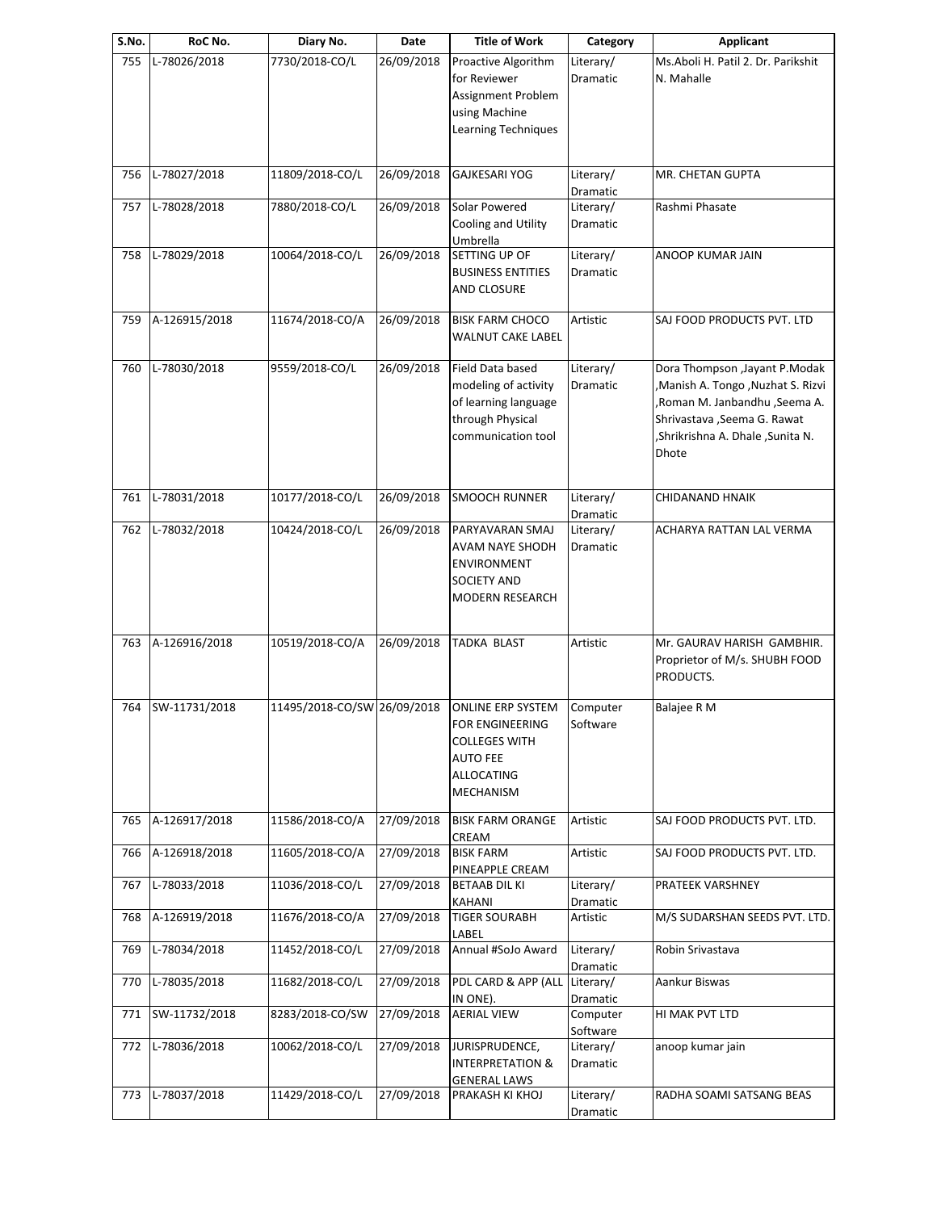| S.No. | RoC No. | Diary No. | Date | Title of Work | Category | Applicant |
|---|---|---|---|---|---|---|
| 755 | L-78026/2018 | 7730/2018-CO/L | 26/09/2018 | Proactive Algorithm for Reviewer Assignment Problem using Machine Learning Techniques | Literary/ Dramatic | Ms.Aboli H. Patil 2. Dr. Parikshit N. Mahalle |
| 756 | L-78027/2018 | 11809/2018-CO/L | 26/09/2018 | GAJKESARI YOG | Literary/ Dramatic | MR. CHETAN GUPTA |
| 757 | L-78028/2018 | 7880/2018-CO/L | 26/09/2018 | Solar Powered Cooling and Utility Umbrella | Literary/ Dramatic | Rashmi Phasate |
| 758 | L-78029/2018 | 10064/2018-CO/L | 26/09/2018 | SETTING UP OF BUSINESS ENTITIES AND CLOSURE | Literary/ Dramatic | ANOOP KUMAR JAIN |
| 759 | A-126915/2018 | 11674/2018-CO/A | 26/09/2018 | BISK FARM CHOCO WALNUT CAKE LABEL | Artistic | SAJ FOOD PRODUCTS PVT. LTD |
| 760 | L-78030/2018 | 9559/2018-CO/L | 26/09/2018 | Field Data based modeling of activity of learning language through Physical communication tool | Literary/ Dramatic | Dora Thompson ,Jayant P.Modak ,Manish A. Tongo ,Nuzhat S. Rizvi ,Roman M. Janbandhu ,Seema A. Shrivastava ,Seema G. Rawat ,Shrikrishna A. Dhale ,Sunita N. Dhote |
| 761 | L-78031/2018 | 10177/2018-CO/L | 26/09/2018 | SMOOCH RUNNER | Literary/ Dramatic | CHIDANAND HNAIK |
| 762 | L-78032/2018 | 10424/2018-CO/L | 26/09/2018 | PARYAVARAN SMAJ AVAM NAYE SHODH ENVIRONMENT SOCIETY AND MODERN RESEARCH | Literary/ Dramatic | ACHARYA RATTAN LAL VERMA |
| 763 | A-126916/2018 | 10519/2018-CO/A | 26/09/2018 | TADKA BLAST | Artistic | Mr. GAURAV HARISH GAMBHIR. Proprietor of M/s. SHUBH FOOD PRODUCTS. |
| 764 | SW-11731/2018 | 11495/2018-CO/SW | 26/09/2018 | ONLINE ERP SYSTEM FOR ENGINEERING COLLEGES WITH AUTO FEE ALLOCATING MECHANISM | Computer Software | Balajee R M |
| 765 | A-126917/2018 | 11586/2018-CO/A | 27/09/2018 | BISK FARM ORANGE CREAM | Artistic | SAJ FOOD PRODUCTS PVT. LTD. |
| 766 | A-126918/2018 | 11605/2018-CO/A | 27/09/2018 | BISK FARM PINEAPPLE CREAM | Artistic | SAJ FOOD PRODUCTS PVT. LTD. |
| 767 | L-78033/2018 | 11036/2018-CO/L | 27/09/2018 | BETAAB DIL KI KAHANI | Literary/ Dramatic | PRATEEK VARSHNEY |
| 768 | A-126919/2018 | 11676/2018-CO/A | 27/09/2018 | TIGER SOURABH LABEL | Artistic | M/S SUDARSHAN SEEDS PVT. LTD. |
| 769 | L-78034/2018 | 11452/2018-CO/L | 27/09/2018 | Annual #SoJo Award | Literary/ Dramatic | Robin Srivastava |
| 770 | L-78035/2018 | 11682/2018-CO/L | 27/09/2018 | PDL CARD & APP (ALL IN ONE). | Literary/ Dramatic | Aankur Biswas |
| 771 | SW-11732/2018 | 8283/2018-CO/SW | 27/09/2018 | AERIAL VIEW | Computer Software | HI MAK PVT LTD |
| 772 | L-78036/2018 | 10062/2018-CO/L | 27/09/2018 | JURISPRUDENCE, INTERPRETATION & GENERAL LAWS | Literary/ Dramatic | anoop kumar jain |
| 773 | L-78037/2018 | 11429/2018-CO/L | 27/09/2018 | PRAKASH KI KHOJ | Literary/ Dramatic | RADHA SOAMI SATSANG BEAS |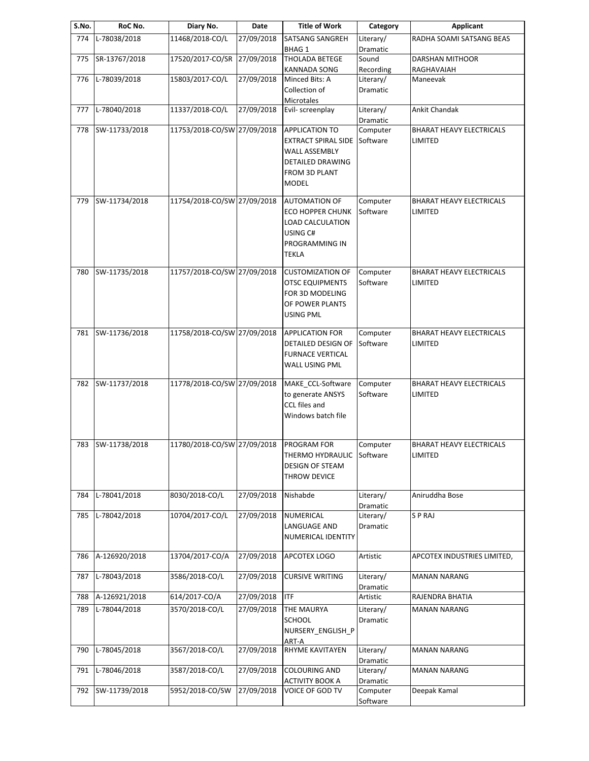| S.No. | RoC No. | Diary No. | Date | Title of Work | Category | Applicant |
|---|---|---|---|---|---|---|
| 774 | L-78038/2018 | 11468/2018-CO/L | 27/09/2018 | SATSANG SANGREH BHAG 1 | Literary/ Dramatic | RADHA SOAMI SATSANG BEAS |
| 775 | SR-13767/2018 | 17520/2017-CO/SR | 27/09/2018 | THOLADA BETEGE KANNADA SONG | Sound Recording | DARSHAN MITHOOR RAGHAVAIAH |
| 776 | L-78039/2018 | 15803/2017-CO/L | 27/09/2018 | Minced Bits: A Collection of Microtales | Literary/ Dramatic | Maneevak |
| 777 | L-78040/2018 | 11337/2018-CO/L | 27/09/2018 | Evil- screenplay | Literary/ Dramatic | Ankit Chandak |
| 778 | SW-11733/2018 | 11753/2018-CO/SW | 27/09/2018 | APPLICATION TO EXTRACT SPIRAL SIDE WALL ASSEMBLY DETAILED DRAWING FROM 3D PLANT MODEL | Computer Software | BHARAT HEAVY ELECTRICALS LIMITED |
| 779 | SW-11734/2018 | 11754/2018-CO/SW | 27/09/2018 | AUTOMATION OF ECO HOPPER CHUNK LOAD CALCULATION USING C# PROGRAMMING IN TEKLA | Computer Software | BHARAT HEAVY ELECTRICALS LIMITED |
| 780 | SW-11735/2018 | 11757/2018-CO/SW | 27/09/2018 | CUSTOMIZATION OF OTSC EQUIPMENTS FOR 3D MODELING OF POWER PLANTS USING PML | Computer Software | BHARAT HEAVY ELECTRICALS LIMITED |
| 781 | SW-11736/2018 | 11758/2018-CO/SW | 27/09/2018 | APPLICATION FOR DETAILED DESIGN OF FURNACE VERTICAL WALL USING PML | Computer Software | BHARAT HEAVY ELECTRICALS LIMITED |
| 782 | SW-11737/2018 | 11778/2018-CO/SW | 27/09/2018 | MAKE_CCL-Software to generate ANSYS CCL files and Windows batch file | Computer Software | BHARAT HEAVY ELECTRICALS LIMITED |
| 783 | SW-11738/2018 | 11780/2018-CO/SW | 27/09/2018 | PROGRAM FOR THERMO HYDRAULIC DESIGN OF STEAM THROW DEVICE | Computer Software | BHARAT HEAVY ELECTRICALS LIMITED |
| 784 | L-78041/2018 | 8030/2018-CO/L | 27/09/2018 | Nishabde | Literary/ Dramatic | Aniruddha Bose |
| 785 | L-78042/2018 | 10704/2017-CO/L | 27/09/2018 | NUMERICAL LANGUAGE AND NUMERICAL IDENTITY | Literary/ Dramatic | S P RAJ |
| 786 | A-126920/2018 | 13704/2017-CO/A | 27/09/2018 | APCOTEX LOGO | Artistic | APCOTEX INDUSTRIES LIMITED, |
| 787 | L-78043/2018 | 3586/2018-CO/L | 27/09/2018 | CURSIVE WRITING | Literary/ Dramatic | MANAN NARANG |
| 788 | A-126921/2018 | 614/2017-CO/A | 27/09/2018 | ITF | Artistic | RAJENDRA BHATIA |
| 789 | L-78044/2018 | 3570/2018-CO/L | 27/09/2018 | THE MAURYA SCHOOL NURSERY_ENGLISH_PART-A | Literary/ Dramatic | MANAN NARANG |
| 790 | L-78045/2018 | 3567/2018-CO/L | 27/09/2018 | RHYME KAVITAYEN | Literary/ Dramatic | MANAN NARANG |
| 791 | L-78046/2018 | 3587/2018-CO/L | 27/09/2018 | COLOURING AND ACTIVITY BOOK A | Literary/ Dramatic | MANAN NARANG |
| 792 | SW-11739/2018 | 5952/2018-CO/SW | 27/09/2018 | VOICE OF GOD TV | Computer Software | Deepak Kamal |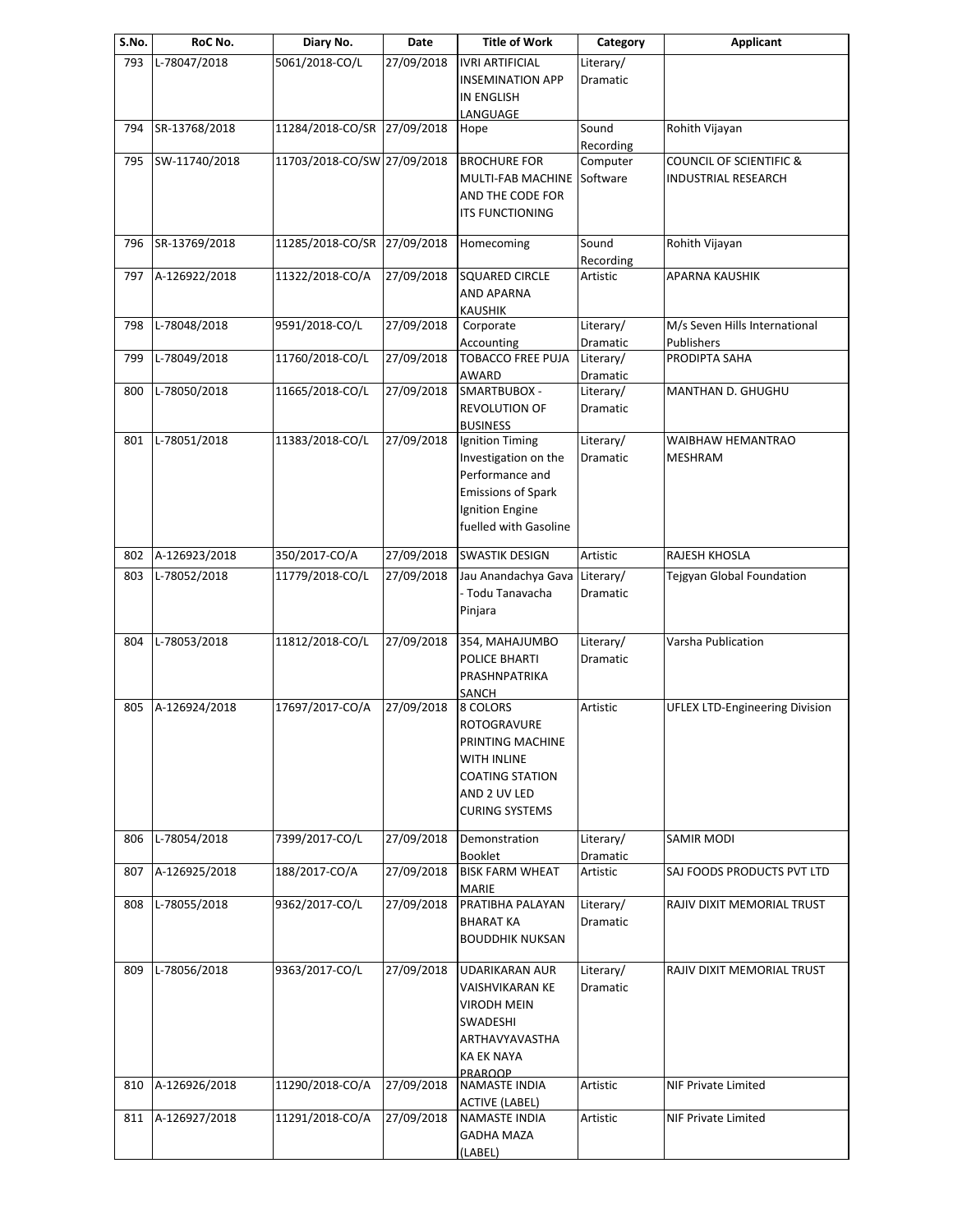| S.No. | RoC No. | Diary No. | Date | Title of Work | Category | Applicant |
| --- | --- | --- | --- | --- | --- | --- |
| 793 | L-78047/2018 | 5061/2018-CO/L | 27/09/2018 | IVRI ARTIFICIAL INSEMINATION APP IN ENGLISH LANGUAGE | Literary/ Dramatic | |
| 794 | SR-13768/2018 | 11284/2018-CO/SR | 27/09/2018 | Hope | Sound Recording | Rohith Vijayan |
| 795 | SW-11740/2018 | 11703/2018-CO/SW | 27/09/2018 | BROCHURE FOR MULTI-FAB MACHINE AND THE CODE FOR ITS FUNCTIONING | Computer Software | COUNCIL OF SCIENTIFIC & INDUSTRIAL RESEARCH |
| 796 | SR-13769/2018 | 11285/2018-CO/SR | 27/09/2018 | Homecoming | Sound Recording | Rohith Vijayan |
| 797 | A-126922/2018 | 11322/2018-CO/A | 27/09/2018 | SQUARED CIRCLE AND APARNA KAUSHIK | Artistic | APARNA KAUSHIK |
| 798 | L-78048/2018 | 9591/2018-CO/L | 27/09/2018 | Corporate Accounting | Literary/ Dramatic | M/s Seven Hills International Publishers |
| 799 | L-78049/2018 | 11760/2018-CO/L | 27/09/2018 | TOBACCO FREE PUJA AWARD | Literary/ Dramatic | PRODIPTA SAHA |
| 800 | L-78050/2018 | 11665/2018-CO/L | 27/09/2018 | SMARTBUBOX - REVOLUTION OF BUSINESS | Literary/ Dramatic | MANTHAN D. GHUGHU |
| 801 | L-78051/2018 | 11383/2018-CO/L | 27/09/2018 | Ignition Timing Investigation on the Performance and Emissions of Spark Ignition Engine fuelled with Gasoline | Literary/ Dramatic | WAIBHAW HEMANTRAO MESHRAM |
| 802 | A-126923/2018 | 350/2017-CO/A | 27/09/2018 | SWASTIK DESIGN | Artistic | RAJESH KHOSLA |
| 803 | L-78052/2018 | 11779/2018-CO/L | 27/09/2018 | Jau Anandachya Gava - Todu Tanavacha Pinjara | Literary/ Dramatic | Tejgyan Global Foundation |
| 804 | L-78053/2018 | 11812/2018-CO/L | 27/09/2018 | 354, MAHAJUMBO POLICE BHARTI PRASHNPATRIKA SANCH | Literary/ Dramatic | Varsha Publication |
| 805 | A-126924/2018 | 17697/2017-CO/A | 27/09/2018 | 8 COLORS ROTOGRAVURE PRINTING MACHINE WITH INLINE COATING STATION AND 2 UV LED CURING SYSTEMS | Artistic | UFLEX LTD-Engineering Division |
| 806 | L-78054/2018 | 7399/2017-CO/L | 27/09/2018 | Demonstration Booklet | Literary/ Dramatic | SAMIR MODI |
| 807 | A-126925/2018 | 188/2017-CO/A | 27/09/2018 | BISK FARM WHEAT MARIE | Artistic | SAJ FOODS PRODUCTS PVT LTD |
| 808 | L-78055/2018 | 9362/2017-CO/L | 27/09/2018 | PRATIBHA PALAYAN BHARAT KA BOUDDHIK NUKSAN | Literary/ Dramatic | RAJIV DIXIT MEMORIAL TRUST |
| 809 | L-78056/2018 | 9363/2017-CO/L | 27/09/2018 | UDARIKARAN AUR VAISHVIKARAN KE VIRODH MEIN SWADESHI ARTHAVYAVASTHA KA EK NAYA PRAROOP | Literary/ Dramatic | RAJIV DIXIT MEMORIAL TRUST |
| 810 | A-126926/2018 | 11290/2018-CO/A | 27/09/2018 | NAMASTE INDIA ACTIVE (LABEL) | Artistic | NIF Private Limited |
| 811 | A-126927/2018 | 11291/2018-CO/A | 27/09/2018 | NAMASTE INDIA GADHA MAZA (LABEL) | Artistic | NIF Private Limited |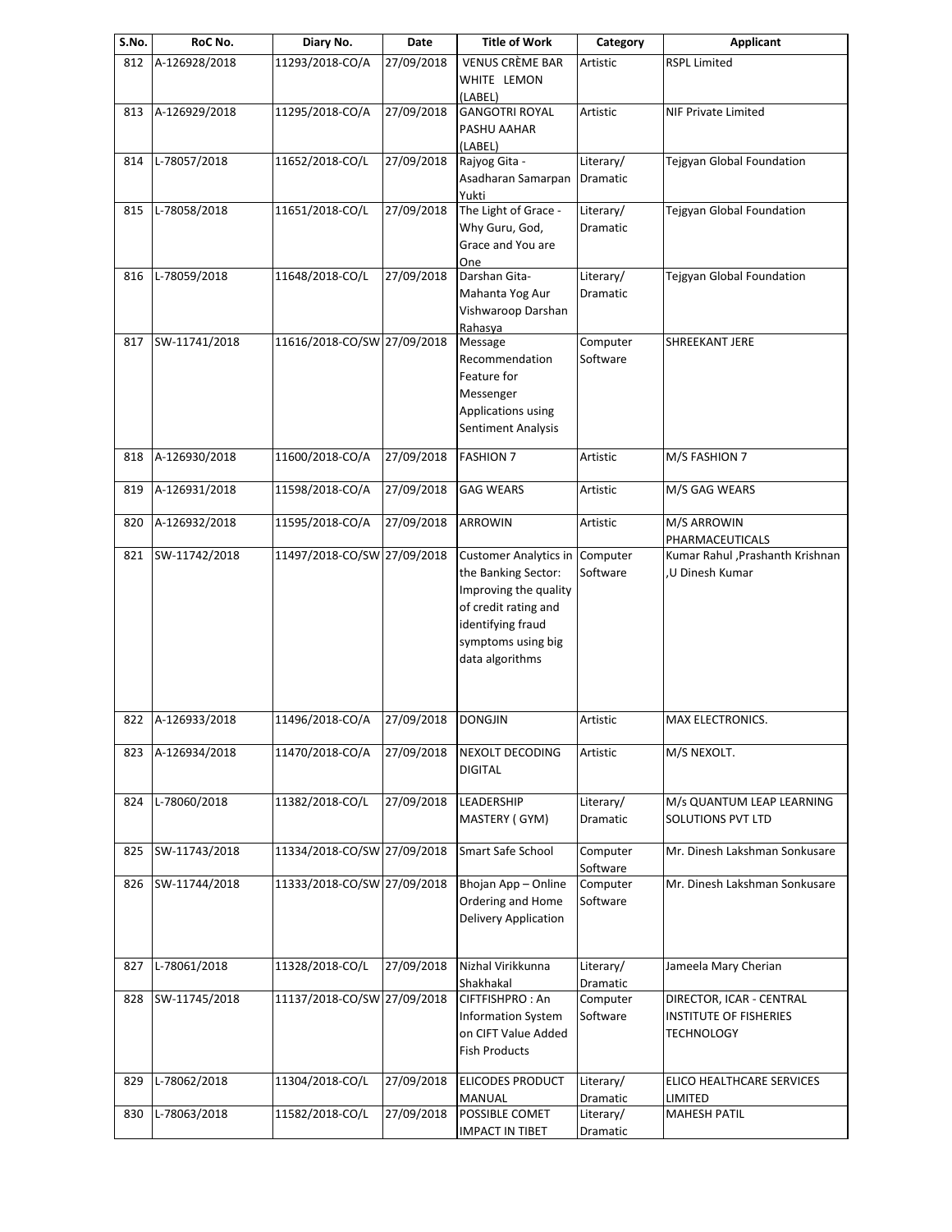| S.No. | RoC No. | Diary No. | Date | Title of Work | Category | Applicant |
|---|---|---|---|---|---|---|
| 812 | A-126928/2018 | 11293/2018-CO/A | 27/09/2018 | VENUS CRÈME BAR WHITE LEMON (LABEL) | Artistic | RSPL Limited |
| 813 | A-126929/2018 | 11295/2018-CO/A | 27/09/2018 | GANGOTRI ROYAL PASHU AAHAR (LABEL) | Artistic | NIF Private Limited |
| 814 | L-78057/2018 | 11652/2018-CO/L | 27/09/2018 | Rajyog Gita - Asadharan Samarpan Yukti | Literary/ Dramatic | Tejgyan Global Foundation |
| 815 | L-78058/2018 | 11651/2018-CO/L | 27/09/2018 | The Light of Grace - Why Guru, God, Grace and You are One | Literary/ Dramatic | Tejgyan Global Foundation |
| 816 | L-78059/2018 | 11648/2018-CO/L | 27/09/2018 | Darshan Gita-Mahanta Yog Aur Vishwaroop Darshan Rahasya | Literary/ Dramatic | Tejgyan Global Foundation |
| 817 | SW-11741/2018 | 11616/2018-CO/SW | 27/09/2018 | Message Recommendation Feature for Messenger Applications using Sentiment Analysis | Computer Software | SHREEKANT JERE |
| 818 | A-126930/2018 | 11600/2018-CO/A | 27/09/2018 | FASHION 7 | Artistic | M/S FASHION 7 |
| 819 | A-126931/2018 | 11598/2018-CO/A | 27/09/2018 | GAG WEARS | Artistic | M/S GAG WEARS |
| 820 | A-126932/2018 | 11595/2018-CO/A | 27/09/2018 | ARROWIN | Artistic | M/S ARROWIN PHARMACEUTICALS |
| 821 | SW-11742/2018 | 11497/2018-CO/SW | 27/09/2018 | Customer Analytics in the Banking Sector: Improving the quality of credit rating and identifying fraud symptoms using big data algorithms | Computer Software | Kumar Rahul ,Prashanth Krishnan ,U Dinesh Kumar |
| 822 | A-126933/2018 | 11496/2018-CO/A | 27/09/2018 | DONGJIN | Artistic | MAX ELECTRONICS. |
| 823 | A-126934/2018 | 11470/2018-CO/A | 27/09/2018 | NEXOLT DECODING DIGITAL | Artistic | M/S NEXOLT. |
| 824 | L-78060/2018 | 11382/2018-CO/L | 27/09/2018 | LEADERSHIP MASTERY ( GYM) | Literary/ Dramatic | M/s QUANTUM LEAP LEARNING SOLUTIONS PVT LTD |
| 825 | SW-11743/2018 | 11334/2018-CO/SW | 27/09/2018 | Smart Safe School | Computer Software | Mr. Dinesh Lakshman Sonkusare |
| 826 | SW-11744/2018 | 11333/2018-CO/SW | 27/09/2018 | Bhojan App – Online Ordering and Home Delivery Application | Computer Software | Mr. Dinesh Lakshman Sonkusare |
| 827 | L-78061/2018 | 11328/2018-CO/L | 27/09/2018 | Nizhal Virikkunna Shakhakal | Literary/ Dramatic | Jameela Mary Cherian |
| 828 | SW-11745/2018 | 11137/2018-CO/SW | 27/09/2018 | CIFTFISHPRO : An Information System on CIFT Value Added Fish Products | Computer Software | DIRECTOR, ICAR - CENTRAL INSTITUTE OF FISHERIES TECHNOLOGY |
| 829 | L-78062/2018 | 11304/2018-CO/L | 27/09/2018 | ELICODES PRODUCT MANUAL | Literary/ Dramatic | ELICO HEALTHCARE SERVICES LIMITED |
| 830 | L-78063/2018 | 11582/2018-CO/L | 27/09/2018 | POSSIBLE COMET IMPACT IN TIBET | Literary/ Dramatic | MAHESH PATIL |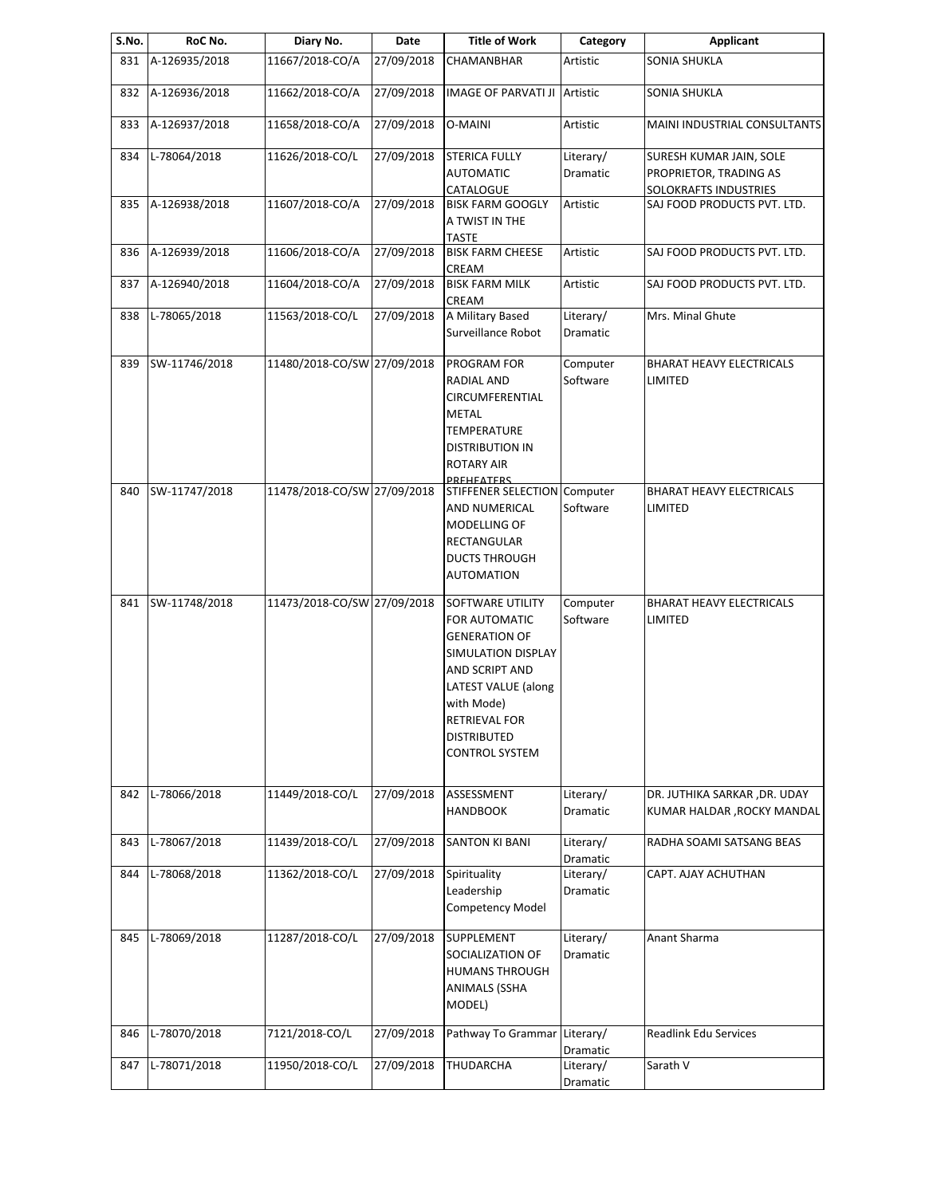| S.No. | RoC No. | Diary No. | Date | Title of Work | Category | Applicant |
|---|---|---|---|---|---|---|
| 831 | A-126935/2018 | 11667/2018-CO/A | 27/09/2018 | CHAMANBHAR | Artistic | SONIA SHUKLA |
| 832 | A-126936/2018 | 11662/2018-CO/A | 27/09/2018 | IMAGE OF PARVATI JI | Artistic | SONIA SHUKLA |
| 833 | A-126937/2018 | 11658/2018-CO/A | 27/09/2018 | O-MAINI | Artistic | MAINI INDUSTRIAL CONSULTANTS |
| 834 | L-78064/2018 | 11626/2018-CO/L | 27/09/2018 | STERICA FULLY AUTOMATIC CATALOGUE | Literary/ Dramatic | SURESH KUMAR JAIN, SOLE PROPRIETOR, TRADING AS SOLOKRAFTS INDUSTRIES |
| 835 | A-126938/2018 | 11607/2018-CO/A | 27/09/2018 | BISK FARM GOOGLY A TWIST IN THE TASTE | Artistic | SAJ FOOD PRODUCTS PVT. LTD. |
| 836 | A-126939/2018 | 11606/2018-CO/A | 27/09/2018 | BISK FARM CHEESE CREAM | Artistic | SAJ FOOD PRODUCTS PVT. LTD. |
| 837 | A-126940/2018 | 11604/2018-CO/A | 27/09/2018 | BISK FARM MILK CREAM | Artistic | SAJ FOOD PRODUCTS PVT. LTD. |
| 838 | L-78065/2018 | 11563/2018-CO/L | 27/09/2018 | A Military Based Surveillance Robot | Literary/ Dramatic | Mrs. Minal Ghute |
| 839 | SW-11746/2018 | 11480/2018-CO/SW | 27/09/2018 | PROGRAM FOR RADIAL AND CIRCUMFERENTIAL METAL TEMPERATURE DISTRIBUTION IN ROTARY AIR PREHEATERS | Computer Software | BHARAT HEAVY ELECTRICALS LIMITED |
| 840 | SW-11747/2018 | 11478/2018-CO/SW | 27/09/2018 | STIFFENER SELECTION AND NUMERICAL MODELLING OF RECTANGULAR DUCTS THROUGH AUTOMATION | Computer Software | BHARAT HEAVY ELECTRICALS LIMITED |
| 841 | SW-11748/2018 | 11473/2018-CO/SW | 27/09/2018 | SOFTWARE UTILITY FOR AUTOMATIC GENERATION OF SIMULATION DISPLAY AND SCRIPT AND LATEST VALUE (along with Mode) RETRIEVAL FOR DISTRIBUTED CONTROL SYSTEM | Computer Software | BHARAT HEAVY ELECTRICALS LIMITED |
| 842 | L-78066/2018 | 11449/2018-CO/L | 27/09/2018 | ASSESSMENT HANDBOOK | Literary/ Dramatic | DR. JUTHIKA SARKAR ,DR. UDAY KUMAR HALDAR ,ROCKY MANDAL |
| 843 | L-78067/2018 | 11439/2018-CO/L | 27/09/2018 | SANTON KI BANI | Literary/ Dramatic | RADHA SOAMI SATSANG BEAS |
| 844 | L-78068/2018 | 11362/2018-CO/L | 27/09/2018 | Spirituality Leadership Competency Model | Literary/ Dramatic | CAPT. AJAY ACHUTHAN |
| 845 | L-78069/2018 | 11287/2018-CO/L | 27/09/2018 | SUPPLEMENT SOCIALIZATION OF HUMANS THROUGH ANIMALS (SSHA MODEL) | Literary/ Dramatic | Anant Sharma |
| 846 | L-78070/2018 | 7121/2018-CO/L | 27/09/2018 | Pathway To Grammar | Literary/ Dramatic | Readlink Edu Services |
| 847 | L-78071/2018 | 11950/2018-CO/L | 27/09/2018 | THUDARCHA | Literary/ Dramatic | Sarath V |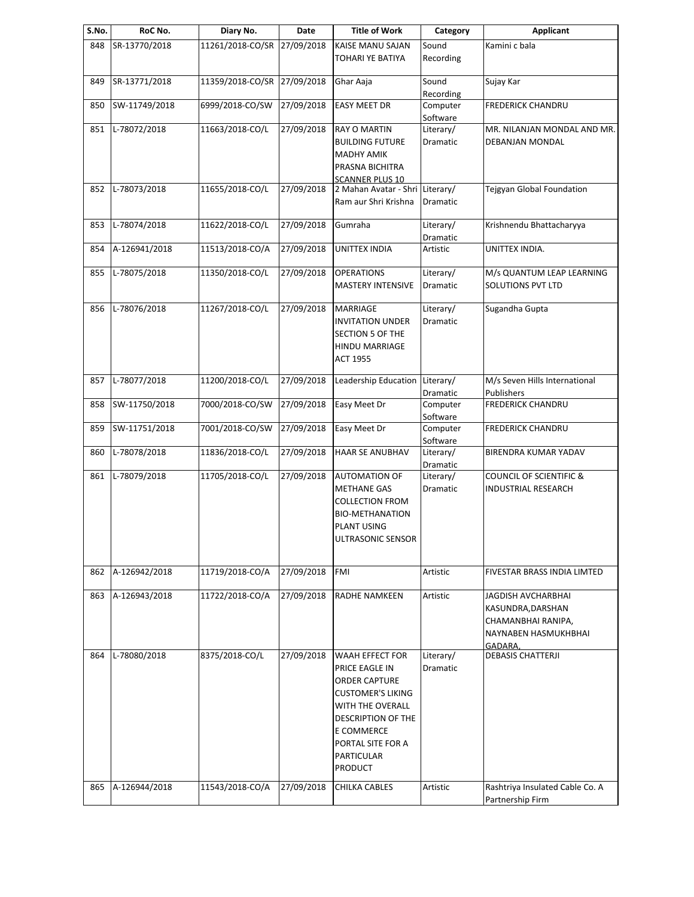| S.No. | RoC No. | Diary No. | Date | Title of Work | Category | Applicant |
|---|---|---|---|---|---|---|
| 848 | SR-13770/2018 | 11261/2018-CO/SR | 27/09/2018 | KAISE MANU SAJAN TOHARI YE BATIYA | Sound Recording | Kamini c bala |
| 849 | SR-13771/2018 | 11359/2018-CO/SR | 27/09/2018 | Ghar Aaja | Sound Recording | Sujay Kar |
| 850 | SW-11749/2018 | 6999/2018-CO/SW | 27/09/2018 | EASY MEET DR | Computer Software | FREDERICK CHANDRU |
| 851 | L-78072/2018 | 11663/2018-CO/L | 27/09/2018 | RAY O MARTIN BUILDING FUTURE MADHY AMIK PRASNA BICHITRA SCANNER PLUS 10 | Literary/ Dramatic | MR. NILANJAN MONDAL AND MR. DEBANJAN MONDAL |
| 852 | L-78073/2018 | 11655/2018-CO/L | 27/09/2018 | 2 Mahan Avatar - Shri Ram aur Shri Krishna | Literary/ Dramatic | Tejgyan Global Foundation |
| 853 | L-78074/2018 | 11622/2018-CO/L | 27/09/2018 | Gumraha | Literary/ Dramatic | Krishnendu Bhattacharyya |
| 854 | A-126941/2018 | 11513/2018-CO/A | 27/09/2018 | UNITTEX INDIA | Artistic | UNITTEX INDIA. |
| 855 | L-78075/2018 | 11350/2018-CO/L | 27/09/2018 | OPERATIONS MASTERY INTENSIVE | Literary/ Dramatic | M/s QUANTUM LEAP LEARNING SOLUTIONS PVT LTD |
| 856 | L-78076/2018 | 11267/2018-CO/L | 27/09/2018 | MARRIAGE INVITATION UNDER SECTION 5 OF THE HINDU MARRIAGE ACT 1955 | Literary/ Dramatic | Sugandha Gupta |
| 857 | L-78077/2018 | 11200/2018-CO/L | 27/09/2018 | Leadership Education | Literary/ Dramatic | M/s Seven Hills International Publishers |
| 858 | SW-11750/2018 | 7000/2018-CO/SW | 27/09/2018 | Easy Meet Dr | Computer Software | FREDERICK CHANDRU |
| 859 | SW-11751/2018 | 7001/2018-CO/SW | 27/09/2018 | Easy Meet Dr | Computer Software | FREDERICK CHANDRU |
| 860 | L-78078/2018 | 11836/2018-CO/L | 27/09/2018 | HAAR SE ANUBHAV | Literary/ Dramatic | BIRENDRA KUMAR YADAV |
| 861 | L-78079/2018 | 11705/2018-CO/L | 27/09/2018 | AUTOMATION OF METHANE GAS COLLECTION FROM BIO-METHANATION PLANT USING ULTRASONIC SENSOR | Literary/ Dramatic | COUNCIL OF SCIENTIFIC & INDUSTRIAL RESEARCH |
| 862 | A-126942/2018 | 11719/2018-CO/A | 27/09/2018 | FMI | Artistic | FIVESTAR BRASS INDIA LIMTED |
| 863 | A-126943/2018 | 11722/2018-CO/A | 27/09/2018 | RADHE NAMKEEN | Artistic | JAGDISH AVCHARBHAI KASUNDRA,DARSHAN CHAMANBHAI RANIPA, NAYNABEN HASMUKHBHAI GADARA, |
| 864 | L-78080/2018 | 8375/2018-CO/L | 27/09/2018 | WAAH EFFECT FOR PRICE EAGLE IN ORDER CAPTURE CUSTOMER'S LIKING WITH THE OVERALL DESCRIPTION OF THE E COMMERCE PORTAL SITE FOR A PARTICULAR PRODUCT | Literary/ Dramatic | DEBASIS CHATTERJI |
| 865 | A-126944/2018 | 11543/2018-CO/A | 27/09/2018 | CHILKA CABLES | Artistic | Rashtriya Insulated Cable Co. A Partnership Firm |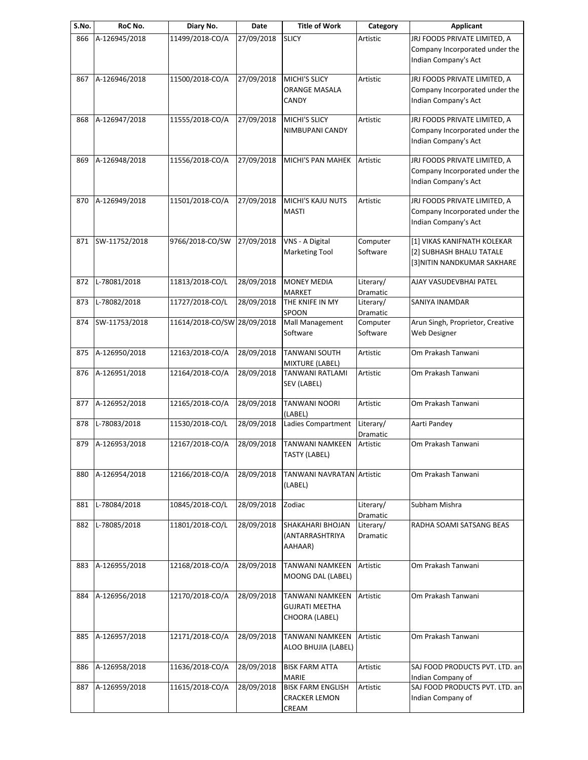| S.No. | RoC No. | Diary No. | Date | Title of Work | Category | Applicant |
|---|---|---|---|---|---|---|
| 866 | A-126945/2018 | 11499/2018-CO/A | 27/09/2018 | SLICY | Artistic | JRJ FOODS PRIVATE LIMITED, A Company Incorporated under the Indian Company's Act |
| 867 | A-126946/2018 | 11500/2018-CO/A | 27/09/2018 | MICHI'S SLICY ORANGE MASALA CANDY | Artistic | JRJ FOODS PRIVATE LIMITED, A Company Incorporated under the Indian Company's Act |
| 868 | A-126947/2018 | 11555/2018-CO/A | 27/09/2018 | MICHI'S SLICY NIMBUPANI CANDY | Artistic | JRJ FOODS PRIVATE LIMITED, A Company Incorporated under the Indian Company's Act |
| 869 | A-126948/2018 | 11556/2018-CO/A | 27/09/2018 | MICHI'S PAN MAHEK | Artistic | JRJ FOODS PRIVATE LIMITED, A Company Incorporated under the Indian Company's Act |
| 870 | A-126949/2018 | 11501/2018-CO/A | 27/09/2018 | MICHI'S KAJU NUTS MASTI | Artistic | JRJ FOODS PRIVATE LIMITED, A Company Incorporated under the Indian Company's Act |
| 871 | SW-11752/2018 | 9766/2018-CO/SW | 27/09/2018 | VNS - A Digital Marketing Tool | Computer Software | [1] VIKAS KANIFNATH KOLEKAR [2] SUBHASH BHALU TATALE [3]NITIN NANDKUMAR SAKHARE |
| 872 | L-78081/2018 | 11813/2018-CO/L | 28/09/2018 | MONEY MEDIA MARKET | Literary/ Dramatic | AJAY VASUDEVBHAI PATEL |
| 873 | L-78082/2018 | 11727/2018-CO/L | 28/09/2018 | THE KNIFE IN MY SPOON | Literary/ Dramatic | SANIYA INAMDAR |
| 874 | SW-11753/2018 | 11614/2018-CO/SW | 28/09/2018 | Mall Management Software | Computer Software | Arun Singh, Proprietor, Creative Web Designer |
| 875 | A-126950/2018 | 12163/2018-CO/A | 28/09/2018 | TANWANI SOUTH MIXTURE (LABEL) | Artistic | Om Prakash Tanwani |
| 876 | A-126951/2018 | 12164/2018-CO/A | 28/09/2018 | TANWANI RATLAMI SEV (LABEL) | Artistic | Om Prakash Tanwani |
| 877 | A-126952/2018 | 12165/2018-CO/A | 28/09/2018 | TANWANI NOORI (LABEL) | Artistic | Om Prakash Tanwani |
| 878 | L-78083/2018 | 11530/2018-CO/L | 28/09/2018 | Ladies Compartment | Literary/ Dramatic | Aarti Pandey |
| 879 | A-126953/2018 | 12167/2018-CO/A | 28/09/2018 | TANWANI NAMKEEN TASTY (LABEL) | Artistic | Om Prakash Tanwani |
| 880 | A-126954/2018 | 12166/2018-CO/A | 28/09/2018 | TANWANI NAVRATAN (LABEL) | Artistic | Om Prakash Tanwani |
| 881 | L-78084/2018 | 10845/2018-CO/L | 28/09/2018 | Zodiac | Literary/ Dramatic | Subham Mishra |
| 882 | L-78085/2018 | 11801/2018-CO/L | 28/09/2018 | SHAKAHARI BHOJAN (ANTARRASHTRIYA AAHAAR) | Literary/ Dramatic | RADHA SOAMI SATSANG BEAS |
| 883 | A-126955/2018 | 12168/2018-CO/A | 28/09/2018 | TANWANI NAMKEEN MOONG DAL (LABEL) | Artistic | Om Prakash Tanwani |
| 884 | A-126956/2018 | 12170/2018-CO/A | 28/09/2018 | TANWANI NAMKEEN GUJRATI MEETHA CHOORA (LABEL) | Artistic | Om Prakash Tanwani |
| 885 | A-126957/2018 | 12171/2018-CO/A | 28/09/2018 | TANWANI NAMKEEN ALOO BHUJIA (LABEL) | Artistic | Om Prakash Tanwani |
| 886 | A-126958/2018 | 11636/2018-CO/A | 28/09/2018 | BISK FARM ATTA MARIE | Artistic | SAJ FOOD PRODUCTS PVT. LTD. an Indian Company of |
| 887 | A-126959/2018 | 11615/2018-CO/A | 28/09/2018 | BISK FARM ENGLISH CRACKER LEMON CREAM | Artistic | SAJ FOOD PRODUCTS PVT. LTD. an Indian Company of |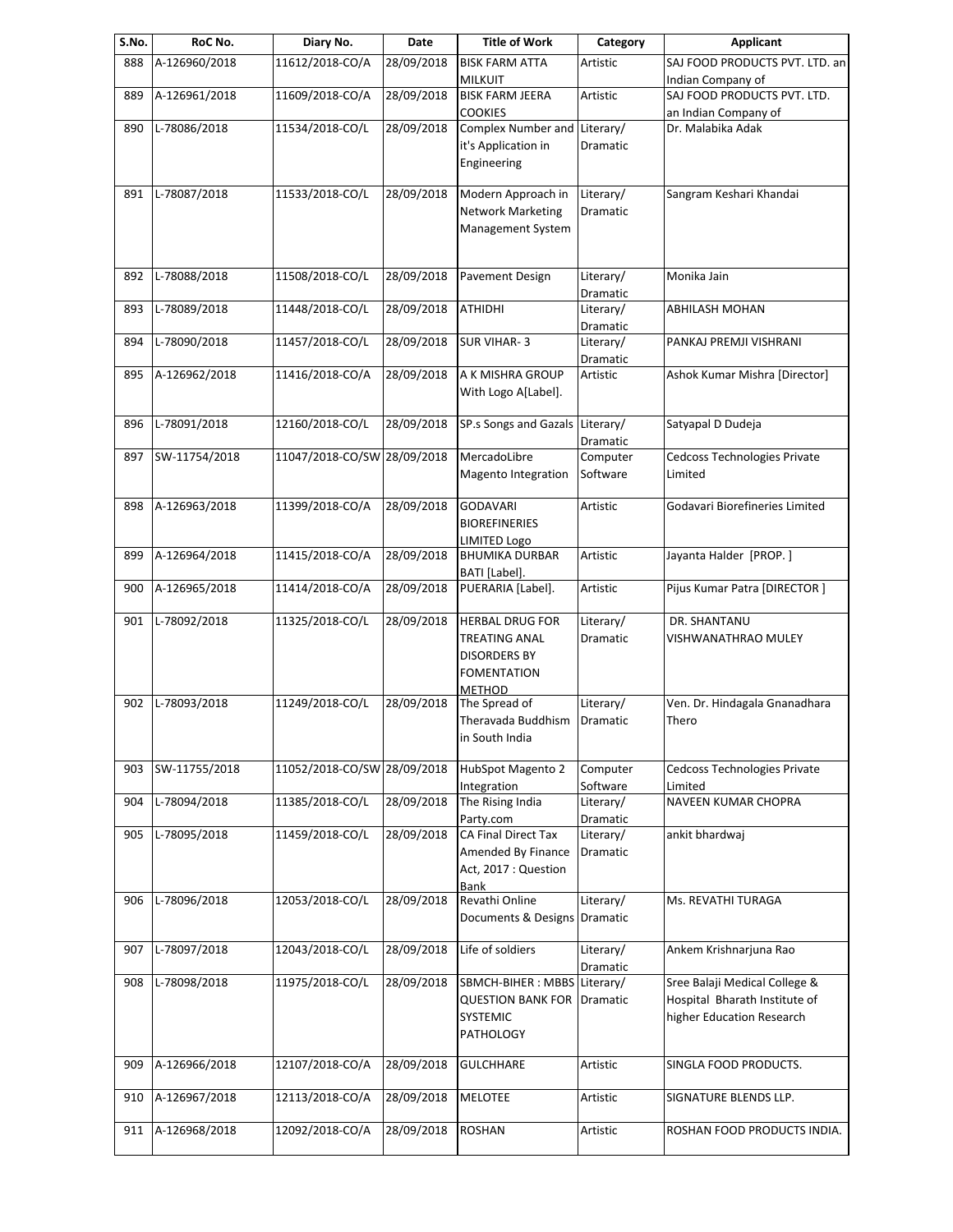| S.No. | RoC No. | Diary No. | Date | Title of Work | Category | Applicant |
|---|---|---|---|---|---|---|
| 888 | A-126960/2018 | 11612/2018-CO/A | 28/09/2018 | BISK FARM ATTA MILKUIT | Artistic | SAJ FOOD PRODUCTS PVT. LTD. an Indian Company of |
| 889 | A-126961/2018 | 11609/2018-CO/A | 28/09/2018 | BISK FARM JEERA COOKIES | Artistic | SAJ FOOD PRODUCTS PVT. LTD. an Indian Company of |
| 890 | L-78086/2018 | 11534/2018-CO/L | 28/09/2018 | Complex Number and it's Application in Engineering | Literary/ Dramatic | Dr. Malabika Adak |
| 891 | L-78087/2018 | 11533/2018-CO/L | 28/09/2018 | Modern Approach in Network Marketing Management System | Literary/ Dramatic | Sangram Keshari Khandai |
| 892 | L-78088/2018 | 11508/2018-CO/L | 28/09/2018 | Pavement Design | Literary/ Dramatic | Monika Jain |
| 893 | L-78089/2018 | 11448/2018-CO/L | 28/09/2018 | ATHIDHI | Literary/ Dramatic | ABHILASH MOHAN |
| 894 | L-78090/2018 | 11457/2018-CO/L | 28/09/2018 | SUR VIHAR- 3 | Literary/ Dramatic | PANKAJ PREMJI VISHRANI |
| 895 | A-126962/2018 | 11416/2018-CO/A | 28/09/2018 | A K MISHRA GROUP With Logo A[Label]. | Artistic | Ashok Kumar Mishra [Director] |
| 896 | L-78091/2018 | 12160/2018-CO/L | 28/09/2018 | SP.s Songs and Gazals | Literary/ Dramatic | Satyapal D Dudeja |
| 897 | SW-11754/2018 | 11047/2018-CO/SW | 28/09/2018 | MercadoLibre Magento Integration | Computer Software | Cedcoss Technologies Private Limited |
| 898 | A-126963/2018 | 11399/2018-CO/A | 28/09/2018 | GODAVARI BIOREFINERIES LIMITED Logo | Artistic | Godavari Biorefineries Limited |
| 899 | A-126964/2018 | 11415/2018-CO/A | 28/09/2018 | BHUMIKA DURBAR BATI [Label]. | Artistic | Jayanta Halder [PROP. ] |
| 900 | A-126965/2018 | 11414/2018-CO/A | 28/09/2018 | PUERARIA [Label]. | Artistic | Pijus Kumar Patra [DIRECTOR ] |
| 901 | L-78092/2018 | 11325/2018-CO/L | 28/09/2018 | HERBAL DRUG FOR TREATING ANAL DISORDERS BY FOMENTATION METHOD | Literary/ Dramatic | DR. SHANTANU VISHWANATHRAO MULEY |
| 902 | L-78093/2018 | 11249/2018-CO/L | 28/09/2018 | The Spread of Theravada Buddhism in South India | Literary/ Dramatic | Ven. Dr. Hindagala Gnanadhara Thero |
| 903 | SW-11755/2018 | 11052/2018-CO/SW | 28/09/2018 | HubSpot Magento 2 Integration | Computer Software | Cedcoss Technologies Private Limited |
| 904 | L-78094/2018 | 11385/2018-CO/L | 28/09/2018 | The Rising India Party.com | Literary/ Dramatic | NAVEEN KUMAR CHOPRA |
| 905 | L-78095/2018 | 11459/2018-CO/L | 28/09/2018 | CA Final Direct Tax Amended By Finance Act, 2017 : Question Bank | Literary/ Dramatic | ankit bhardwaj |
| 906 | L-78096/2018 | 12053/2018-CO/L | 28/09/2018 | Revathi Online Documents & Designs | Literary/ Dramatic | Ms. REVATHI TURAGA |
| 907 | L-78097/2018 | 12043/2018-CO/L | 28/09/2018 | Life of soldiers | Literary/ Dramatic | Ankem Krishnarjuna Rao |
| 908 | L-78098/2018 | 11975/2018-CO/L | 28/09/2018 | SBMCH-BIHER : MBBS QUESTION BANK FOR SYSTEMIC PATHOLOGY | Literary/ Dramatic | Sree Balaji Medical College & Hospital Bharath Institute of higher Education Research |
| 909 | A-126966/2018 | 12107/2018-CO/A | 28/09/2018 | GULCHHARE | Artistic | SINGLA FOOD PRODUCTS. |
| 910 | A-126967/2018 | 12113/2018-CO/A | 28/09/2018 | MELOTEE | Artistic | SIGNATURE BLENDS LLP. |
| 911 | A-126968/2018 | 12092/2018-CO/A | 28/09/2018 | ROSHAN | Artistic | ROSHAN FOOD PRODUCTS INDIA. |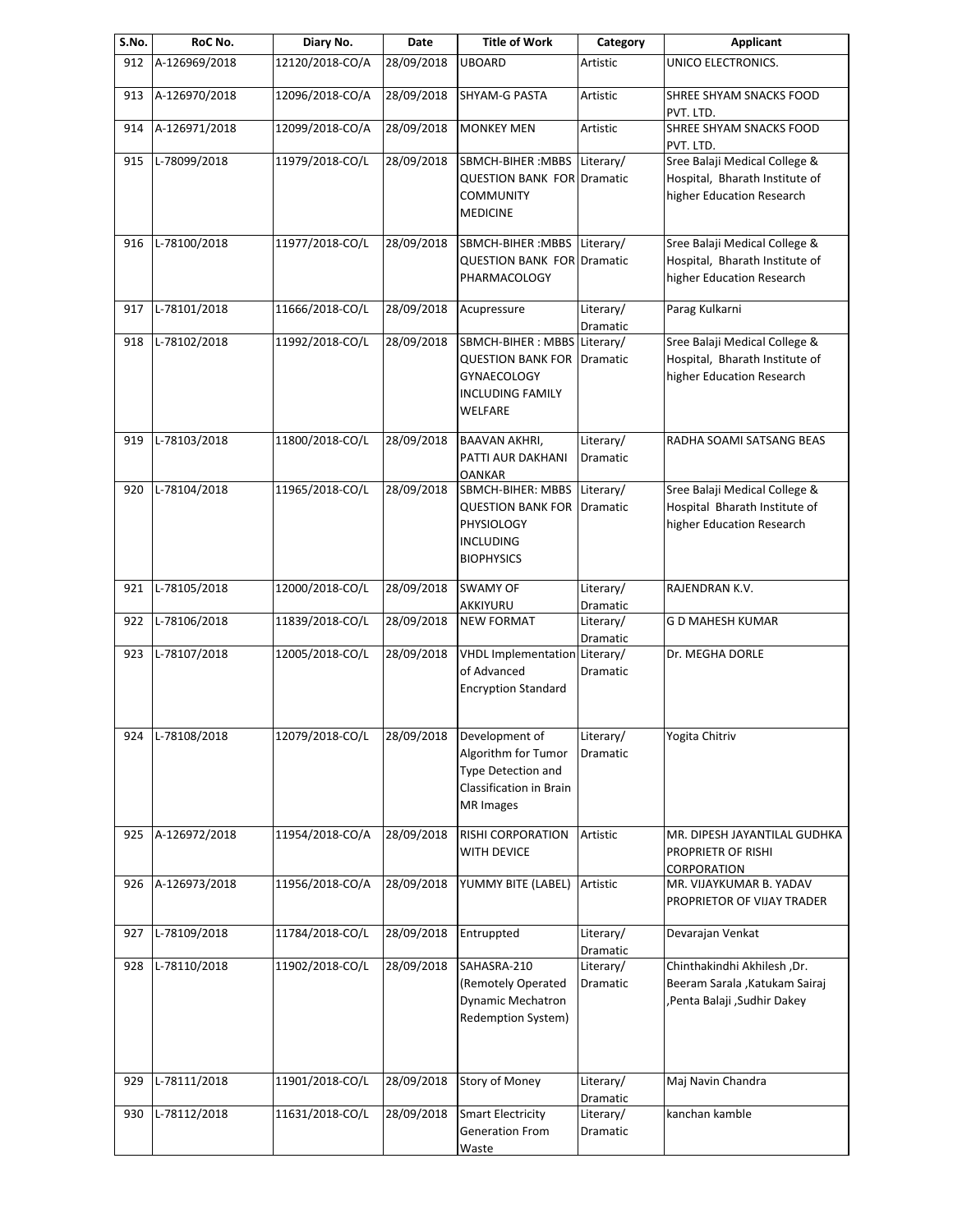| S.No. | RoC No. | Diary No. | Date | Title of Work | Category | Applicant |
|---|---|---|---|---|---|---|
| 912 | A-126969/2018 | 12120/2018-CO/A | 28/09/2018 | UBOARD | Artistic | UNICO ELECTRONICS. |
| 913 | A-126970/2018 | 12096/2018-CO/A | 28/09/2018 | SHYAM-G PASTA | Artistic | SHREE SHYAM SNACKS FOOD PVT. LTD. |
| 914 | A-126971/2018 | 12099/2018-CO/A | 28/09/2018 | MONKEY MEN | Artistic | SHREE SHYAM SNACKS FOOD PVT. LTD. |
| 915 | L-78099/2018 | 11979/2018-CO/L | 28/09/2018 | SBMCH-BIHER :MBBS QUESTION BANK FOR COMMUNITY MEDICINE | Literary/ Dramatic | Sree Balaji Medical College & Hospital, Bharath Institute of higher Education Research |
| 916 | L-78100/2018 | 11977/2018-CO/L | 28/09/2018 | SBMCH-BIHER :MBBS QUESTION BANK FOR PHARMACOLOGY | Literary/ Dramatic | Sree Balaji Medical College & Hospital, Bharath Institute of higher Education Research |
| 917 | L-78101/2018 | 11666/2018-CO/L | 28/09/2018 | Acupressure | Literary/ Dramatic | Parag Kulkarni |
| 918 | L-78102/2018 | 11992/2018-CO/L | 28/09/2018 | SBMCH-BIHER : MBBS QUESTION BANK FOR GYNAECOLOGY INCLUDING FAMILY WELFARE | Literary/ Dramatic | Sree Balaji Medical College & Hospital, Bharath Institute of higher Education Research |
| 919 | L-78103/2018 | 11800/2018-CO/L | 28/09/2018 | BAAVAN AKHRI, PATTI AUR DAKHANI OANKAR | Literary/ Dramatic | RADHA SOAMI SATSANG BEAS |
| 920 | L-78104/2018 | 11965/2018-CO/L | 28/09/2018 | SBMCH-BIHER: MBBS QUESTION BANK FOR PHYSIOLOGY INCLUDING BIOPHYSICS | Literary/ Dramatic | Sree Balaji Medical College & Hospital Bharath Institute of higher Education Research |
| 921 | L-78105/2018 | 12000/2018-CO/L | 28/09/2018 | SWAMY OF AKKIYURU | Literary/ Dramatic | RAJENDRAN K.V. |
| 922 | L-78106/2018 | 11839/2018-CO/L | 28/09/2018 | NEW FORMAT | Literary/ Dramatic | G D MAHESH KUMAR |
| 923 | L-78107/2018 | 12005/2018-CO/L | 28/09/2018 | VHDL Implementation of Advanced Encryption Standard | Literary/ Dramatic | Dr. MEGHA DORLE |
| 924 | L-78108/2018 | 12079/2018-CO/L | 28/09/2018 | Development of Algorithm for Tumor Type Detection and Classification in Brain MR Images | Literary/ Dramatic | Yogita Chitriv |
| 925 | A-126972/2018 | 11954/2018-CO/A | 28/09/2018 | RISHI CORPORATION WITH DEVICE | Artistic | MR. DIPESH JAYANTILAL GUDHKA PROPRIETR OF RISHI CORPORATION |
| 926 | A-126973/2018 | 11956/2018-CO/A | 28/09/2018 | YUMMY BITE (LABEL) | Artistic | MR. VIJAYKUMAR B. YADAV PROPRIETOR OF VIJAY TRADER |
| 927 | L-78109/2018 | 11784/2018-CO/L | 28/09/2018 | Entruppted | Literary/ Dramatic | Devarajan Venkat |
| 928 | L-78110/2018 | 11902/2018-CO/L | 28/09/2018 | SAHASRA-210 (Remotely Operated Dynamic Mechatron Redemption System) | Literary/ Dramatic | Chinthakindhi Akhilesh ,Dr. Beeram Sarala ,Katukam Sairaj ,Penta Balaji ,Sudhir Dakey |
| 929 | L-78111/2018 | 11901/2018-CO/L | 28/09/2018 | Story of Money | Literary/ Dramatic | Maj Navin Chandra |
| 930 | L-78112/2018 | 11631/2018-CO/L | 28/09/2018 | Smart Electricity Generation From Waste | Literary/ Dramatic | kanchan kamble |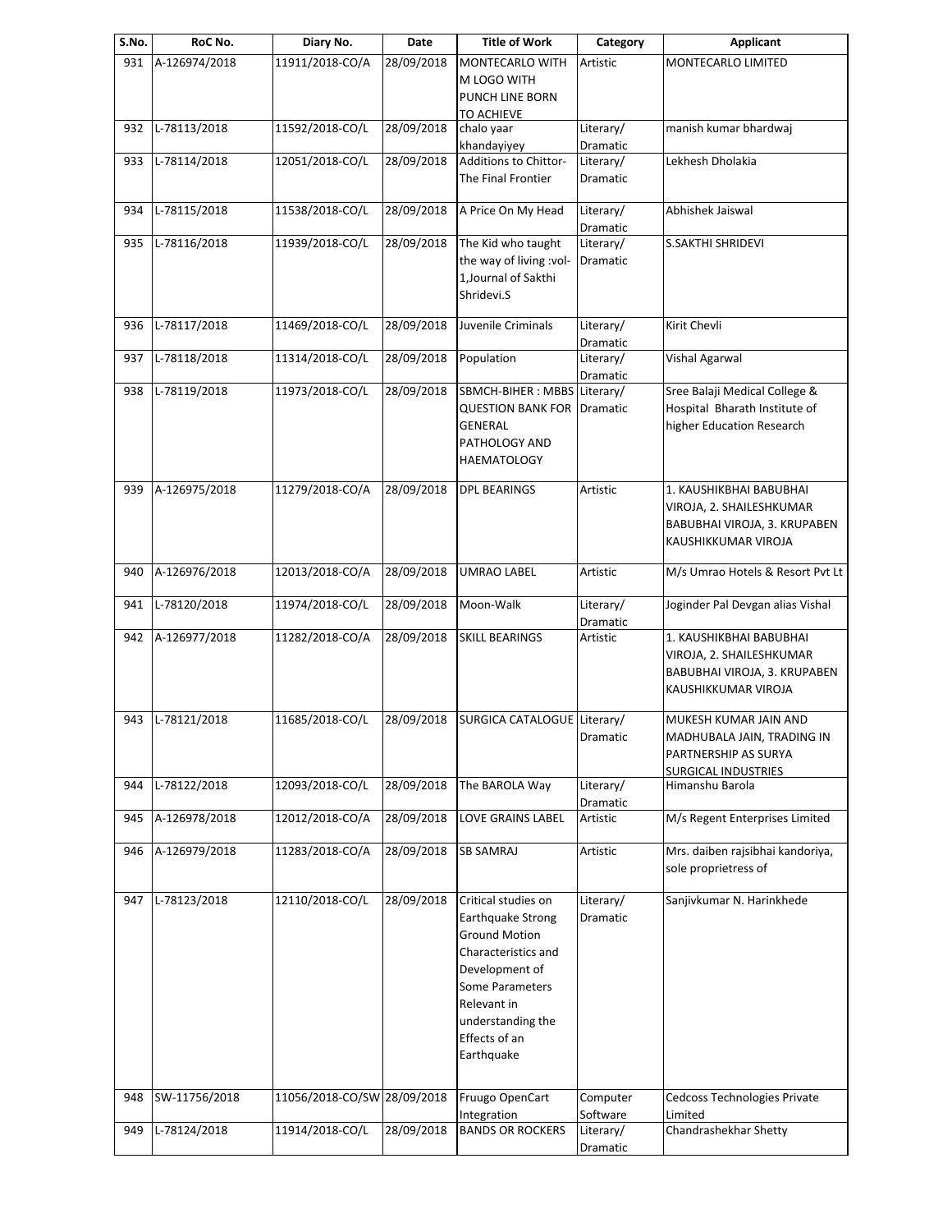| S.No. | RoC No. | Diary No. | Date | Title of Work | Category | Applicant |
|---|---|---|---|---|---|---|
| 931 | A-126974/2018 | 11911/2018-CO/A | 28/09/2018 | MONTECARLO WITH M LOGO WITH PUNCH LINE BORN TO ACHIEVE | Artistic | MONTECARLO LIMITED |
| 932 | L-78113/2018 | 11592/2018-CO/L | 28/09/2018 | chalo yaar khandayiyey | Literary/ Dramatic | manish kumar bhardwaj |
| 933 | L-78114/2018 | 12051/2018-CO/L | 28/09/2018 | Additions to Chittor-The Final Frontier | Literary/ Dramatic | Lekhesh Dholakia |
| 934 | L-78115/2018 | 11538/2018-CO/L | 28/09/2018 | A Price On My Head | Literary/ Dramatic | Abhishek Jaiswal |
| 935 | L-78116/2018 | 11939/2018-CO/L | 28/09/2018 | The Kid who taught the way of living :vol-1,Journal of Sakthi Shridevi.S | Literary/ Dramatic | S.SAKTHI SHRIDEVI |
| 936 | L-78117/2018 | 11469/2018-CO/L | 28/09/2018 | Juvenile Criminals | Literary/ Dramatic | Kirit Chevli |
| 937 | L-78118/2018 | 11314/2018-CO/L | 28/09/2018 | Population | Literary/ Dramatic | Vishal Agarwal |
| 938 | L-78119/2018 | 11973/2018-CO/L | 28/09/2018 | SBMCH-BIHER : MBBS QUESTION BANK FOR GENERAL PATHOLOGY AND HAEMATOLOGY | Literary/ Dramatic | Sree Balaji Medical College & Hospital Bharath Institute of higher Education Research |
| 939 | A-126975/2018 | 11279/2018-CO/A | 28/09/2018 | DPL BEARINGS | Artistic | 1. KAUSHIKBHAI BABUBHAI VIROJA, 2. SHAILESHKUMAR BABUBHAI VIROJA, 3. KRUPABEN KAUSHIKKUMAR VIROJA |
| 940 | A-126976/2018 | 12013/2018-CO/A | 28/09/2018 | UMRAO LABEL | Artistic | M/s Umrao Hotels & Resort Pvt Lt |
| 941 | L-78120/2018 | 11974/2018-CO/L | 28/09/2018 | Moon-Walk | Literary/ Dramatic | Joginder Pal Devgan alias Vishal |
| 942 | A-126977/2018 | 11282/2018-CO/A | 28/09/2018 | SKILL BEARINGS | Artistic | 1. KAUSHIKBHAI BABUBHAI VIROJA, 2. SHAILESHKUMAR BABUBHAI VIROJA, 3. KRUPABEN KAUSHIKKUMAR VIROJA |
| 943 | L-78121/2018 | 11685/2018-CO/L | 28/09/2018 | SURGICA CATALOGUE | Literary/ Dramatic | MUKESH KUMAR JAIN AND MADHUBALA JAIN, TRADING IN PARTNERSHIP AS SURYA SURGICAL INDUSTRIES |
| 944 | L-78122/2018 | 12093/2018-CO/L | 28/09/2018 | The BAROLA Way | Literary/ Dramatic | Himanshu Barola |
| 945 | A-126978/2018 | 12012/2018-CO/A | 28/09/2018 | LOVE GRAINS LABEL | Artistic | M/s Regent Enterprises Limited |
| 946 | A-126979/2018 | 11283/2018-CO/A | 28/09/2018 | SB SAMRAJ | Artistic | Mrs. daiben rajsibhai kandoriya, sole proprietress of |
| 947 | L-78123/2018 | 12110/2018-CO/L | 28/09/2018 | Critical studies on Earthquake Strong Ground Motion Characteristics and Development of Some Parameters Relevant in understanding the Effects of an Earthquake | Literary/ Dramatic | Sanjivkumar N. Harinkhede |
| 948 | SW-11756/2018 | 11056/2018-CO/SW | 28/09/2018 | Fruugo OpenCart Integration | Computer Software | Cedcoss Technologies Private Limited |
| 949 | L-78124/2018 | 11914/2018-CO/L | 28/09/2018 | BANDS OR ROCKERS | Literary/ Dramatic | Chandrashekhar Shetty |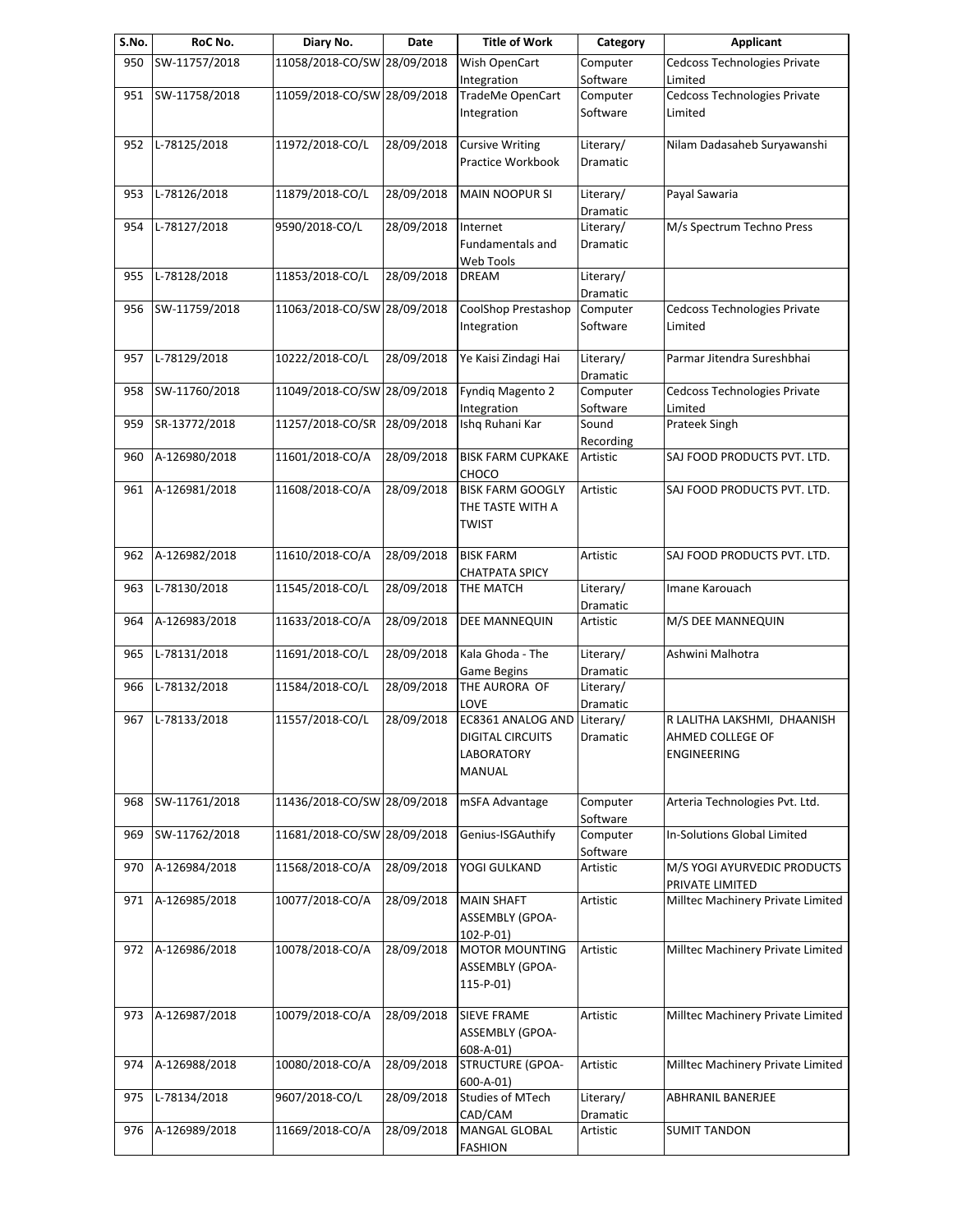| S.No. | RoC No. | Diary No. | Date | Title of Work | Category | Applicant |
|---|---|---|---|---|---|---|
| 950 | SW-11757/2018 | 11058/2018-CO/SW | 28/09/2018 | Wish OpenCart Integration | Computer Software | Cedcoss Technologies Private Limited |
| 951 | SW-11758/2018 | 11059/2018-CO/SW | 28/09/2018 | TradeMe OpenCart Integration | Computer Software | Cedcoss Technologies Private Limited |
| 952 | L-78125/2018 | 11972/2018-CO/L | 28/09/2018 | Cursive Writing Practice Workbook | Literary/ Dramatic | Nilam Dadasaheb Suryawanshi |
| 953 | L-78126/2018 | 11879/2018-CO/L | 28/09/2018 | MAIN NOOPUR SI | Literary/ Dramatic | Payal Sawaria |
| 954 | L-78127/2018 | 9590/2018-CO/L | 28/09/2018 | Internet Fundamentals and Web Tools | Literary/ Dramatic | M/s Spectrum Techno Press |
| 955 | L-78128/2018 | 11853/2018-CO/L | 28/09/2018 | DREAM | Literary/ Dramatic | |
| 956 | SW-11759/2018 | 11063/2018-CO/SW | 28/09/2018 | CoolShop Prestashop Integration | Computer Software | Cedcoss Technologies Private Limited |
| 957 | L-78129/2018 | 10222/2018-CO/L | 28/09/2018 | Ye Kaisi Zindagi Hai | Literary/ Dramatic | Parmar Jitendra Sureshbhai |
| 958 | SW-11760/2018 | 11049/2018-CO/SW | 28/09/2018 | Fyndiq Magento 2 Integration | Computer Software | Cedcoss Technologies Private Limited |
| 959 | SR-13772/2018 | 11257/2018-CO/SR | 28/09/2018 | Ishq Ruhani Kar | Sound Recording | Prateek Singh |
| 960 | A-126980/2018 | 11601/2018-CO/A | 28/09/2018 | BISK FARM CUPKAKE CHOCO | Artistic | SAJ FOOD PRODUCTS PVT. LTD. |
| 961 | A-126981/2018 | 11608/2018-CO/A | 28/09/2018 | BISK FARM GOOGLY THE TASTE WITH A TWIST | Artistic | SAJ FOOD PRODUCTS PVT. LTD. |
| 962 | A-126982/2018 | 11610/2018-CO/A | 28/09/2018 | BISK FARM CHATPATA SPICY | Artistic | SAJ FOOD PRODUCTS PVT. LTD. |
| 963 | L-78130/2018 | 11545/2018-CO/L | 28/09/2018 | THE MATCH | Literary/ Dramatic | Imane Karouach |
| 964 | A-126983/2018 | 11633/2018-CO/A | 28/09/2018 | DEE MANNEQUIN | Artistic | M/S DEE MANNEQUIN |
| 965 | L-78131/2018 | 11691/2018-CO/L | 28/09/2018 | Kala Ghoda - The Game Begins | Literary/ Dramatic | Ashwini Malhotra |
| 966 | L-78132/2018 | 11584/2018-CO/L | 28/09/2018 | THE AURORA OF LOVE | Literary/ Dramatic | |
| 967 | L-78133/2018 | 11557/2018-CO/L | 28/09/2018 | EC8361 ANALOG AND DIGITAL CIRCUITS LABORATORY MANUAL | Literary/ Dramatic | R LALITHA LAKSHMI, DHAANISH AHMED COLLEGE OF ENGINEERING |
| 968 | SW-11761/2018 | 11436/2018-CO/SW | 28/09/2018 | mSFA Advantage | Computer Software | Arteria Technologies Pvt. Ltd. |
| 969 | SW-11762/2018 | 11681/2018-CO/SW | 28/09/2018 | Genius-ISGAuthify | Computer Software | In-Solutions Global Limited |
| 970 | A-126984/2018 | 11568/2018-CO/A | 28/09/2018 | YOGI GULKAND | Artistic | M/S YOGI AYURVEDIC PRODUCTS PRIVATE LIMITED |
| 971 | A-126985/2018 | 10077/2018-CO/A | 28/09/2018 | MAIN SHAFT ASSEMBLY (GPOA-102-P-01) | Artistic | Milltec Machinery Private Limited |
| 972 | A-126986/2018 | 10078/2018-CO/A | 28/09/2018 | MOTOR MOUNTING ASSEMBLY (GPOA-115-P-01) | Artistic | Milltec Machinery Private Limited |
| 973 | A-126987/2018 | 10079/2018-CO/A | 28/09/2018 | SIEVE FRAME ASSEMBLY (GPOA-608-A-01) | Artistic | Milltec Machinery Private Limited |
| 974 | A-126988/2018 | 10080/2018-CO/A | 28/09/2018 | STRUCTURE (GPOA-600-A-01) | Artistic | Milltec Machinery Private Limited |
| 975 | L-78134/2018 | 9607/2018-CO/L | 28/09/2018 | Studies of MTech CAD/CAM | Literary/ Dramatic | ABHRANIL BANERJEE |
| 976 | A-126989/2018 | 11669/2018-CO/A | 28/09/2018 | MANGAL GLOBAL FASHION | Artistic | SUMIT TANDON |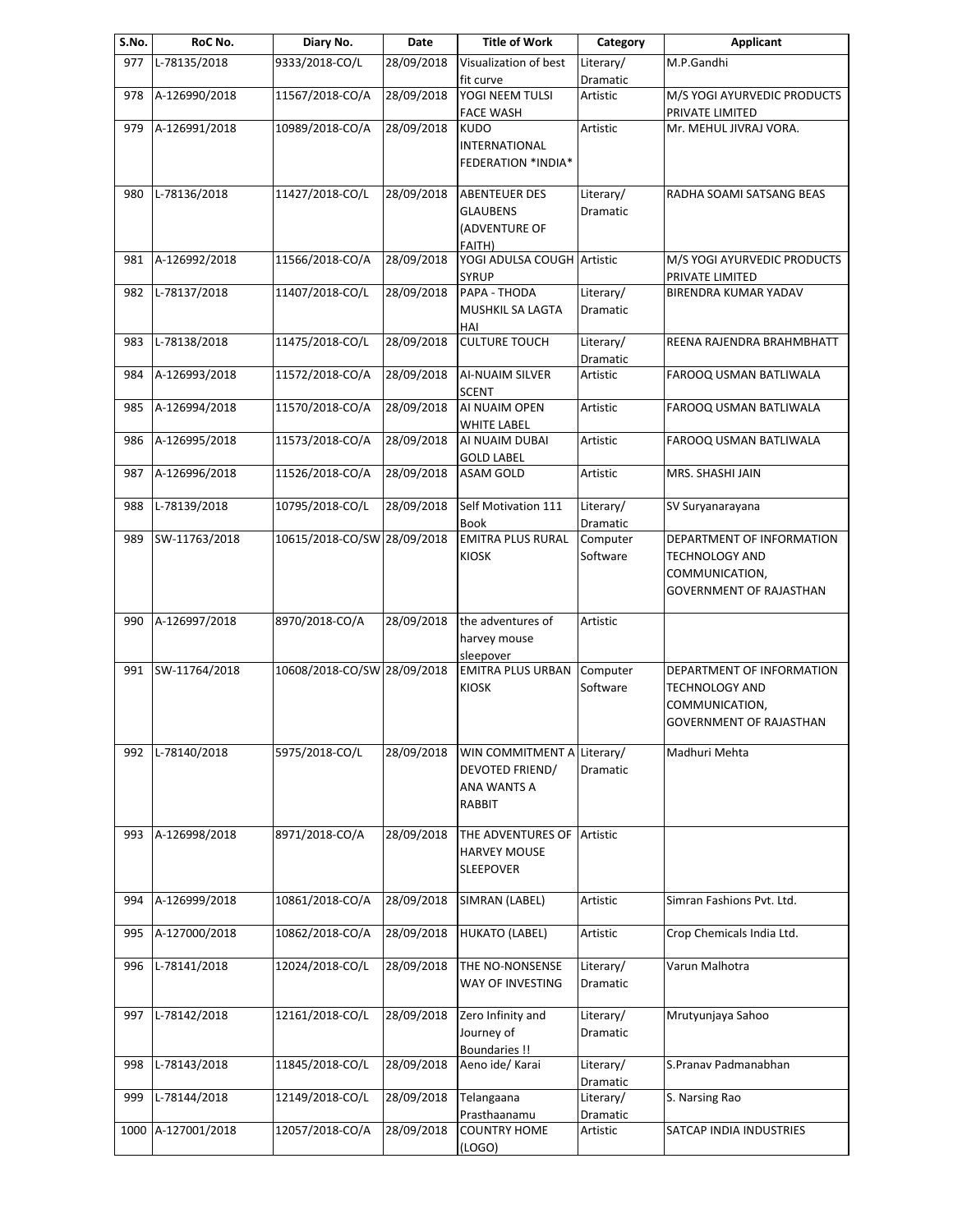| S.No. | RoC No. | Diary No. | Date | Title of Work | Category | Applicant |
|---|---|---|---|---|---|---|
| 977 | L-78135/2018 | 9333/2018-CO/L | 28/09/2018 | Visualization of best fit curve | Literary/ Dramatic | M.P.Gandhi |
| 978 | A-126990/2018 | 11567/2018-CO/A | 28/09/2018 | YOGI NEEM TULSI FACE WASH | Artistic | M/S YOGI AYURVEDIC PRODUCTS PRIVATE LIMITED |
| 979 | A-126991/2018 | 10989/2018-CO/A | 28/09/2018 | KUDO INTERNATIONAL FEDERATION *INDIA* | Artistic | Mr. MEHUL JIVRAJ VORA. |
| 980 | L-78136/2018 | 11427/2018-CO/L | 28/09/2018 | ABENTEUER DES GLAUBENS (ADVENTURE OF FAITH) | Literary/ Dramatic | RADHA SOAMI SATSANG BEAS |
| 981 | A-126992/2018 | 11566/2018-CO/A | 28/09/2018 | YOGI ADULSA COUGH SYRUP | Artistic | M/S YOGI AYURVEDIC PRODUCTS PRIVATE LIMITED |
| 982 | L-78137/2018 | 11407/2018-CO/L | 28/09/2018 | PAPA - THODA MUSHKIL SA LAGTA HAI | Literary/ Dramatic | BIRENDRA KUMAR YADAV |
| 983 | L-78138/2018 | 11475/2018-CO/L | 28/09/2018 | CULTURE TOUCH | Literary/ Dramatic | REENA RAJENDRA BRAHMBHATT |
| 984 | A-126993/2018 | 11572/2018-CO/A | 28/09/2018 | AI-NUAIM SILVER SCENT | Artistic | FAROOQ USMAN BATLIWALA |
| 985 | A-126994/2018 | 11570/2018-CO/A | 28/09/2018 | AI NUAIM OPEN WHITE LABEL | Artistic | FAROOQ USMAN BATLIWALA |
| 986 | A-126995/2018 | 11573/2018-CO/A | 28/09/2018 | AI NUAIM DUBAI GOLD LABEL | Artistic | FAROOQ USMAN BATLIWALA |
| 987 | A-126996/2018 | 11526/2018-CO/A | 28/09/2018 | ASAM GOLD | Artistic | MRS. SHASHI JAIN |
| 988 | L-78139/2018 | 10795/2018-CO/L | 28/09/2018 | Self Motivation 111 Book | Literary/ Dramatic | SV Suryanarayana |
| 989 | SW-11763/2018 | 10615/2018-CO/SW | 28/09/2018 | EMITRA PLUS RURAL KIOSK | Computer Software | DEPARTMENT OF INFORMATION TECHNOLOGY AND COMMUNICATION, GOVERNMENT OF RAJASTHAN |
| 990 | A-126997/2018 | 8970/2018-CO/A | 28/09/2018 | the adventures of harvey mouse sleepover | Artistic | |
| 991 | SW-11764/2018 | 10608/2018-CO/SW | 28/09/2018 | EMITRA PLUS URBAN KIOSK | Computer Software | DEPARTMENT OF INFORMATION TECHNOLOGY AND COMMUNICATION, GOVERNMENT OF RAJASTHAN |
| 992 | L-78140/2018 | 5975/2018-CO/L | 28/09/2018 | WIN COMMITMENT A DEVOTED FRIEND/ ANA WANTS A RABBIT | Literary/ Dramatic | Madhuri Mehta |
| 993 | A-126998/2018 | 8971/2018-CO/A | 28/09/2018 | THE ADVENTURES OF HARVEY MOUSE SLEEPOVER | Artistic | |
| 994 | A-126999/2018 | 10861/2018-CO/A | 28/09/2018 | SIMRAN (LABEL) | Artistic | Simran Fashions Pvt. Ltd. |
| 995 | A-127000/2018 | 10862/2018-CO/A | 28/09/2018 | HUKATO (LABEL) | Artistic | Crop Chemicals India Ltd. |
| 996 | L-78141/2018 | 12024/2018-CO/L | 28/09/2018 | THE NO-NONSENSE WAY OF INVESTING | Literary/ Dramatic | Varun Malhotra |
| 997 | L-78142/2018 | 12161/2018-CO/L | 28/09/2018 | Zero Infinity and Journey of Boundaries !! | Literary/ Dramatic | Mrutyunjaya Sahoo |
| 998 | L-78143/2018 | 11845/2018-CO/L | 28/09/2018 | Aeno ide/ Karai | Literary/ Dramatic | S.Pranav Padmanabhan |
| 999 | L-78144/2018 | 12149/2018-CO/L | 28/09/2018 | Telangaana Prasthaanamu | Literary/ Dramatic | S. Narsing Rao |
| 1000 | A-127001/2018 | 12057/2018-CO/A | 28/09/2018 | COUNTRY HOME (LOGO) | Artistic | SATCAP INDIA INDUSTRIES |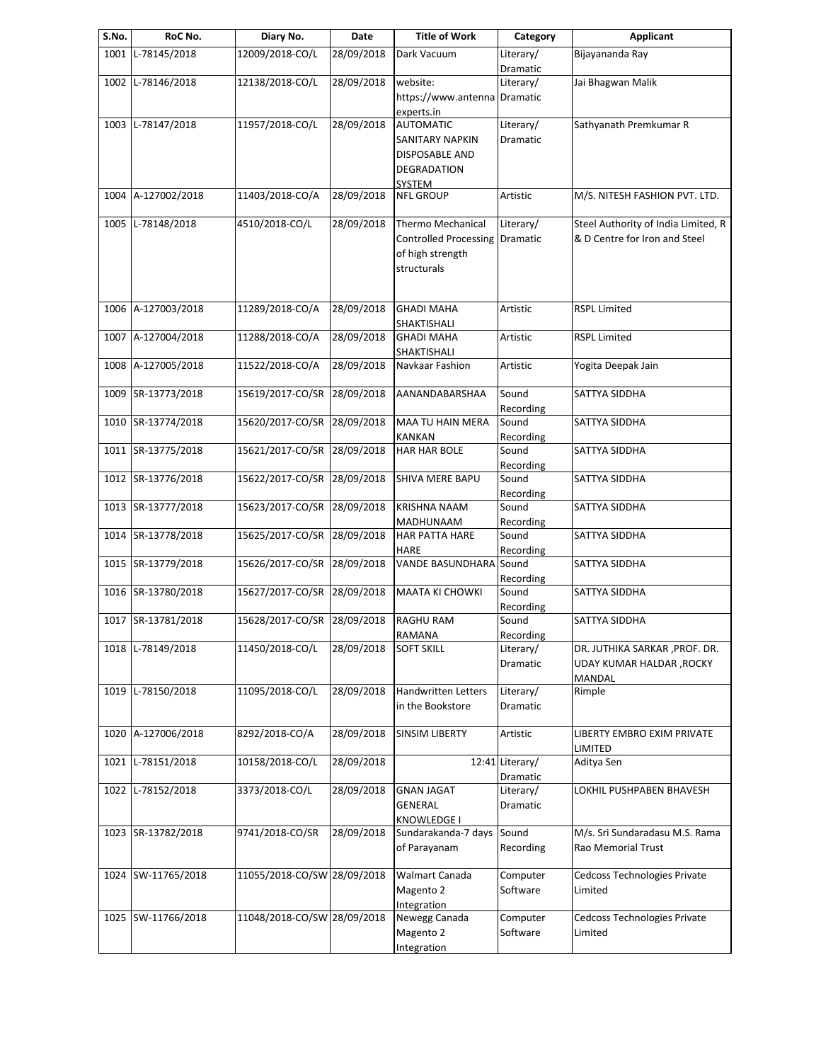| S.No. | RoC No. | Diary No. | Date | Title of Work | Category | Applicant |
|---|---|---|---|---|---|---|
| 1001 | L-78145/2018 | 12009/2018-CO/L | 28/09/2018 | Dark Vacuum | Literary/ Dramatic | Bijayananda Ray |
| 1002 | L-78146/2018 | 12138/2018-CO/L | 28/09/2018 | website: https://www.antenna experts.in | Literary/ Dramatic | Jai Bhagwan Malik |
| 1003 | L-78147/2018 | 11957/2018-CO/L | 28/09/2018 | AUTOMATIC SANITARY NAPKIN DISPOSABLE AND DEGRADATION SYSTEM | Literary/ Dramatic | Sathyanath Premkumar R |
| 1004 | A-127002/2018 | 11403/2018-CO/A | 28/09/2018 | NFL GROUP | Artistic | M/S. NITESH FASHION PVT. LTD. |
| 1005 | L-78148/2018 | 4510/2018-CO/L | 28/09/2018 | Thermo Mechanical Controlled Processing of high strength structurals | Literary/ Dramatic | Steel Authority of India Limited, R & D Centre for Iron and Steel |
| 1006 | A-127003/2018 | 11289/2018-CO/A | 28/09/2018 | GHADI MAHA SHAKTISHALI | Artistic | RSPL Limited |
| 1007 | A-127004/2018 | 11288/2018-CO/A | 28/09/2018 | GHADI MAHA SHAKTISHALI | Artistic | RSPL Limited |
| 1008 | A-127005/2018 | 11522/2018-CO/A | 28/09/2018 | Navkaar Fashion | Artistic | Yogita Deepak Jain |
| 1009 | SR-13773/2018 | 15619/2017-CO/SR | 28/09/2018 | AANANDABARSHAA | Sound Recording | SATTYA SIDDHA |
| 1010 | SR-13774/2018 | 15620/2017-CO/SR | 28/09/2018 | MAA TU HAIN MERA KANKAN | Sound Recording | SATTYA SIDDHA |
| 1011 | SR-13775/2018 | 15621/2017-CO/SR | 28/09/2018 | HAR HAR BOLE | Sound Recording | SATTYA SIDDHA |
| 1012 | SR-13776/2018 | 15622/2017-CO/SR | 28/09/2018 | SHIVA MERE BAPU | Sound Recording | SATTYA SIDDHA |
| 1013 | SR-13777/2018 | 15623/2017-CO/SR | 28/09/2018 | KRISHNA NAAM MADHUNAAM | Sound Recording | SATTYA SIDDHA |
| 1014 | SR-13778/2018 | 15625/2017-CO/SR | 28/09/2018 | HAR PATTA HARE HARE | Sound Recording | SATTYA SIDDHA |
| 1015 | SR-13779/2018 | 15626/2017-CO/SR | 28/09/2018 | VANDE BASUNDHARA | Sound Recording | SATTYA SIDDHA |
| 1016 | SR-13780/2018 | 15627/2017-CO/SR | 28/09/2018 | MAATA KI CHOWKI | Sound Recording | SATTYA SIDDHA |
| 1017 | SR-13781/2018 | 15628/2017-CO/SR | 28/09/2018 | RAGHU RAM RAMANA | Sound Recording | SATTYA SIDDHA |
| 1018 | L-78149/2018 | 11450/2018-CO/L | 28/09/2018 | SOFT SKILL | Literary/ Dramatic | DR. JUTHIKA SARKAR ,PROF. DR. UDAY KUMAR HALDAR ,ROCKY MANDAL |
| 1019 | L-78150/2018 | 11095/2018-CO/L | 28/09/2018 | Handwritten Letters in the Bookstore | Literary/ Dramatic | Rimple |
| 1020 | A-127006/2018 | 8292/2018-CO/A | 28/09/2018 | SINSIM LIBERTY | Artistic | LIBERTY EMBRO EXIM PRIVATE LIMITED |
| 1021 | L-78151/2018 | 10158/2018-CO/L | 28/09/2018 | 12:41 | Literary/ Dramatic | Aditya Sen |
| 1022 | L-78152/2018 | 3373/2018-CO/L | 28/09/2018 | GNAN JAGAT GENERAL KNOWLEDGE I | Literary/ Dramatic | LOKHIL PUSHPABEN BHAVESH |
| 1023 | SR-13782/2018 | 9741/2018-CO/SR | 28/09/2018 | Sundarakanda-7 days of Parayanam | Sound Recording | M/s. Sri Sundaradasu M.S. Rama Rao Memorial Trust |
| 1024 | SW-11765/2018 | 11055/2018-CO/SW | 28/09/2018 | Walmart Canada Magento 2 Integration | Computer Software | Cedcoss Technologies Private Limited |
| 1025 | SW-11766/2018 | 11048/2018-CO/SW | 28/09/2018 | Newegg Canada Magento 2 Integration | Computer Software | Cedcoss Technologies Private Limited |